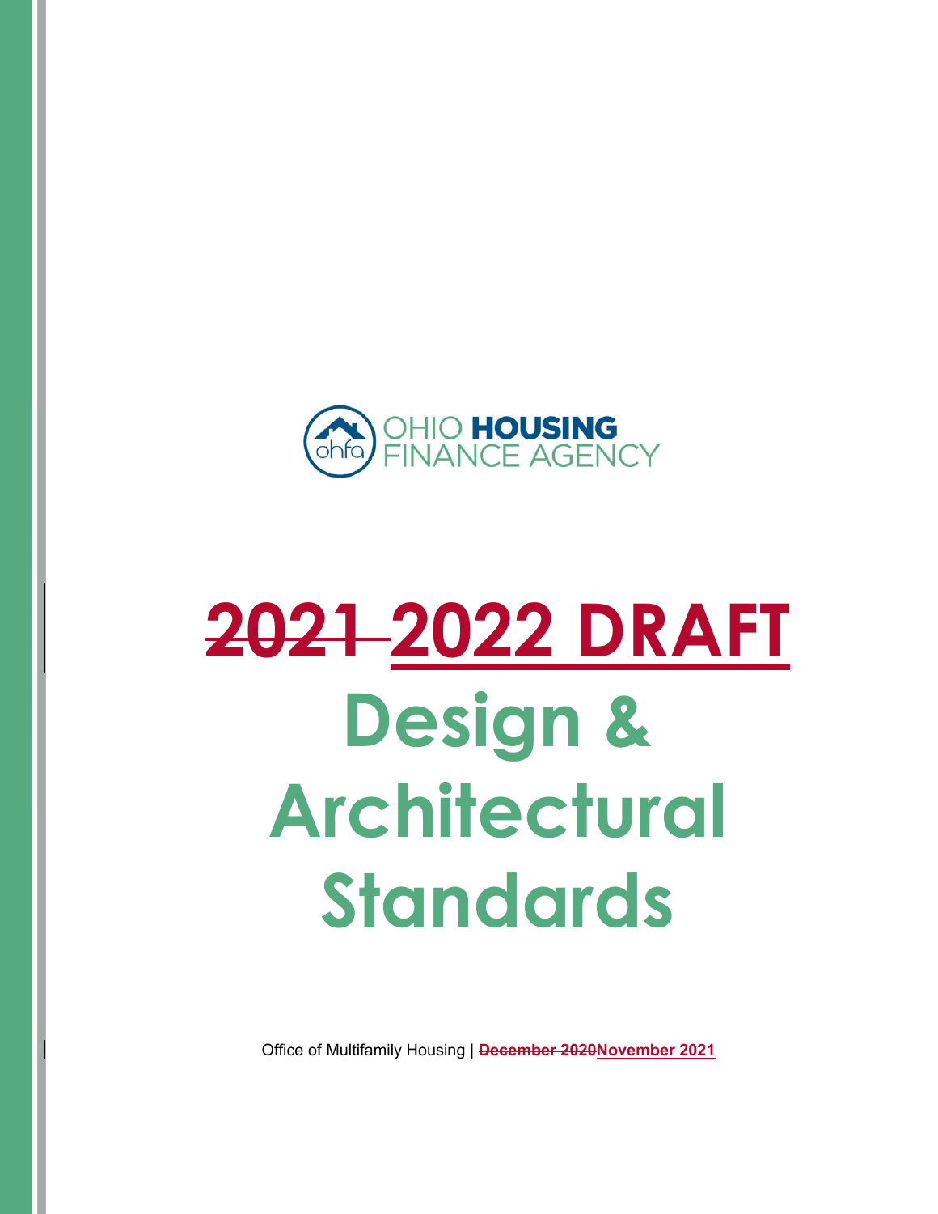OHIO HOUSING FINANCE AGENCY

# ~~2021~~ 2022 DRAFT

# Design & Architectural Standards

Office of Multifamily Housing | ~~December 2020~~ **November 2021**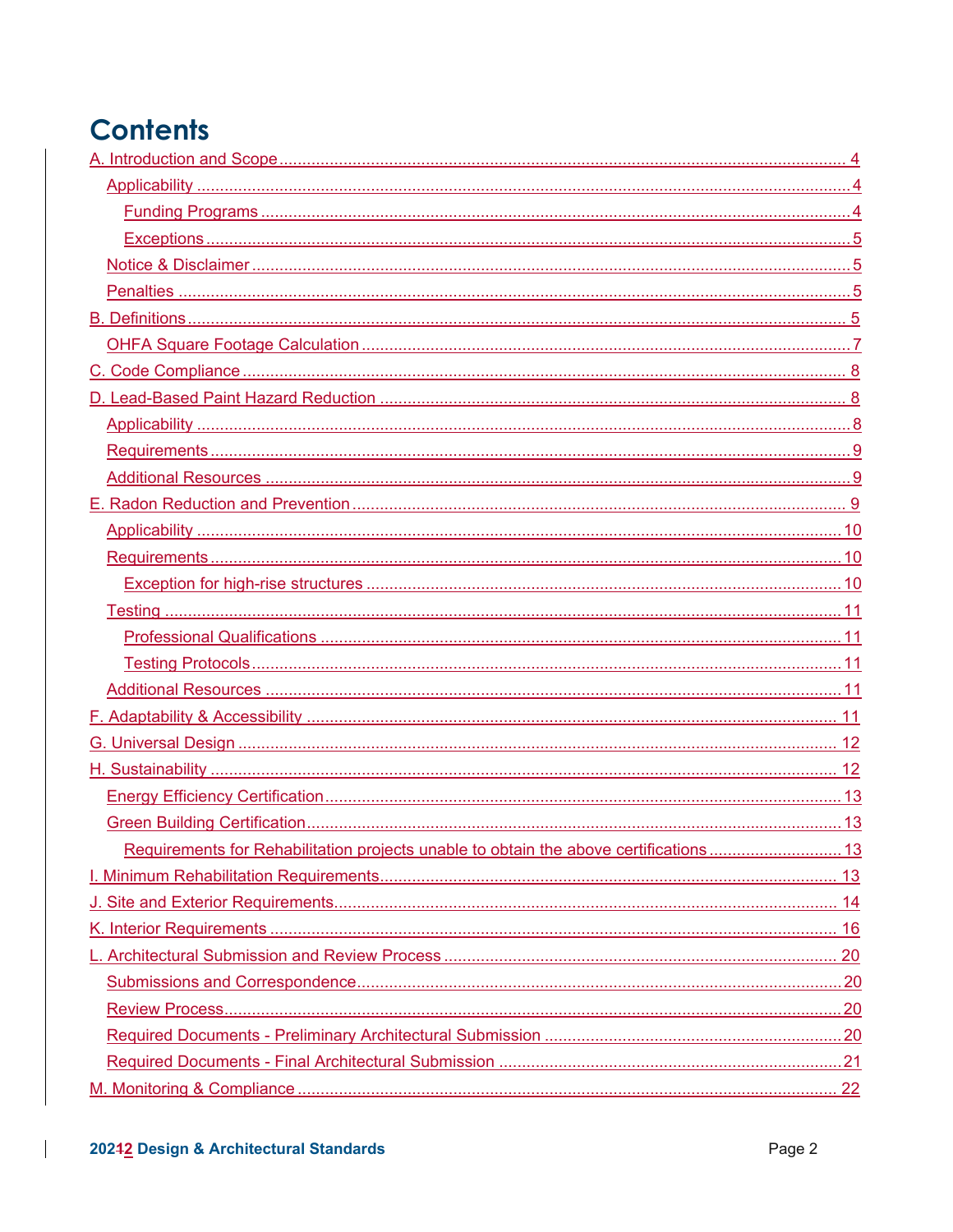# Contents

- A. Introduction and Scope ..... 4
  - Applicability ..... 4
    - Funding Programs ..... 4
    - Exceptions ..... 5
  - Notice & Disclaimer ..... 5
  - Penalties ..... 5
- B. Definitions ..... 5
  - OHFA Square Footage Calculation ..... 7
- C. Code Compliance ..... 8
- D. Lead-Based Paint Hazard Reduction ..... 8
  - Applicability ..... 8
  - Requirements ..... 9
  - Additional Resources ..... 9
- E. Radon Reduction and Prevention ..... 9
  - Applicability ..... 10
  - Requirements ..... 10
    - Exception for high-rise structures ..... 10
  - Testing ..... 11
    - Professional Qualifications ..... 11
    - Testing Protocols ..... 11
  - Additional Resources ..... 11
- F. Adaptability & Accessibility ..... 11
- G. Universal Design ..... 12
- H. Sustainability ..... 12
  - Energy Efficiency Certification ..... 13
  - Green Building Certification ..... 13
    - Requirements for Rehabilitation projects unable to obtain the above certifications ..... 13
- I. Minimum Rehabilitation Requirements ..... 13
- J. Site and Exterior Requirements ..... 14
- K. Interior Requirements ..... 16
- L. Architectural Submission and Review Process ..... 20
  - Submissions and Correspondence ..... 20
  - Review Process ..... 20
  - Required Documents - Preliminary Architectural Submission ..... 20
  - Required Documents - Final Architectural Submission ..... 21
- M. Monitoring & Compliance ..... 22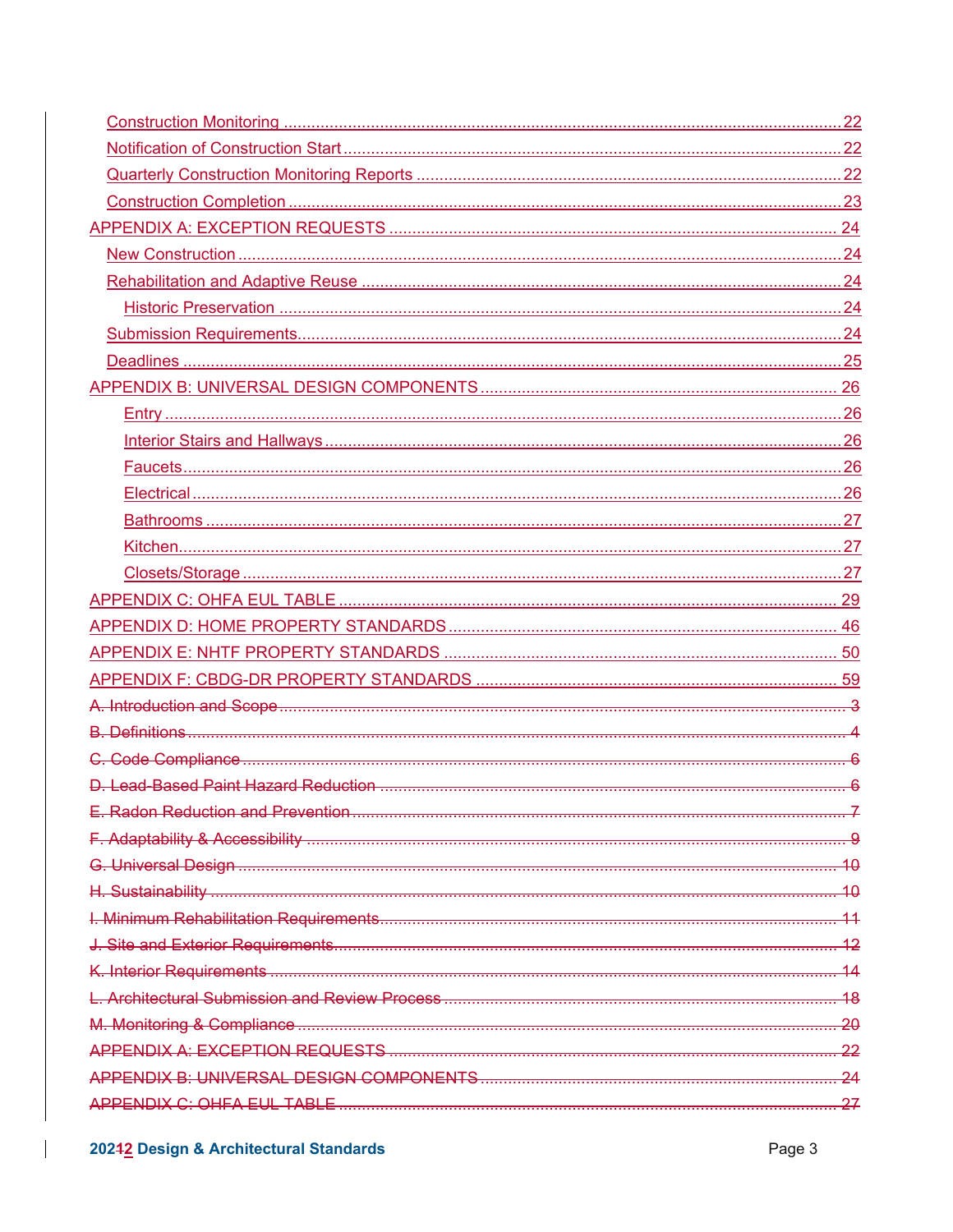Construction Monitoring ........................................................................................................ 22
Notification of Construction Start ........................................................................................... 22
Quarterly Construction Monitoring Reports ........................................................................... 22
Construction Completion ....................................................................................................... 23
APPENDIX A: EXCEPTION REQUESTS ................................................................................. 24
New Construction ................................................................................................................... 24
Rehabilitation and Adaptive Reuse ........................................................................................ 24
Historic Preservation .......................................................................................................... 24
Submission Requirements ..................................................................................................... 24
Deadlines ............................................................................................................................... 25
APPENDIX B: UNIVERSAL DESIGN COMPONENTS ............................................................. 26
Entry ................................................................................................................................... 26
Interior Stairs and Hallways ............................................................................................... 26
Faucets ............................................................................................................................... 26
Electrical ............................................................................................................................ 26
Bathrooms .......................................................................................................................... 27
Kitchen ................................................................................................................................ 27
Closets/Storage .................................................................................................................. 27
APPENDIX C: OHFA EUL TABLE ............................................................................................ 29
APPENDIX D: HOME PROPERTY STANDARDS ..................................................................... 46
APPENDIX E: NHTF PROPERTY STANDARDS ...................................................................... 50
APPENDIX F: CBDG-DR PROPERTY STANDARDS ............................................................... 59
~~A. Introduction and Scope ........................................................................................................ 3~~
~~B. Definitions ............................................................................................................................. 4~~
~~C. Code Compliance ................................................................................................................. 6~~
~~D. Lead-Based Paint Hazard Reduction ................................................................................... 6~~
~~E. Radon Reduction and Prevention ......................................................................................... 7~~
~~F. Adaptability & Accessibility ................................................................................................... 9~~
~~G. Universal Design ................................................................................................................ 10~~
~~H. Sustainability ...................................................................................................................... 10~~
~~I. Minimum Rehabilitation Requirements ................................................................................ 11~~
~~J. Site and Exterior Requirements .......................................................................................... 12~~
~~K. Interior Requirements ......................................................................................................... 14~~
~~L. Architectural Submission and Review Process ................................................................... 18~~
~~M. Monitoring & Compliance ................................................................................................... 20~~
~~APPENDIX A: EXCEPTION REQUESTS ................................................................................. 22~~
~~APPENDIX B: UNIVERSAL DESIGN COMPONENTS ............................................................. 24~~
~~APPENDIX C: OHFA EUL TABLE ............................................................................................ 27~~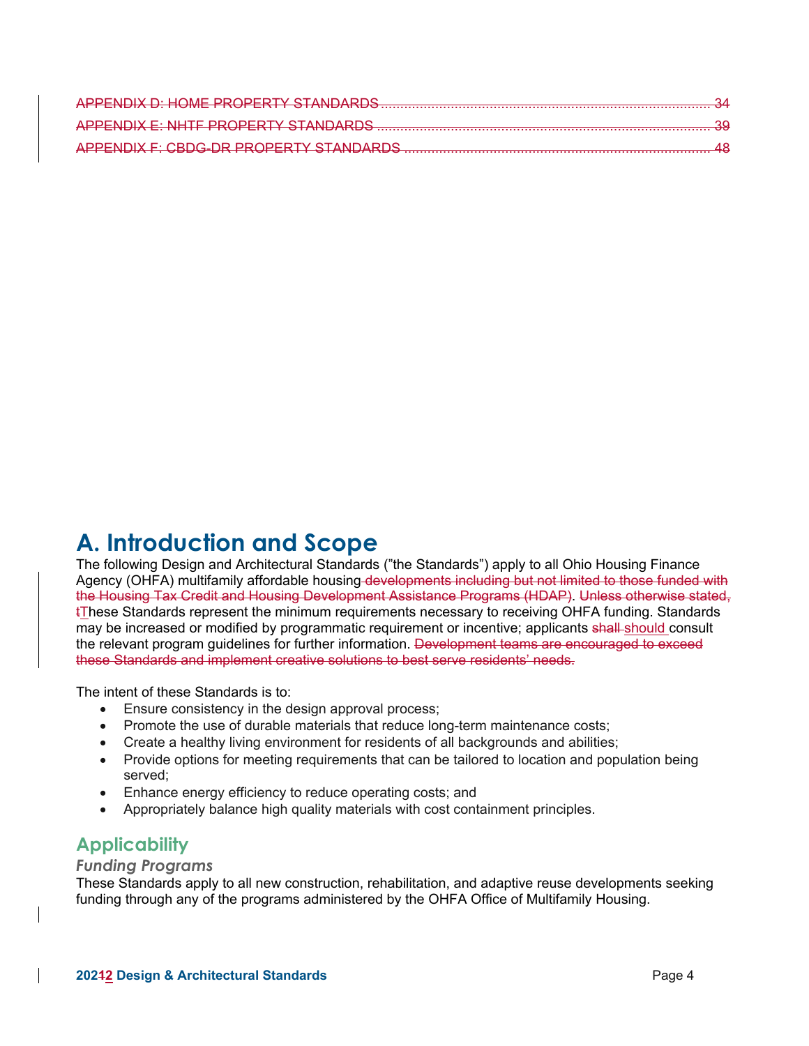~~APPENDIX D: HOME PROPERTY STANDARDS .......................................................................................... 34~~
~~APPENDIX E: NHTF PROPERTY STANDARDS ........................................................................................... 39~~
~~APPENDIX F: CBDG-DR PROPERTY STANDARDS .................................................................................. 48~~

# A. Introduction and Scope

The following Design and Architectural Standards ("the Standards") apply to all Ohio Housing Finance Agency (OHFA) multifamily affordable housing~~ developments including but not limited to those funded with the Housing Tax Credit and Housing Development Assistance Programs (HDAP)~~. ~~Unless otherwise stated, t~~These Standards represent the minimum requirements necessary to receiving OHFA funding. Standards may be increased or modified by programmatic requirement or incentive; applicants ~~shall~~ should consult the relevant program guidelines for further information. ~~Development teams are encouraged to exceed these Standards and implement creative solutions to best serve residents' needs.~~

The intent of these Standards is to:

- Ensure consistency in the design approval process;
- Promote the use of durable materials that reduce long-term maintenance costs;
- Create a healthy living environment for residents of all backgrounds and abilities;
- Provide options for meeting requirements that can be tailored to location and population being served;
- Enhance energy efficiency to reduce operating costs; and
- Appropriately balance high quality materials with cost containment principles.

## Applicability

### *Funding Programs*

These Standards apply to all new construction, rehabilitation, and adaptive reuse developments seeking funding through any of the programs administered by the OHFA Office of Multifamily Housing.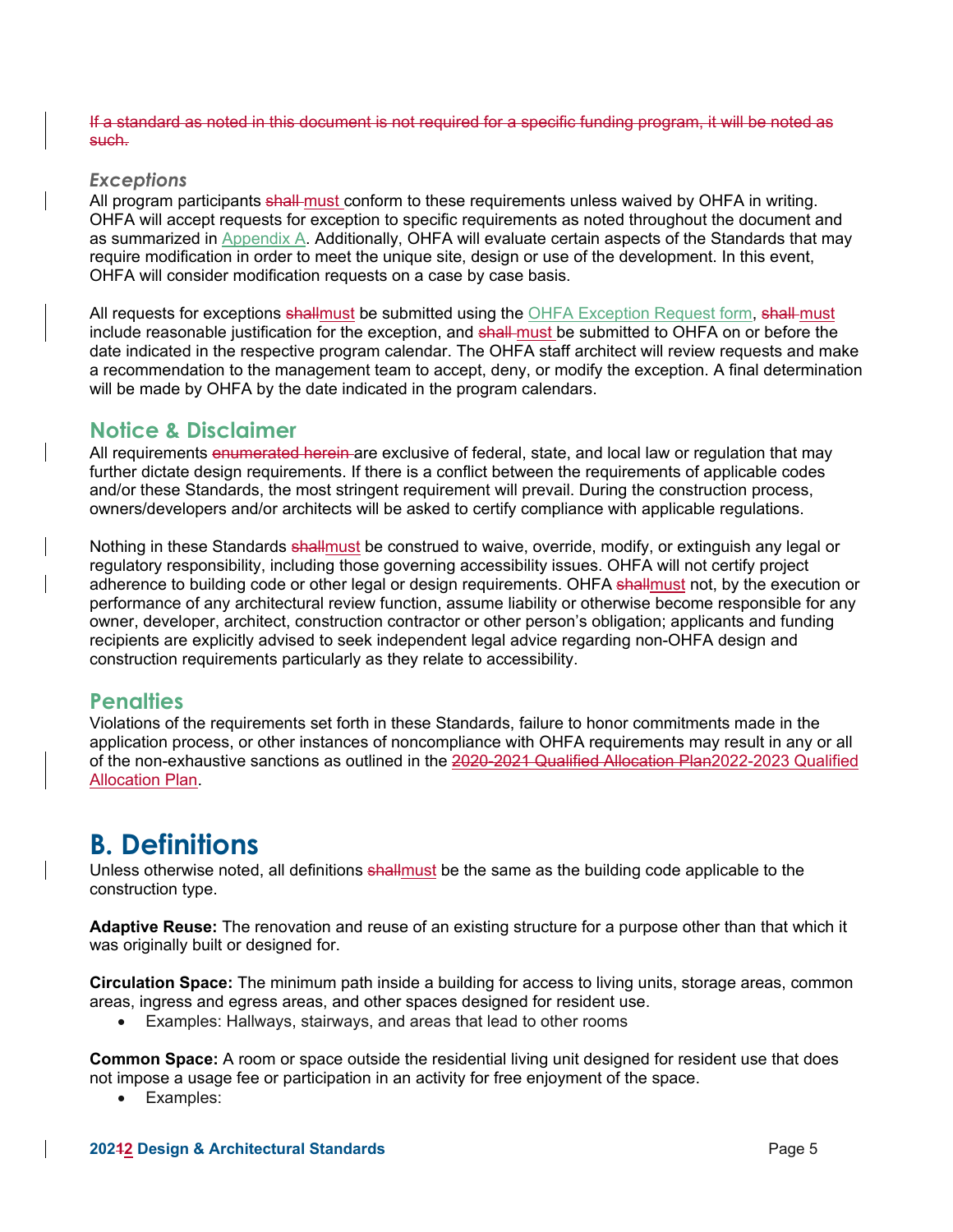~~If a standard as noted in this document is not required for a specific funding program, it will be noted as such.~~

### *Exceptions*

All program participants ~~shall~~ must conform to these requirements unless waived by OHFA in writing. OHFA will accept requests for exception to specific requirements as noted throughout the document and as summarized in Appendix A. Additionally, OHFA will evaluate certain aspects of the Standards that may require modification in order to meet the unique site, design or use of the development. In this event, OHFA will consider modification requests on a case by case basis.

All requests for exceptions ~~shall~~must be submitted using the OHFA Exception Request form, ~~shall~~ must include reasonable justification for the exception, and ~~shall~~ must be submitted to OHFA on or before the date indicated in the respective program calendar. The OHFA staff architect will review requests and make a recommendation to the management team to accept, deny, or modify the exception. A final determination will be made by OHFA by the date indicated in the program calendars.

## Notice & Disclaimer

All requirements ~~enumerated herein~~ are exclusive of federal, state, and local law or regulation that may further dictate design requirements. If there is a conflict between the requirements of applicable codes and/or these Standards, the most stringent requirement will prevail. During the construction process, owners/developers and/or architects will be asked to certify compliance with applicable regulations.

Nothing in these Standards ~~shall~~must be construed to waive, override, modify, or extinguish any legal or regulatory responsibility, including those governing accessibility issues. OHFA will not certify project adherence to building code or other legal or design requirements. OHFA ~~shall~~must not, by the execution or performance of any architectural review function, assume liability or otherwise become responsible for any owner, developer, architect, construction contractor or other person's obligation; applicants and funding recipients are explicitly advised to seek independent legal advice regarding non-OHFA design and construction requirements particularly as they relate to accessibility.

## Penalties

Violations of the requirements set forth in these Standards, failure to honor commitments made in the application process, or other instances of noncompliance with OHFA requirements may result in any or all of the non-exhaustive sanctions as outlined in the ~~2020-2021 Qualified Allocation Plan~~2022-2023 Qualified Allocation Plan.

# B. Definitions

Unless otherwise noted, all definitions ~~shall~~must be the same as the building code applicable to the construction type.

**Adaptive Reuse:** The renovation and reuse of an existing structure for a purpose other than that which it was originally built or designed for.

**Circulation Space:** The minimum path inside a building for access to living units, storage areas, common areas, ingress and egress areas, and other spaces designed for resident use.

- Examples: Hallways, stairways, and areas that lead to other rooms

**Common Space:** A room or space outside the residential living unit designed for resident use that does not impose a usage fee or participation in an activity for free enjoyment of the space.

- Examples: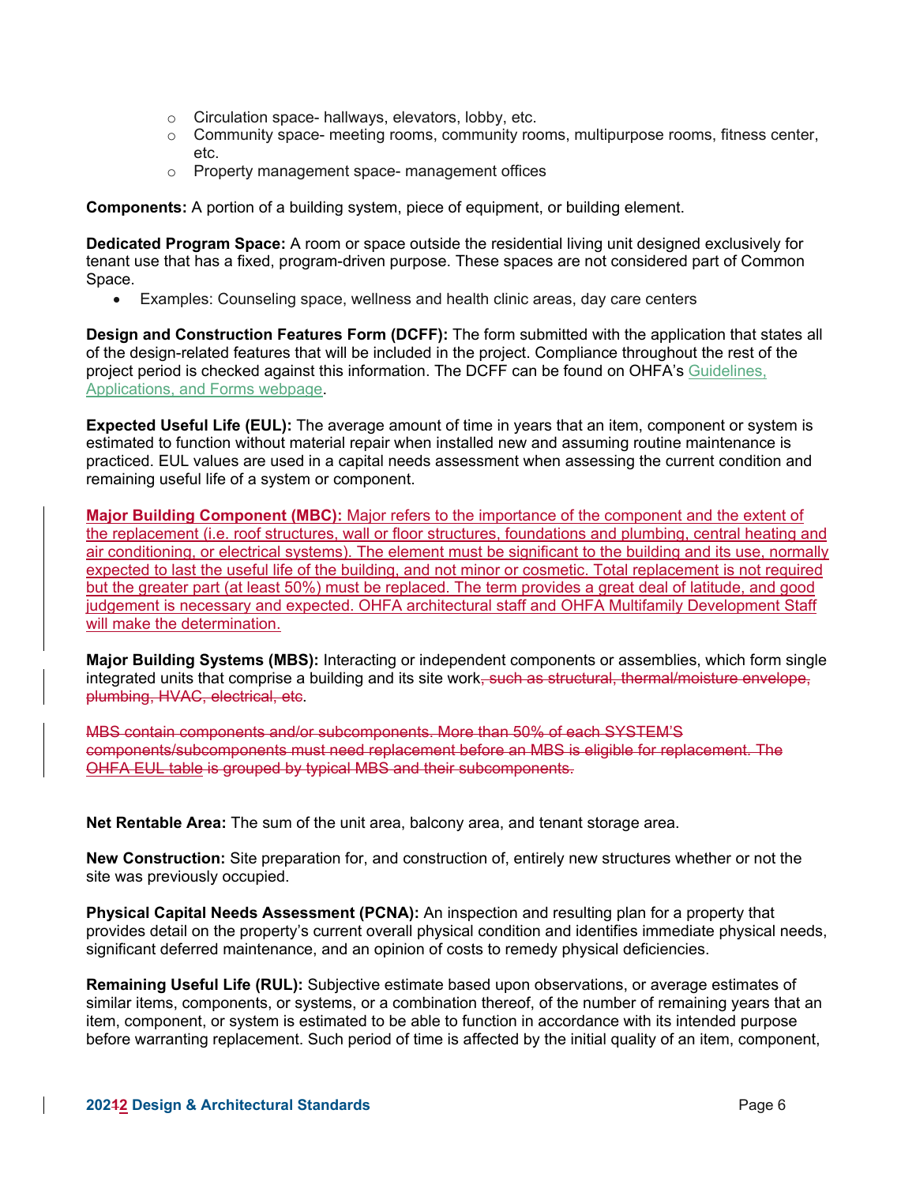- Circulation space- hallways, elevators, lobby, etc.
- Community space- meeting rooms, community rooms, multipurpose rooms, fitness center, etc.
- Property management space- management offices

**Components:** A portion of a building system, piece of equipment, or building element.

**Dedicated Program Space:** A room or space outside the residential living unit designed exclusively for tenant use that has a fixed, program-driven purpose. These spaces are not considered part of Common Space.

- Examples: Counseling space, wellness and health clinic areas, day care centers

**Design and Construction Features Form (DCFF):** The form submitted with the application that states all of the design-related features that will be included in the project. Compliance throughout the rest of the project period is checked against this information. The DCFF can be found on OHFA's Guidelines, Applications, and Forms webpage.

**Expected Useful Life (EUL):** The average amount of time in years that an item, component or system is estimated to function without material repair when installed new and assuming routine maintenance is practiced. EUL values are used in a capital needs assessment when assessing the current condition and remaining useful life of a system or component.

**Major Building Component (MBC):** Major refers to the importance of the component and the extent of the replacement (i.e. roof structures, wall or floor structures, foundations and plumbing, central heating and air conditioning, or electrical systems). The element must be significant to the building and its use, normally expected to last the useful life of the building, and not minor or cosmetic. Total replacement is not required but the greater part (at least 50%) must be replaced. The term provides a great deal of latitude, and good judgement is necessary and expected. OHFA architectural staff and OHFA Multifamily Development Staff will make the determination.

**Major Building Systems (MBS):** Interacting or independent components or assemblies, which form single integrated units that comprise a building and its site work~~, such as structural, thermal/moisture envelope, plumbing, HVAC, electrical, etc~~.

~~MBS contain components and/or subcomponents. More than 50% of each SYSTEM'S components/subcomponents must need replacement before an MBS is eligible for replacement. The OHFA EUL table is grouped by typical MBS and their subcomponents.~~

**Net Rentable Area:** The sum of the unit area, balcony area, and tenant storage area.

**New Construction:** Site preparation for, and construction of, entirely new structures whether or not the site was previously occupied.

**Physical Capital Needs Assessment (PCNA):** An inspection and resulting plan for a property that provides detail on the property's current overall physical condition and identifies immediate physical needs, significant deferred maintenance, and an opinion of costs to remedy physical deficiencies.

**Remaining Useful Life (RUL):** Subjective estimate based upon observations, or average estimates of similar items, components, or systems, or a combination thereof, of the number of remaining years that an item, component, or system is estimated to be able to function in accordance with its intended purpose before warranting replacement. Such period of time is affected by the initial quality of an item, component,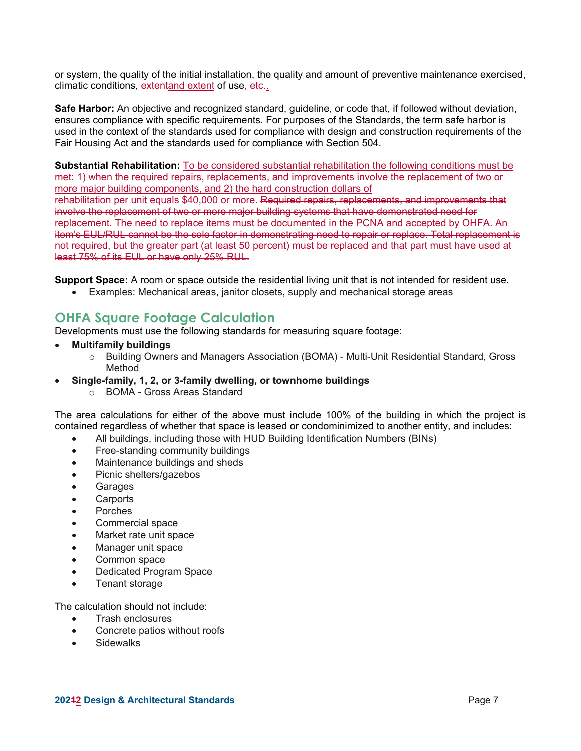or system, the quality of the initial installation, the quality and amount of preventive maintenance exercised, climatic conditions, ~~extent~~and extent of use~~, etc.~~.

**Safe Harbor:** An objective and recognized standard, guideline, or code that, if followed without deviation, ensures compliance with specific requirements. For purposes of the Standards, the term safe harbor is used in the context of the standards used for compliance with design and construction requirements of the Fair Housing Act and the standards used for compliance with Section 504.

**Substantial Rehabilitation:** To be considered substantial rehabilitation the following conditions must be met: 1) when the required repairs, replacements, and improvements involve the replacement of two or more major building components, and 2) the hard construction dollars of rehabilitation per unit equals $40,000 or more. ~~Required repairs, replacements, and improvements that involve the replacement of two or more major building systems that have demonstrated need for replacement. The need to replace items must be documented in the PCNA and accepted by OHFA. An item's EUL/RUL cannot be the sole factor in demonstrating need to repair or replace. Total replacement is not required, but the greater part (at least 50 percent) must be replaced and that part must have used at least 75% of its EUL or have only 25% RUL.~~

**Support Space:** A room or space outside the residential living unit that is not intended for resident use.

- Examples: Mechanical areas, janitor closets, supply and mechanical storage areas

## OHFA Square Footage Calculation

Developments must use the following standards for measuring square footage:

- **Multifamily buildings**
  - Building Owners and Managers Association (BOMA) - Multi-Unit Residential Standard, Gross Method
- **Single-family, 1, 2, or 3-family dwelling, or townhome buildings**
  - BOMA - Gross Areas Standard

The area calculations for either of the above must include 100% of the building in which the project is contained regardless of whether that space is leased or condominimized to another entity, and includes:

- All buildings, including those with HUD Building Identification Numbers (BINs)
- Free-standing community buildings
- Maintenance buildings and sheds
- Picnic shelters/gazebos
- Garages
- Carports
- Porches
- Commercial space
- Market rate unit space
- Manager unit space
- Common space
- Dedicated Program Space
- Tenant storage

The calculation should not include:

- Trash enclosures
- Concrete patios without roofs
- Sidewalks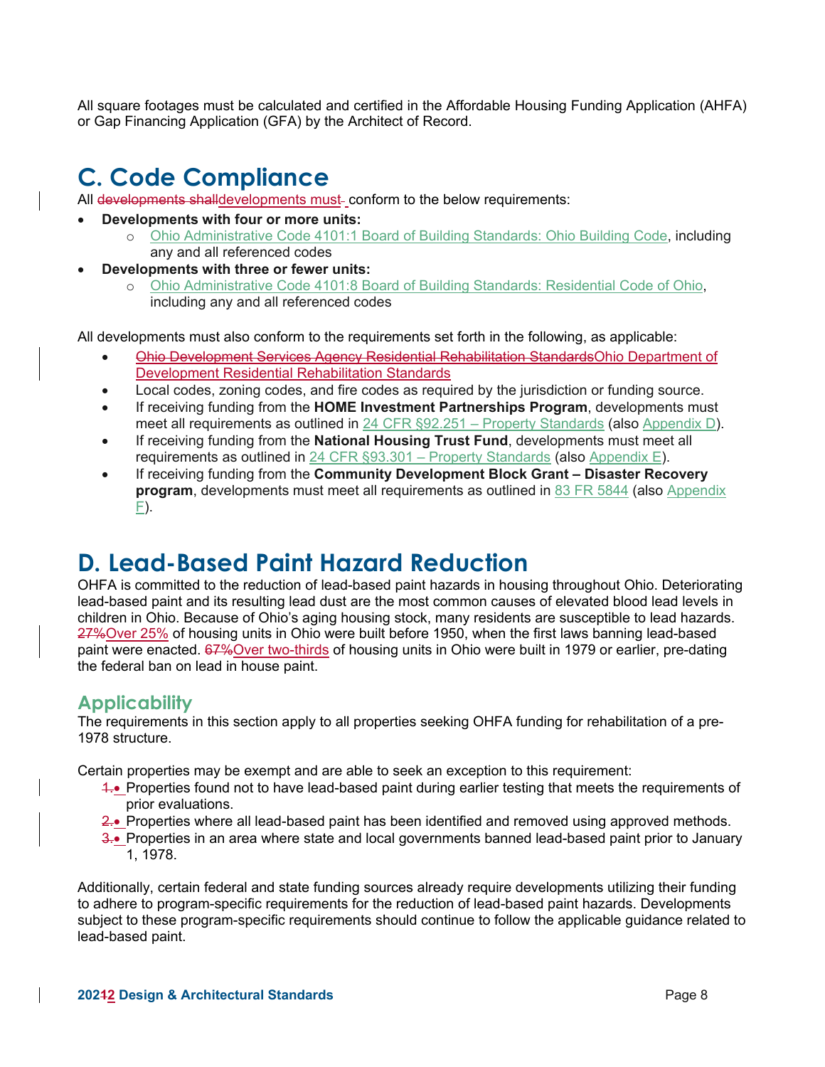All square footages must be calculated and certified in the Affordable Housing Funding Application (AHFA) or Gap Financing Application (GFA) by the Architect of Record.

# C. Code Compliance

All ~~developments shall~~developments must conform to the below requirements:

- **Developments with four or more units:**
  - Ohio Administrative Code 4101:1 Board of Building Standards: Ohio Building Code, including any and all referenced codes
- **Developments with three or fewer units:**
  - Ohio Administrative Code 4101:8 Board of Building Standards: Residential Code of Ohio, including any and all referenced codes

All developments must also conform to the requirements set forth in the following, as applicable:

- ~~Ohio Development Services Agency Residential Rehabilitation Standards~~Ohio Department of Development Residential Rehabilitation Standards
- Local codes, zoning codes, and fire codes as required by the jurisdiction or funding source.
- If receiving funding from the **HOME Investment Partnerships Program**, developments must meet all requirements as outlined in 24 CFR §92.251 – Property Standards (also Appendix D).
- If receiving funding from the **National Housing Trust Fund**, developments must meet all requirements as outlined in 24 CFR §93.301 – Property Standards (also Appendix E).
- If receiving funding from the **Community Development Block Grant – Disaster Recovery program**, developments must meet all requirements as outlined in 83 FR 5844 (also Appendix F).

# D. Lead-Based Paint Hazard Reduction

OHFA is committed to the reduction of lead-based paint hazards in housing throughout Ohio. Deteriorating lead-based paint and its resulting lead dust are the most common causes of elevated blood lead levels in children in Ohio. Because of Ohio's aging housing stock, many residents are susceptible to lead hazards. ~~27%~~Over 25% of housing units in Ohio were built before 1950, when the first laws banning lead-based paint were enacted. ~~67%~~Over two-thirds of housing units in Ohio were built in 1979 or earlier, pre-dating the federal ban on lead in house paint.

## Applicability

The requirements in this section apply to all properties seeking OHFA funding for rehabilitation of a pre-1978 structure.

Certain properties may be exempt and are able to seek an exception to this requirement:

- ~~1.~~ Properties found not to have lead-based paint during earlier testing that meets the requirements of prior evaluations.
- ~~2.~~ Properties where all lead-based paint has been identified and removed using approved methods.
- ~~3.~~ Properties in an area where state and local governments banned lead-based paint prior to January 1, 1978.

Additionally, certain federal and state funding sources already require developments utilizing their funding to adhere to program-specific requirements for the reduction of lead-based paint hazards. Developments subject to these program-specific requirements should continue to follow the applicable guidance related to lead-based paint.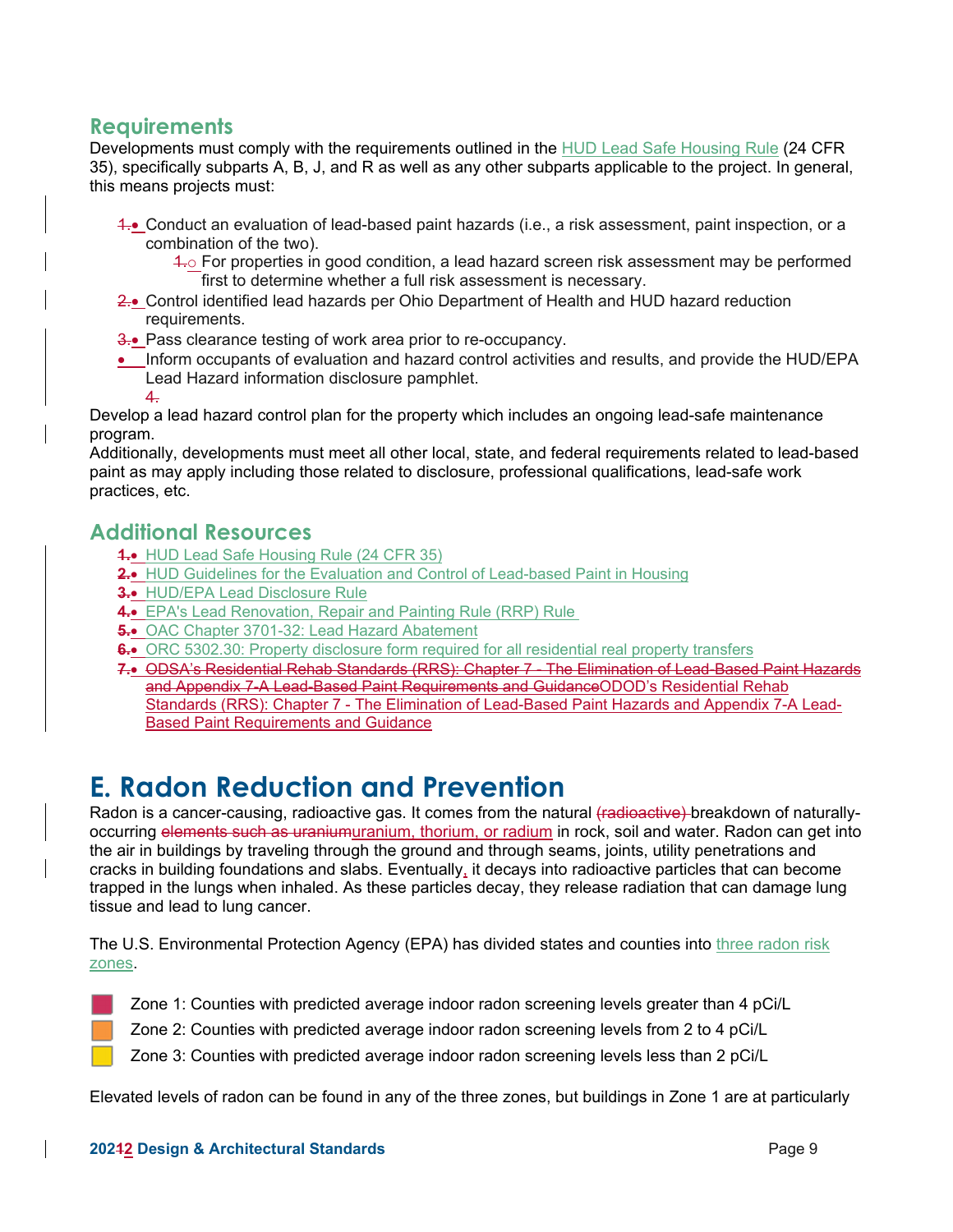## Requirements

Developments must comply with the requirements outlined in the HUD Lead Safe Housing Rule (24 CFR 35), specifically subparts A, B, J, and R as well as any other subparts applicable to the project. In general, this means projects must:

- Conduct an evaluation of lead-based paint hazards (i.e., a risk assessment, paint inspection, or a combination of the two).
  - For properties in good condition, a lead hazard screen risk assessment may be performed first to determine whether a full risk assessment is necessary.
- Control identified lead hazards per Ohio Department of Health and HUD hazard reduction requirements.
- Pass clearance testing of work area prior to re-occupancy.
- Inform occupants of evaluation and hazard control activities and results, and provide the HUD/EPA Lead Hazard information disclosure pamphlet.

Develop a lead hazard control plan for the property which includes an ongoing lead-safe maintenance program.

Additionally, developments must meet all other local, state, and federal requirements related to lead-based paint as may apply including those related to disclosure, professional qualifications, lead-safe work practices, etc.

## Additional Resources

- HUD Lead Safe Housing Rule (24 CFR 35)
- HUD Guidelines for the Evaluation and Control of Lead-based Paint in Housing
- HUD/EPA Lead Disclosure Rule
- EPA's Lead Renovation, Repair and Painting Rule (RRP) Rule
- OAC Chapter 3701-32: Lead Hazard Abatement
- ORC 5302.30: Property disclosure form required for all residential real property transfers
- ODOD's Residential Rehab Standards (RRS): Chapter 7 - The Elimination of Lead-Based Paint Hazards and Appendix 7-A Lead-Based Paint Requirements and Guidance

# E. Radon Reduction and Prevention

Radon is a cancer-causing, radioactive gas. It comes from the natural breakdown of naturally-occurring uranium, thorium, or radium in rock, soil and water. Radon can get into the air in buildings by traveling through the ground and through seams, joints, utility penetrations and cracks in building foundations and slabs. Eventually, it decays into radioactive particles that can become trapped in the lungs when inhaled. As these particles decay, they release radiation that can damage lung tissue and lead to lung cancer.

The U.S. Environmental Protection Agency (EPA) has divided states and counties into three radon risk zones.

- Zone 1: Counties with predicted average indoor radon screening levels greater than 4 pCi/L
- Zone 2: Counties with predicted average indoor radon screening levels from 2 to 4 pCi/L
- Zone 3: Counties with predicted average indoor radon screening levels less than 2 pCi/L

Elevated levels of radon can be found in any of the three zones, but buildings in Zone 1 are at particularly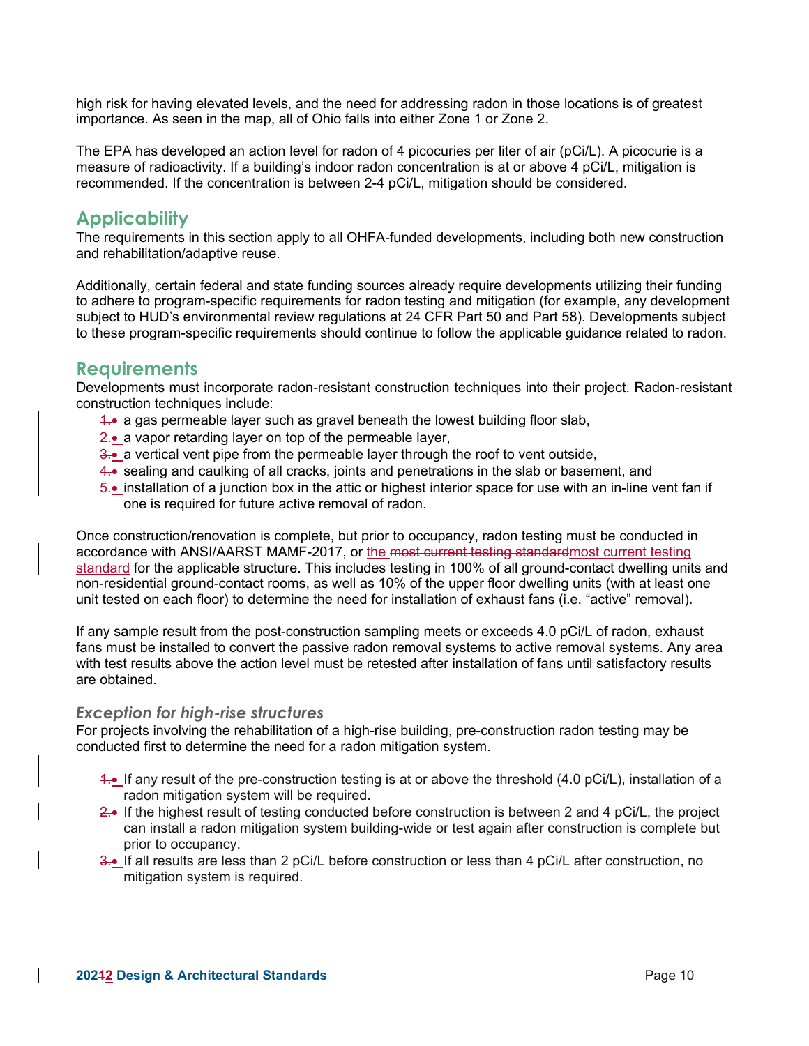high risk for having elevated levels, and the need for addressing radon in those locations is of greatest importance. As seen in the map, all of Ohio falls into either Zone 1 or Zone 2.

The EPA has developed an action level for radon of 4 picocuries per liter of air (pCi/L). A picocurie is a measure of radioactivity. If a building's indoor radon concentration is at or above 4 pCi/L, mitigation is recommended. If the concentration is between 2-4 pCi/L, mitigation should be considered.

## Applicability

The requirements in this section apply to all OHFA-funded developments, including both new construction and rehabilitation/adaptive reuse.

Additionally, certain federal and state funding sources already require developments utilizing their funding to adhere to program-specific requirements for radon testing and mitigation (for example, any development subject to HUD's environmental review regulations at 24 CFR Part 50 and Part 58). Developments subject to these program-specific requirements should continue to follow the applicable guidance related to radon.

## Requirements

Developments must incorporate radon-resistant construction techniques into their project. Radon-resistant construction techniques include:

- a gas permeable layer such as gravel beneath the lowest building floor slab,
- a vapor retarding layer on top of the permeable layer,
- a vertical vent pipe from the permeable layer through the roof to vent outside,
- sealing and caulking of all cracks, joints and penetrations in the slab or basement, and
- installation of a junction box in the attic or highest interior space for use with an in-line vent fan if one is required for future active removal of radon.

Once construction/renovation is complete, but prior to occupancy, radon testing must be conducted in accordance with ANSI/AARST MAMF-2017, or the most current testing standard for the applicable structure. This includes testing in 100% of all ground-contact dwelling units and non-residential ground-contact rooms, as well as 10% of the upper floor dwelling units (with at least one unit tested on each floor) to determine the need for installation of exhaust fans (i.e. "active" removal).

If any sample result from the post-construction sampling meets or exceeds 4.0 pCi/L of radon, exhaust fans must be installed to convert the passive radon removal systems to active removal systems. Any area with test results above the action level must be retested after installation of fans until satisfactory results are obtained.

### *Exception for high-rise structures*

For projects involving the rehabilitation of a high-rise building, pre-construction radon testing may be conducted first to determine the need for a radon mitigation system.

- If any result of the pre-construction testing is at or above the threshold (4.0 pCi/L), installation of a radon mitigation system will be required.
- If the highest result of testing conducted before construction is between 2 and 4 pCi/L, the project can install a radon mitigation system building-wide or test again after construction is complete but prior to occupancy.
- If all results are less than 2 pCi/L before construction or less than 4 pCi/L after construction, no mitigation system is required.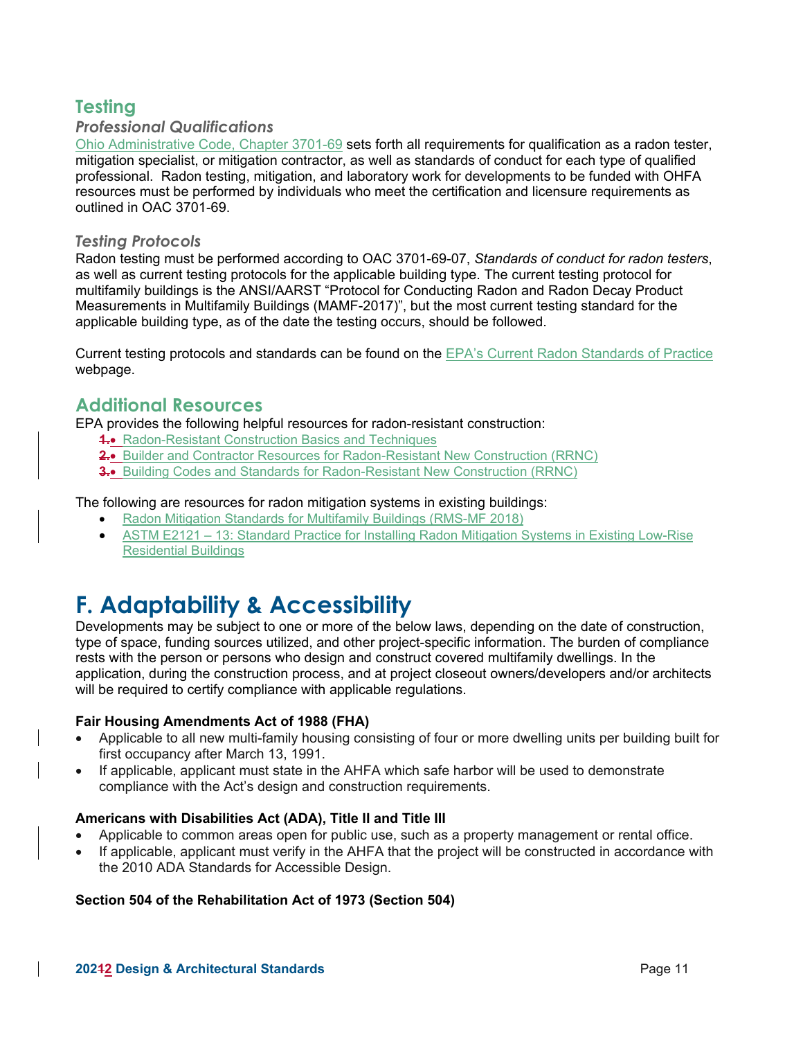## Testing

### *Professional Qualifications*

Ohio Administrative Code, Chapter 3701-69 sets forth all requirements for qualification as a radon tester, mitigation specialist, or mitigation contractor, as well as standards of conduct for each type of qualified professional. Radon testing, mitigation, and laboratory work for developments to be funded with OHFA resources must be performed by individuals who meet the certification and licensure requirements as outlined in OAC 3701-69.

### *Testing Protocols*

Radon testing must be performed according to OAC 3701-69-07, *Standards of conduct for radon testers*, as well as current testing protocols for the applicable building type. The current testing protocol for multifamily buildings is the ANSI/AARST "Protocol for Conducting Radon and Radon Decay Product Measurements in Multifamily Buildings (MAMF-2017)", but the most current testing standard for the applicable building type, as of the date the testing occurs, should be followed.

Current testing protocols and standards can be found on the EPA's Current Radon Standards of Practice webpage.

## Additional Resources

EPA provides the following helpful resources for radon-resistant construction:

- Radon-Resistant Construction Basics and Techniques
- Builder and Contractor Resources for Radon-Resistant New Construction (RRNC)
- Building Codes and Standards for Radon-Resistant New Construction (RRNC)

The following are resources for radon mitigation systems in existing buildings:

- Radon Mitigation Standards for Multifamily Buildings (RMS-MF 2018)
- ASTM E2121 – 13: Standard Practice for Installing Radon Mitigation Systems in Existing Low-Rise Residential Buildings

# F. Adaptability & Accessibility

Developments may be subject to one or more of the below laws, depending on the date of construction, type of space, funding sources utilized, and other project-specific information. The burden of compliance rests with the person or persons who design and construct covered multifamily dwellings. In the application, during the construction process, and at project closeout owners/developers and/or architects will be required to certify compliance with applicable regulations.

**Fair Housing Amendments Act of 1988 (FHA)**

- Applicable to all new multi-family housing consisting of four or more dwelling units per building built for first occupancy after March 13, 1991.
- If applicable, applicant must state in the AHFA which safe harbor will be used to demonstrate compliance with the Act's design and construction requirements.

**Americans with Disabilities Act (ADA), Title II and Title III**

- Applicable to common areas open for public use, such as a property management or rental office.
- If applicable, applicant must verify in the AHFA that the project will be constructed in accordance with the 2010 ADA Standards for Accessible Design.

**Section 504 of the Rehabilitation Act of 1973 (Section 504)**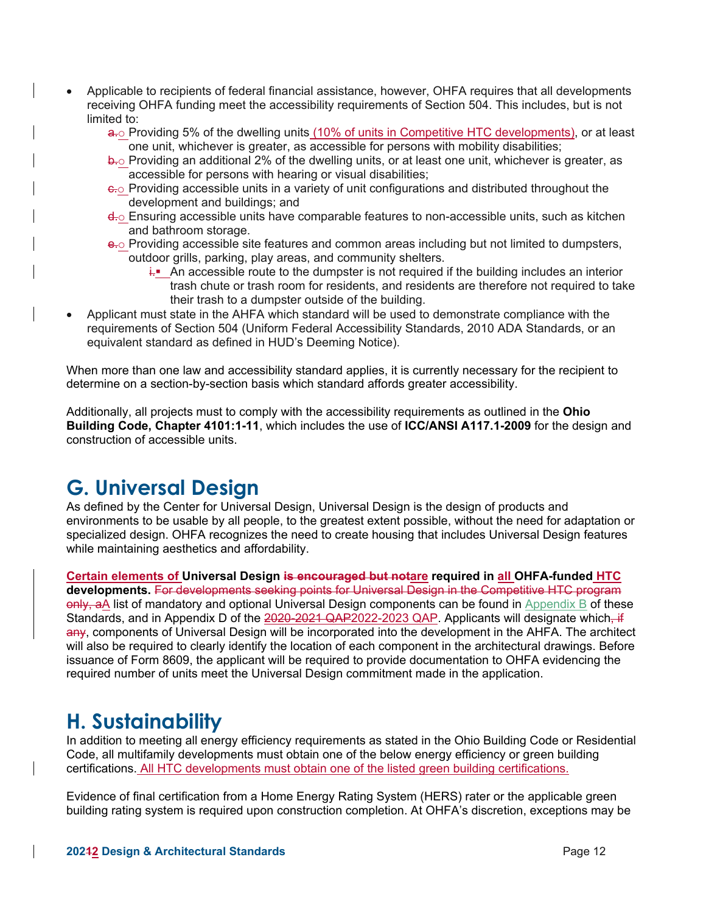- Applicable to recipients of federal financial assistance, however, OHFA requires that all developments receiving OHFA funding meet the accessibility requirements of Section 504. This includes, but is not limited to:
  - ~~a.~~ Providing 5% of the dwelling units (10% of units in Competitive HTC developments), or at least one unit, whichever is greater, as accessible for persons with mobility disabilities;
  - ~~b.~~ Providing an additional 2% of the dwelling units, or at least one unit, whichever is greater, as accessible for persons with hearing or visual disabilities;
  - ~~c.~~ Providing accessible units in a variety of unit configurations and distributed throughout the development and buildings; and
  - ~~d.~~ Ensuring accessible units have comparable features to non-accessible units, such as kitchen and bathroom storage.
  - ~~e.~~ Providing accessible site features and common areas including but not limited to dumpsters, outdoor grills, parking, play areas, and community shelters.
    - ~~i.~~ An accessible route to the dumpster is not required if the building includes an interior trash chute or trash room for residents, and residents are therefore not required to take their trash to a dumpster outside of the building.
- Applicant must state in the AHFA which standard will be used to demonstrate compliance with the requirements of Section 504 (Uniform Federal Accessibility Standards, 2010 ADA Standards, or an equivalent standard as defined in HUD's Deeming Notice).

When more than one law and accessibility standard applies, it is currently necessary for the recipient to determine on a section-by-section basis which standard affords greater accessibility.

Additionally, all projects must to comply with the accessibility requirements as outlined in the **Ohio Building Code, Chapter 4101:1-11**, which includes the use of **ICC/ANSI A117.1-2009** for the design and construction of accessible units.

## G. Universal Design

As defined by the Center for Universal Design, Universal Design is the design of products and environments to be usable by all people, to the greatest extent possible, without the need for adaptation or specialized design. OHFA recognizes the need to create housing that includes Universal Design features while maintaining aesthetics and affordability.

**Certain elements of Universal Design ~~is encouraged but not~~are required in all OHFA-funded HTC developments.** ~~For developments seeking points for Universal Design in the Competitive HTC program only, a~~A list of mandatory and optional Universal Design components can be found in Appendix B of these Standards, and in Appendix D of the ~~2020-2021 QAP~~2022-2023 QAP. Applicants will designate which~~, if any~~, components of Universal Design will be incorporated into the development in the AHFA. The architect will also be required to clearly identify the location of each component in the architectural drawings. Before issuance of Form 8609, the applicant will be required to provide documentation to OHFA evidencing the required number of units meet the Universal Design commitment made in the application.

## H. Sustainability

In addition to meeting all energy efficiency requirements as stated in the Ohio Building Code or Residential Code, all multifamily developments must obtain one of the below energy efficiency or green building certifications. All HTC developments must obtain one of the listed green building certifications.

Evidence of final certification from a Home Energy Rating System (HERS) rater or the applicable green building rating system is required upon construction completion. At OHFA's discretion, exceptions may be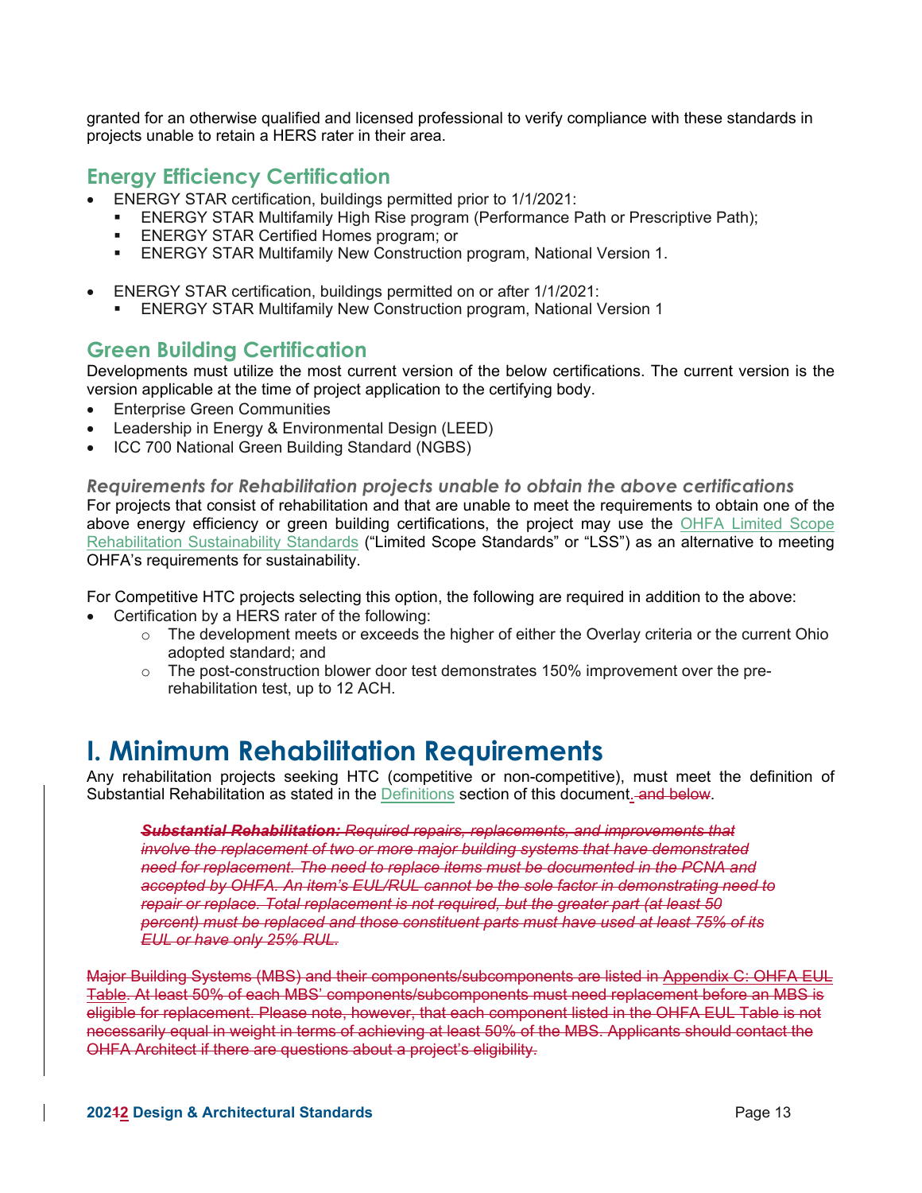granted for an otherwise qualified and licensed professional to verify compliance with these standards in projects unable to retain a HERS rater in their area.

## Energy Efficiency Certification

- ENERGY STAR certification, buildings permitted prior to 1/1/2021:
  - ENERGY STAR Multifamily High Rise program (Performance Path or Prescriptive Path);
  - ENERGY STAR Certified Homes program; or
  - ENERGY STAR Multifamily New Construction program, National Version 1.
- ENERGY STAR certification, buildings permitted on or after 1/1/2021:
  - ENERGY STAR Multifamily New Construction program, National Version 1

## Green Building Certification

Developments must utilize the most current version of the below certifications. The current version is the version applicable at the time of project application to the certifying body.

- Enterprise Green Communities
- Leadership in Energy & Environmental Design (LEED)
- ICC 700 National Green Building Standard (NGBS)

### *Requirements for Rehabilitation projects unable to obtain the above certifications*

For projects that consist of rehabilitation and that are unable to meet the requirements to obtain one of the above energy efficiency or green building certifications, the project may use the OHFA Limited Scope Rehabilitation Sustainability Standards ("Limited Scope Standards" or "LSS") as an alternative to meeting OHFA's requirements for sustainability.

For Competitive HTC projects selecting this option, the following are required in addition to the above:

- Certification by a HERS rater of the following:
  - The development meets or exceeds the higher of either the Overlay criteria or the current Ohio adopted standard; and
  - The post-construction blower door test demonstrates 150% improvement over the pre-rehabilitation test, up to 12 ACH.

# I. Minimum Rehabilitation Requirements

Any rehabilitation projects seeking HTC (competitive or non-competitive), must meet the definition of Substantial Rehabilitation as stated in the Definitions section of this document. ~~and below.~~

> ~~***Substantial Rehabilitation:*** *Required repairs, replacements, and improvements that involve the replacement of two or more major building systems that have demonstrated need for replacement. The need to replace items must be documented in the PCNA and accepted by OHFA. An item's EUL/RUL cannot be the sole factor in demonstrating need to repair or replace. Total replacement is not required, but the greater part (at least 50 percent) must be replaced and those constituent parts must have used at least 75% of its EUL or have only 25% RUL.*~~

~~Major Building Systems (MBS) and their components/subcomponents are listed in Appendix C: OHFA EUL Table. At least 50% of each MBS' components/subcomponents must need replacement before an MBS is eligible for replacement. Please note, however, that each component listed in the OHFA EUL Table is not necessarily equal in weight in terms of achieving at least 50% of the MBS. Applicants should contact the OHFA Architect if there are questions about a project's eligibility.~~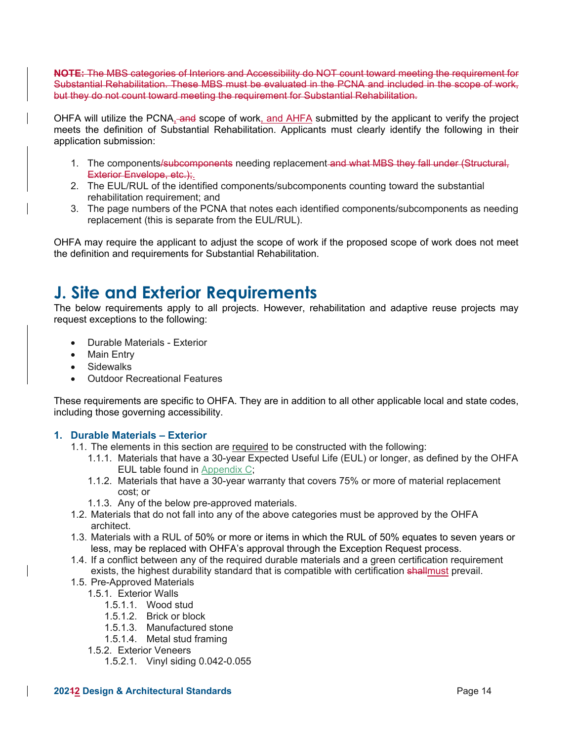~~**NOTE:** The MBS categories of Interiors and Accessibility do NOT count toward meeting the requirement for Substantial Rehabilitation. These MBS must be evaluated in the PCNA and included in the scope of work, but they do not count toward meeting the requirement for Substantial Rehabilitation.~~

OHFA will utilize the PCNA, ~~and~~ scope of work, and AHFA submitted by the applicant to verify the project meets the definition of Substantial Rehabilitation. Applicants must clearly identify the following in their application submission:

1. The components~~/subcomponents~~ needing replacement ~~and what MBS they fall under (Structural, Exterior Envelope, etc.);~~.
2. The EUL/RUL of the identified components/subcomponents counting toward the substantial rehabilitation requirement; and
3. The page numbers of the PCNA that notes each identified components/subcomponents as needing replacement (this is separate from the EUL/RUL).

OHFA may require the applicant to adjust the scope of work if the proposed scope of work does not meet the definition and requirements for Substantial Rehabilitation.

# J. Site and Exterior Requirements

The below requirements apply to all projects. However, rehabilitation and adaptive reuse projects may request exceptions to the following:

- Durable Materials - Exterior
- Main Entry
- Sidewalks
- Outdoor Recreational Features

These requirements are specific to OHFA. They are in addition to all other applicable local and state codes, including those governing accessibility.

### 1. Durable Materials – Exterior

1.1. The elements in this section are required to be constructed with the following:

- 1.1.1. Materials that have a 30-year Expected Useful Life (EUL) or longer, as defined by the OHFA EUL table found in Appendix C;
- 1.1.2. Materials that have a 30-year warranty that covers 75% or more of material replacement cost; or
- 1.1.3. Any of the below pre-approved materials.

1.2. Materials that do not fall into any of the above categories must be approved by the OHFA architect.

1.3. Materials with a RUL of 50% or more or items in which the RUL of 50% equates to seven years or less, may be replaced with OHFA's approval through the Exception Request process.

1.4. If a conflict between any of the required durable materials and a green certification requirement exists, the highest durability standard that is compatible with certification ~~shall~~must prevail.

1.5. Pre-Approved Materials

- 1.5.1. Exterior Walls
  - 1.5.1.1. Wood stud
  - 1.5.1.2. Brick or block
  - 1.5.1.3. Manufactured stone
  - 1.5.1.4. Metal stud framing
- 1.5.2. Exterior Veneers
  - 1.5.2.1. Vinyl siding 0.042-0.055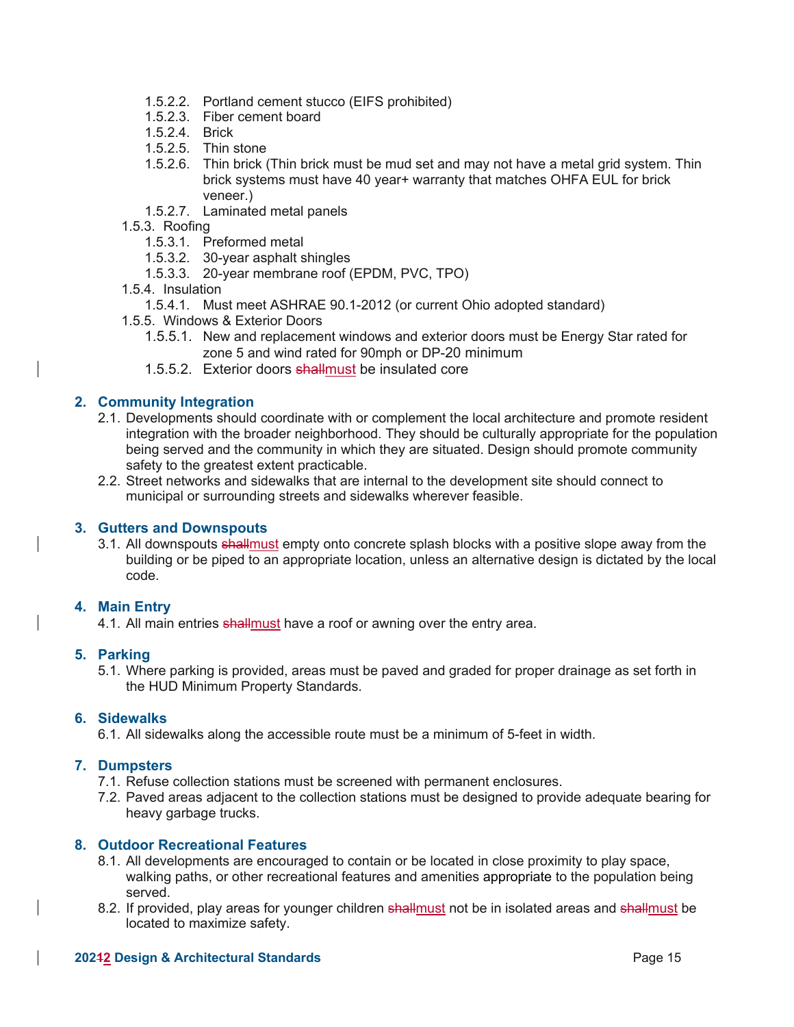1.5.2.2. Portland cement stucco (EIFS prohibited)
1.5.2.3. Fiber cement board
1.5.2.4. Brick
1.5.2.5. Thin stone
1.5.2.6. Thin brick (Thin brick must be mud set and may not have a metal grid system. Thin brick systems must have 40 year+ warranty that matches OHFA EUL for brick veneer.)
1.5.2.7. Laminated metal panels

1.5.3. Roofing
1.5.3.1. Preformed metal
1.5.3.2. 30-year asphalt shingles
1.5.3.3. 20-year membrane roof (EPDM, PVC, TPO)

1.5.4. Insulation
1.5.4.1. Must meet ASHRAE 90.1-2012 (or current Ohio adopted standard)

1.5.5. Windows & Exterior Doors
1.5.5.1. New and replacement windows and exterior doors must be Energy Star rated for zone 5 and wind rated for 90mph or DP-20 minimum
1.5.5.2. Exterior doors ~~shall~~must be insulated core

## 2. Community Integration

2.1. Developments should coordinate with or complement the local architecture and promote resident integration with the broader neighborhood. They should be culturally appropriate for the population being served and the community in which they are situated. Design should promote community safety to the greatest extent practicable.

2.2. Street networks and sidewalks that are internal to the development site should connect to municipal or surrounding streets and sidewalks wherever feasible.

## 3. Gutters and Downspouts

3.1. All downspouts ~~shall~~must empty onto concrete splash blocks with a positive slope away from the building or be piped to an appropriate location, unless an alternative design is dictated by the local code.

## 4. Main Entry

4.1. All main entries ~~shall~~must have a roof or awning over the entry area.

## 5. Parking

5.1. Where parking is provided, areas must be paved and graded for proper drainage as set forth in the HUD Minimum Property Standards.

## 6. Sidewalks

6.1. All sidewalks along the accessible route must be a minimum of 5-feet in width.

## 7. Dumpsters

7.1. Refuse collection stations must be screened with permanent enclosures.

7.2. Paved areas adjacent to the collection stations must be designed to provide adequate bearing for heavy garbage trucks.

## 8. Outdoor Recreational Features

8.1. All developments are encouraged to contain or be located in close proximity to play space, walking paths, or other recreational features and amenities appropriate to the population being served.

8.2. If provided, play areas for younger children ~~shall~~must not be in isolated areas and ~~shall~~must be located to maximize safety.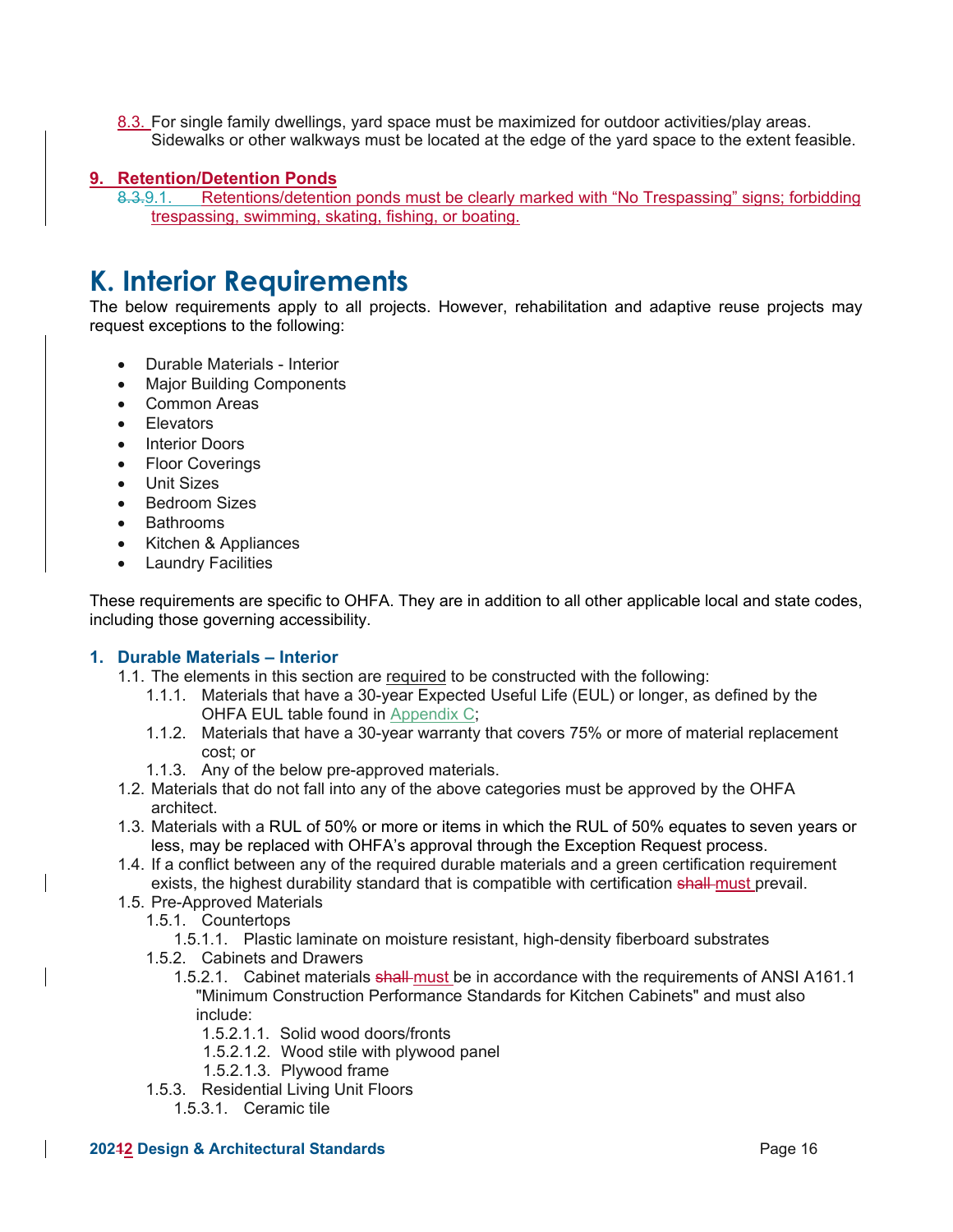8.3. For single family dwellings, yard space must be maximized for outdoor activities/play areas. Sidewalks or other walkways must be located at the edge of the yard space to the extent feasible.

**9. Retention/Detention Ponds**

8.3.9.1. Retentions/detention ponds must be clearly marked with "No Trespassing" signs; forbidding trespassing, swimming, skating, fishing, or boating.

# K. Interior Requirements

The below requirements apply to all projects. However, rehabilitation and adaptive reuse projects may request exceptions to the following:

- Durable Materials - Interior
- Major Building Components
- Common Areas
- Elevators
- Interior Doors
- Floor Coverings
- Unit Sizes
- Bedroom Sizes
- Bathrooms
- Kitchen & Appliances
- Laundry Facilities

These requirements are specific to OHFA. They are in addition to all other applicable local and state codes, including those governing accessibility.

### 1. Durable Materials – Interior

1.1. The elements in this section are required to be constructed with the following:

1.1.1. Materials that have a 30-year Expected Useful Life (EUL) or longer, as defined by the OHFA EUL table found in Appendix C;

1.1.2. Materials that have a 30-year warranty that covers 75% or more of material replacement cost; or

1.1.3. Any of the below pre-approved materials.

1.2. Materials that do not fall into any of the above categories must be approved by the OHFA architect.

1.3. Materials with a RUL of 50% or more or items in which the RUL of 50% equates to seven years or less, may be replaced with OHFA's approval through the Exception Request process.

1.4. If a conflict between any of the required durable materials and a green certification requirement exists, the highest durability standard that is compatible with certification ~~shall~~ must prevail.

1.5. Pre-Approved Materials

1.5.1. Countertops

1.5.1.1. Plastic laminate on moisture resistant, high-density fiberboard substrates

1.5.2. Cabinets and Drawers

1.5.2.1. Cabinet materials ~~shall~~ must be in accordance with the requirements of ANSI A161.1 "Minimum Construction Performance Standards for Kitchen Cabinets" and must also include:

1.5.2.1.1. Solid wood doors/fronts

1.5.2.1.2. Wood stile with plywood panel

1.5.2.1.3. Plywood frame

1.5.3. Residential Living Unit Floors

1.5.3.1. Ceramic tile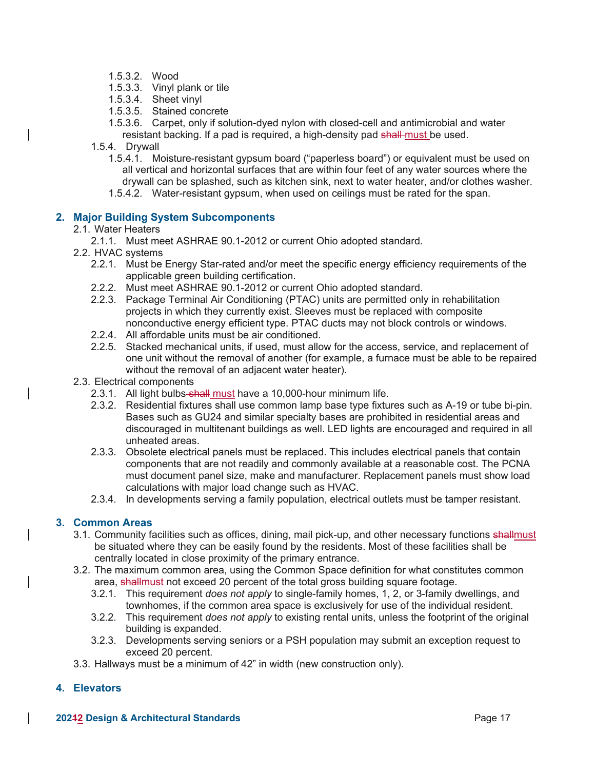1.5.3.2. Wood
1.5.3.3. Vinyl plank or tile
1.5.3.4. Sheet vinyl
1.5.3.5. Stained concrete
1.5.3.6. Carpet, only if solution-dyed nylon with closed-cell and antimicrobial and water resistant backing. If a pad is required, a high-density pad ~~shall~~ must be used.

1.5.4. Drywall

1.5.4.1. Moisture-resistant gypsum board ("paperless board") or equivalent must be used on all vertical and horizontal surfaces that are within four feet of any water sources where the drywall can be splashed, such as kitchen sink, next to water heater, and/or clothes washer.
1.5.4.2. Water-resistant gypsum, when used on ceilings must be rated for the span.

## 2. Major Building System Subcomponents

2.1. Water Heaters

2.1.1. Must meet ASHRAE 90.1-2012 or current Ohio adopted standard.

2.2. HVAC systems

2.2.1. Must be Energy Star-rated and/or meet the specific energy efficiency requirements of the applicable green building certification.
2.2.2. Must meet ASHRAE 90.1-2012 or current Ohio adopted standard.
2.2.3. Package Terminal Air Conditioning (PTAC) units are permitted only in rehabilitation projects in which they currently exist. Sleeves must be replaced with composite nonconductive energy efficient type. PTAC ducts may not block controls or windows.
2.2.4. All affordable units must be air conditioned.
2.2.5. Stacked mechanical units, if used, must allow for the access, service, and replacement of one unit without the removal of another (for example, a furnace must be able to be repaired without the removal of an adjacent water heater).

2.3. Electrical components

2.3.1. All light bulbs ~~shall~~ must have a 10,000-hour minimum life.
2.3.2. Residential fixtures shall use common lamp base type fixtures such as A-19 or tube bi-pin. Bases such as GU24 and similar specialty bases are prohibited in residential areas and discouraged in multitenant buildings as well. LED lights are encouraged and required in all unheated areas.
2.3.3. Obsolete electrical panels must be replaced. This includes electrical panels that contain components that are not readily and commonly available at a reasonable cost. The PCNA must document panel size, make and manufacturer. Replacement panels must show load calculations with major load change such as HVAC.
2.3.4. In developments serving a family population, electrical outlets must be tamper resistant.

## 3. Common Areas

3.1. Community facilities such as offices, dining, mail pick-up, and other necessary functions ~~shall~~must be situated where they can be easily found by the residents. Most of these facilities shall be centrally located in close proximity of the primary entrance.

3.2. The maximum common area, using the Common Space definition for what constitutes common area, ~~shall~~must not exceed 20 percent of the total gross building square footage.

3.2.1. This requirement *does not apply* to single-family homes, 1, 2, or 3-family dwellings, and townhomes, if the common area space is exclusively for use of the individual resident.
3.2.2. This requirement *does not apply* to existing rental units, unless the footprint of the original building is expanded.
3.2.3. Developments serving seniors or a PSH population may submit an exception request to exceed 20 percent.

3.3. Hallways must be a minimum of 42" in width (new construction only).

## 4. Elevators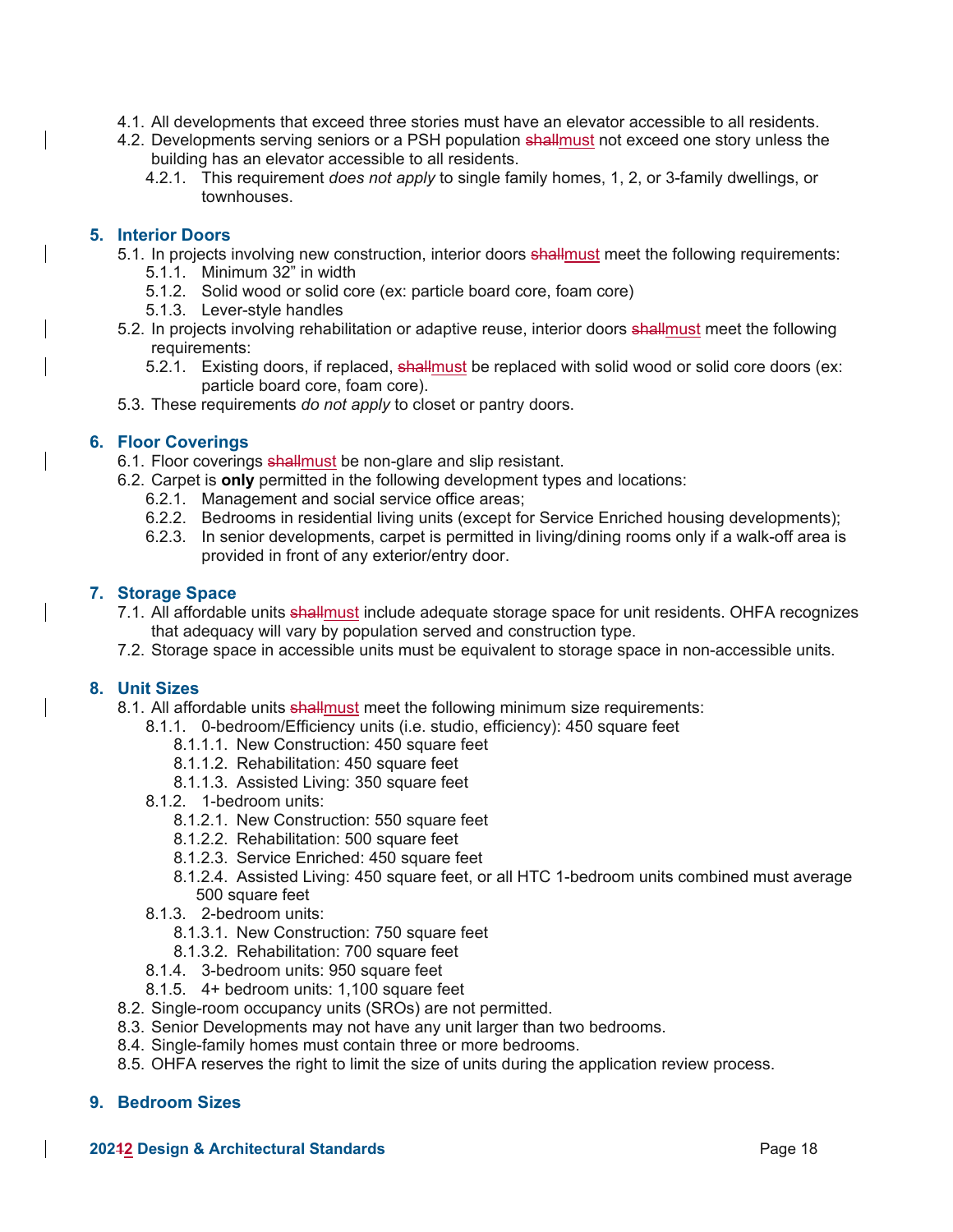4.1. All developments that exceed three stories must have an elevator accessible to all residents.

4.2. Developments serving seniors or a PSH population ~~shall~~must not exceed one story unless the building has an elevator accessible to all residents.

4.2.1. This requirement *does not apply* to single family homes, 1, 2, or 3-family dwellings, or townhouses.

## 5. Interior Doors

5.1. In projects involving new construction, interior doors ~~shall~~must meet the following requirements:

5.1.1. Minimum 32" in width

5.1.2. Solid wood or solid core (ex: particle board core, foam core)

5.1.3. Lever-style handles

5.2. In projects involving rehabilitation or adaptive reuse, interior doors ~~shall~~must meet the following requirements:

5.2.1. Existing doors, if replaced, ~~shall~~must be replaced with solid wood or solid core doors (ex: particle board core, foam core).

5.3. These requirements *do not apply* to closet or pantry doors.

## 6. Floor Coverings

6.1. Floor coverings ~~shall~~must be non-glare and slip resistant.

6.2. Carpet is **only** permitted in the following development types and locations:

6.2.1. Management and social service office areas;

6.2.2. Bedrooms in residential living units (except for Service Enriched housing developments);

6.2.3. In senior developments, carpet is permitted in living/dining rooms only if a walk-off area is provided in front of any exterior/entry door.

## 7. Storage Space

7.1. All affordable units ~~shall~~must include adequate storage space for unit residents. OHFA recognizes that adequacy will vary by population served and construction type.

7.2. Storage space in accessible units must be equivalent to storage space in non-accessible units.

## 8. Unit Sizes

8.1. All affordable units ~~shall~~must meet the following minimum size requirements:

8.1.1. 0-bedroom/Efficiency units (i.e. studio, efficiency): 450 square feet

8.1.1.1. New Construction: 450 square feet

8.1.1.2. Rehabilitation: 450 square feet

8.1.1.3. Assisted Living: 350 square feet

8.1.2. 1-bedroom units:

8.1.2.1. New Construction: 550 square feet

8.1.2.2. Rehabilitation: 500 square feet

8.1.2.3. Service Enriched: 450 square feet

8.1.2.4. Assisted Living: 450 square feet, or all HTC 1-bedroom units combined must average 500 square feet

8.1.3. 2-bedroom units:

8.1.3.1. New Construction: 750 square feet

8.1.3.2. Rehabilitation: 700 square feet

8.1.4. 3-bedroom units: 950 square feet

8.1.5. 4+ bedroom units: 1,100 square feet

8.2. Single-room occupancy units (SROs) are not permitted.

8.3. Senior Developments may not have any unit larger than two bedrooms.

8.4. Single-family homes must contain three or more bedrooms.

8.5. OHFA reserves the right to limit the size of units during the application review process.

## 9. Bedroom Sizes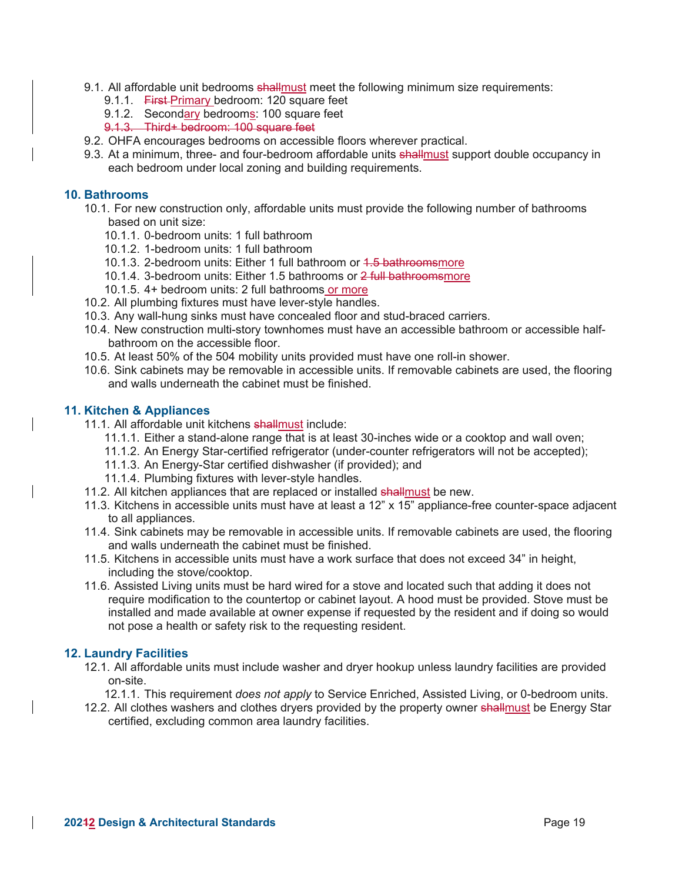9.1. All affordable unit bedrooms ~~shall~~must meet the following minimum size requirements:

- 9.1.1. ~~First~~ Primary bedroom: 120 square feet
- 9.1.2. Secondary bedrooms: 100 square feet
- ~~9.1.3. Third+ bedroom: 100 square feet~~

9.2. OHFA encourages bedrooms on accessible floors wherever practical.

9.3. At a minimum, three- and four-bedroom affordable units ~~shall~~must support double occupancy in each bedroom under local zoning and building requirements.

## 10. Bathrooms

10.1. For new construction only, affordable units must provide the following number of bathrooms based on unit size:

- 10.1.1. 0-bedroom units: 1 full bathroom
- 10.1.2. 1-bedroom units: 1 full bathroom
- 10.1.3. 2-bedroom units: Either 1 full bathroom or ~~1.5 bathrooms~~more
- 10.1.4. 3-bedroom units: Either 1.5 bathrooms or ~~2 full bathrooms~~more
- 10.1.5. 4+ bedroom units: 2 full bathrooms or more

10.2. All plumbing fixtures must have lever-style handles.

10.3. Any wall-hung sinks must have concealed floor and stud-braced carriers.

10.4. New construction multi-story townhomes must have an accessible bathroom or accessible half-bathroom on the accessible floor.

10.5. At least 50% of the 504 mobility units provided must have one roll-in shower.

10.6. Sink cabinets may be removable in accessible units. If removable cabinets are used, the flooring and walls underneath the cabinet must be finished.

## 11. Kitchen & Appliances

11.1. All affordable unit kitchens ~~shall~~must include:

- 11.1.1. Either a stand-alone range that is at least 30-inches wide or a cooktop and wall oven;
- 11.1.2. An Energy Star-certified refrigerator (under-counter refrigerators will not be accepted);
- 11.1.3. An Energy-Star certified dishwasher (if provided); and
- 11.1.4. Plumbing fixtures with lever-style handles.

11.2. All kitchen appliances that are replaced or installed ~~shall~~must be new.

11.3. Kitchens in accessible units must have at least a 12" x 15" appliance-free counter-space adjacent to all appliances.

11.4. Sink cabinets may be removable in accessible units. If removable cabinets are used, the flooring and walls underneath the cabinet must be finished.

11.5. Kitchens in accessible units must have a work surface that does not exceed 34" in height, including the stove/cooktop.

11.6. Assisted Living units must be hard wired for a stove and located such that adding it does not require modification to the countertop or cabinet layout. A hood must be provided. Stove must be installed and made available at owner expense if requested by the resident and if doing so would not pose a health or safety risk to the requesting resident.

## 12. Laundry Facilities

12.1. All affordable units must include washer and dryer hookup unless laundry facilities are provided on-site.

- 12.1.1. This requirement *does not apply* to Service Enriched, Assisted Living, or 0-bedroom units.

12.2. All clothes washers and clothes dryers provided by the property owner ~~shall~~must be Energy Star certified, excluding common area laundry facilities.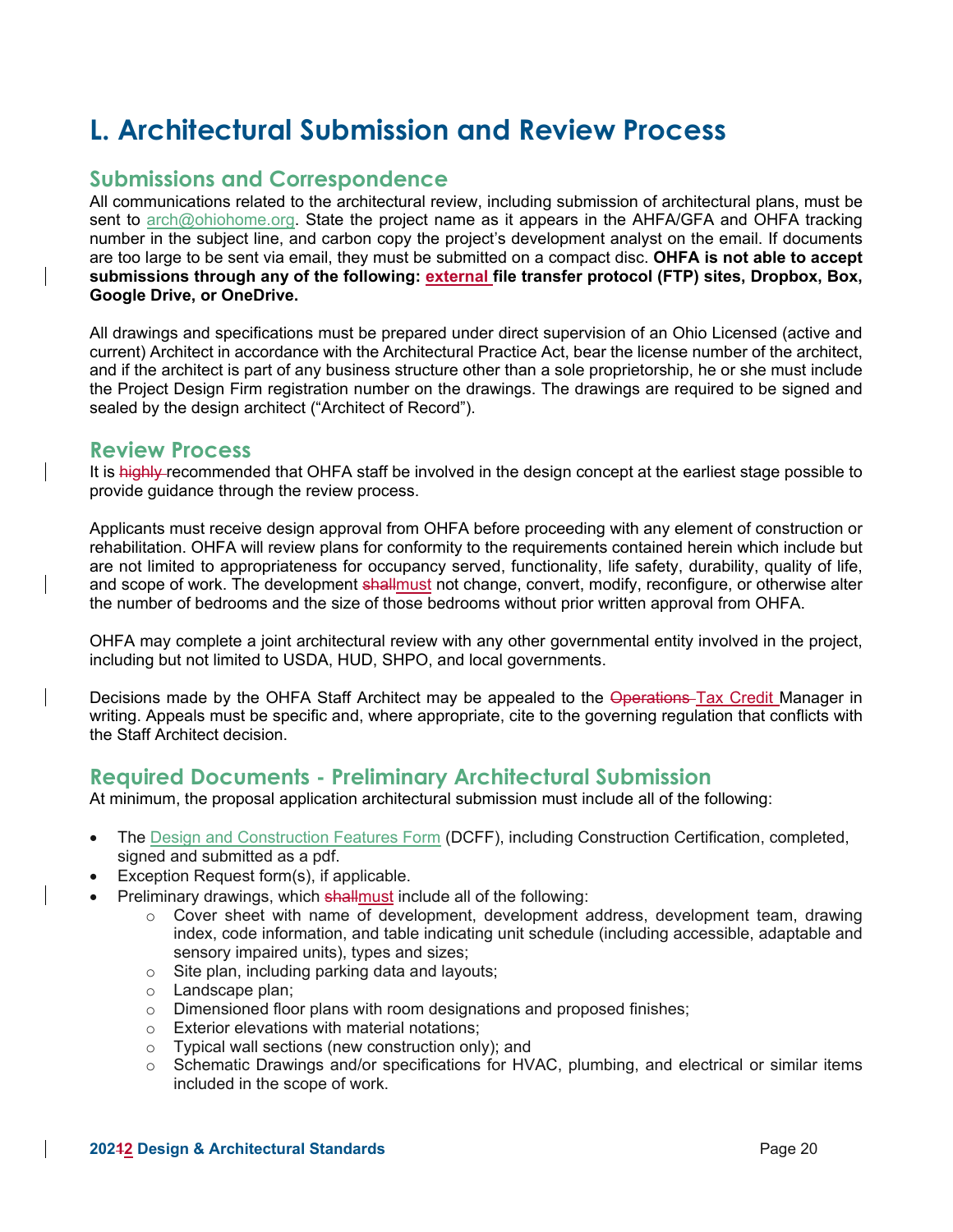# L. Architectural Submission and Review Process

## Submissions and Correspondence

All communications related to the architectural review, including submission of architectural plans, must be sent to arch@ohiohome.org. State the project name as it appears in the AHFA/GFA and OHFA tracking number in the subject line, and carbon copy the project's development analyst on the email. If documents are too large to be sent via email, they must be submitted on a compact disc. **OHFA is not able to accept submissions through any of the following: external file transfer protocol (FTP) sites, Dropbox, Box, Google Drive, or OneDrive.**

All drawings and specifications must be prepared under direct supervision of an Ohio Licensed (active and current) Architect in accordance with the Architectural Practice Act, bear the license number of the architect, and if the architect is part of any business structure other than a sole proprietorship, he or she must include the Project Design Firm registration number on the drawings. The drawings are required to be signed and sealed by the design architect ("Architect of Record").

## Review Process

It is ~~highly~~ recommended that OHFA staff be involved in the design concept at the earliest stage possible to provide guidance through the review process.

Applicants must receive design approval from OHFA before proceeding with any element of construction or rehabilitation. OHFA will review plans for conformity to the requirements contained herein which include but are not limited to appropriateness for occupancy served, functionality, life safety, durability, quality of life, and scope of work. The development ~~shall~~must not change, convert, modify, reconfigure, or otherwise alter the number of bedrooms and the size of those bedrooms without prior written approval from OHFA.

OHFA may complete a joint architectural review with any other governmental entity involved in the project, including but not limited to USDA, HUD, SHPO, and local governments.

Decisions made by the OHFA Staff Architect may be appealed to the ~~Operations~~ Tax Credit Manager in writing. Appeals must be specific and, where appropriate, cite to the governing regulation that conflicts with the Staff Architect decision.

## Required Documents - Preliminary Architectural Submission

At minimum, the proposal application architectural submission must include all of the following:

- The Design and Construction Features Form (DCFF), including Construction Certification, completed, signed and submitted as a pdf.
- Exception Request form(s), if applicable.
- Preliminary drawings, which ~~shall~~must include all of the following:
  - Cover sheet with name of development, development address, development team, drawing index, code information, and table indicating unit schedule (including accessible, adaptable and sensory impaired units), types and sizes;
  - Site plan, including parking data and layouts;
  - Landscape plan;
  - Dimensioned floor plans with room designations and proposed finishes;
  - Exterior elevations with material notations;
  - Typical wall sections (new construction only); and
  - Schematic Drawings and/or specifications for HVAC, plumbing, and electrical or similar items included in the scope of work.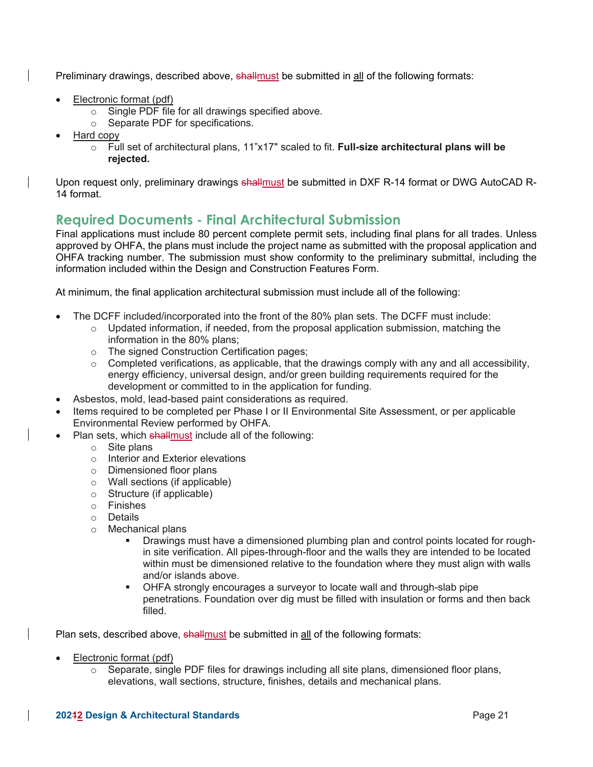Preliminary drawings, described above, ~~shall~~must be submitted in all of the following formats:

- Electronic format (pdf)
  - Single PDF file for all drawings specified above.
  - Separate PDF for specifications.
- Hard copy
  - Full set of architectural plans, 11"x17" scaled to fit. **Full-size architectural plans will be rejected.**

Upon request only, preliminary drawings ~~shall~~must be submitted in DXF R-14 format or DWG AutoCAD R-14 format.

## Required Documents - Final Architectural Submission

Final applications must include 80 percent complete permit sets, including final plans for all trades. Unless approved by OHFA, the plans must include the project name as submitted with the proposal application and OHFA tracking number. The submission must show conformity to the preliminary submittal, including the information included within the Design and Construction Features Form.

At minimum, the final application architectural submission must include all of the following:

- The DCFF included/incorporated into the front of the 80% plan sets. The DCFF must include:
  - Updated information, if needed, from the proposal application submission, matching the information in the 80% plans;
  - The signed Construction Certification pages;
  - Completed verifications, as applicable, that the drawings comply with any and all accessibility, energy efficiency, universal design, and/or green building requirements required for the development or committed to in the application for funding.
- Asbestos, mold, lead-based paint considerations as required.
- Items required to be completed per Phase I or II Environmental Site Assessment, or per applicable Environmental Review performed by OHFA.
- Plan sets, which ~~shall~~must include all of the following:
  - Site plans
  - Interior and Exterior elevations
  - Dimensioned floor plans
  - Wall sections (if applicable)
  - Structure (if applicable)
  - Finishes
  - Details
  - Mechanical plans
    - Drawings must have a dimensioned plumbing plan and control points located for rough-in site verification. All pipes-through-floor and the walls they are intended to be located within must be dimensioned relative to the foundation where they must align with walls and/or islands above.
    - OHFA strongly encourages a surveyor to locate wall and through-slab pipe penetrations. Foundation over dig must be filled with insulation or forms and then back filled.

Plan sets, described above, ~~shall~~must be submitted in all of the following formats:

- Electronic format (pdf)
  - Separate, single PDF files for drawings including all site plans, dimensioned floor plans, elevations, wall sections, structure, finishes, details and mechanical plans.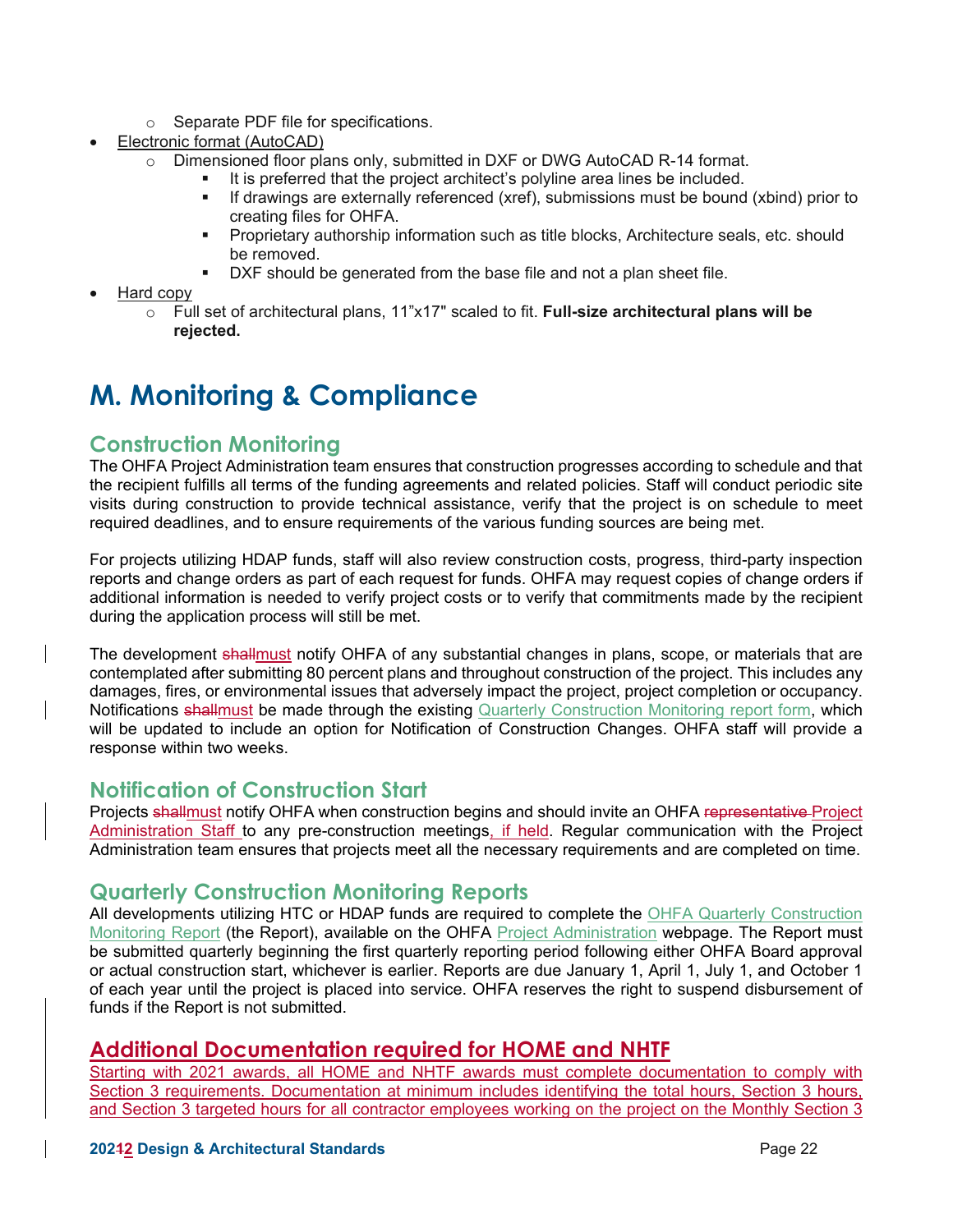- Separate PDF file for specifications.
- Electronic format (AutoCAD)
    - Dimensioned floor plans only, submitted in DXF or DWG AutoCAD R-14 format.
        - It is preferred that the project architect's polyline area lines be included.
        - If drawings are externally referenced (xref), submissions must be bound (xbind) prior to creating files for OHFA.
        - Proprietary authorship information such as title blocks, Architecture seals, etc. should be removed.
        - DXF should be generated from the base file and not a plan sheet file.
- Hard copy
    - Full set of architectural plans, 11"x17" scaled to fit. **Full-size architectural plans will be rejected.**

# M. Monitoring & Compliance

## Construction Monitoring

The OHFA Project Administration team ensures that construction progresses according to schedule and that the recipient fulfills all terms of the funding agreements and related policies. Staff will conduct periodic site visits during construction to provide technical assistance, verify that the project is on schedule to meet required deadlines, and to ensure requirements of the various funding sources are being met.

For projects utilizing HDAP funds, staff will also review construction costs, progress, third-party inspection reports and change orders as part of each request for funds. OHFA may request copies of change orders if additional information is needed to verify project costs or to verify that commitments made by the recipient during the application process will still be met.

The development ~~shall~~must notify OHFA of any substantial changes in plans, scope, or materials that are contemplated after submitting 80 percent plans and throughout construction of the project. This includes any damages, fires, or environmental issues that adversely impact the project, project completion or occupancy. Notifications ~~shall~~must be made through the existing Quarterly Construction Monitoring report form, which will be updated to include an option for Notification of Construction Changes. OHFA staff will provide a response within two weeks.

## Notification of Construction Start

Projects ~~shall~~must notify OHFA when construction begins and should invite an OHFA ~~representative~~ Project Administration Staff to any pre-construction meetings, if held. Regular communication with the Project Administration team ensures that projects meet all the necessary requirements and are completed on time.

## Quarterly Construction Monitoring Reports

All developments utilizing HTC or HDAP funds are required to complete the OHFA Quarterly Construction Monitoring Report (the Report), available on the OHFA Project Administration webpage. The Report must be submitted quarterly beginning the first quarterly reporting period following either OHFA Board approval or actual construction start, whichever is earlier. Reports are due January 1, April 1, July 1, and October 1 of each year until the project is placed into service. OHFA reserves the right to suspend disbursement of funds if the Report is not submitted.

## Additional Documentation required for HOME and NHTF

Starting with 2021 awards, all HOME and NHTF awards must complete documentation to comply with Section 3 requirements. Documentation at minimum includes identifying the total hours, Section 3 hours, and Section 3 targeted hours for all contractor employees working on the project on the Monthly Section 3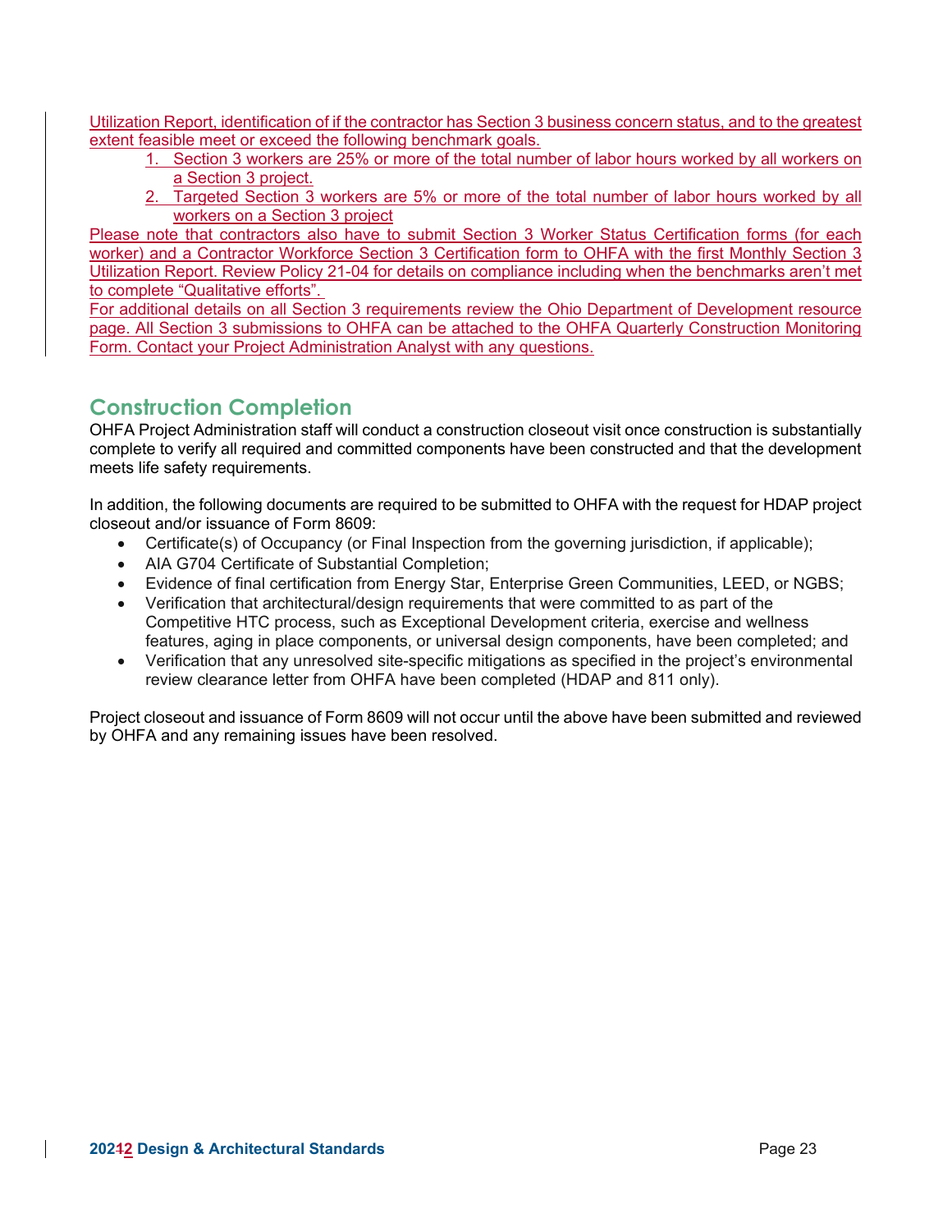Utilization Report, identification of if the contractor has Section 3 business concern status, and to the greatest extent feasible meet or exceed the following benchmark goals.

1. Section 3 workers are 25% or more of the total number of labor hours worked by all workers on a Section 3 project.
2. Targeted Section 3 workers are 5% or more of the total number of labor hours worked by all workers on a Section 3 project

Please note that contractors also have to submit Section 3 Worker Status Certification forms (for each worker) and a Contractor Workforce Section 3 Certification form to OHFA with the first Monthly Section 3 Utilization Report. Review Policy 21-04 for details on compliance including when the benchmarks aren't met to complete "Qualitative efforts".

For additional details on all Section 3 requirements review the Ohio Department of Development resource page. All Section 3 submissions to OHFA can be attached to the OHFA Quarterly Construction Monitoring Form. Contact your Project Administration Analyst with any questions.

## Construction Completion

OHFA Project Administration staff will conduct a construction closeout visit once construction is substantially complete to verify all required and committed components have been constructed and that the development meets life safety requirements.

In addition, the following documents are required to be submitted to OHFA with the request for HDAP project closeout and/or issuance of Form 8609:

- Certificate(s) of Occupancy (or Final Inspection from the governing jurisdiction, if applicable);
- AIA G704 Certificate of Substantial Completion;
- Evidence of final certification from Energy Star, Enterprise Green Communities, LEED, or NGBS;
- Verification that architectural/design requirements that were committed to as part of the Competitive HTC process, such as Exceptional Development criteria, exercise and wellness features, aging in place components, or universal design components, have been completed; and
- Verification that any unresolved site-specific mitigations as specified in the project's environmental review clearance letter from OHFA have been completed (HDAP and 811 only).

Project closeout and issuance of Form 8609 will not occur until the above have been submitted and reviewed by OHFA and any remaining issues have been resolved.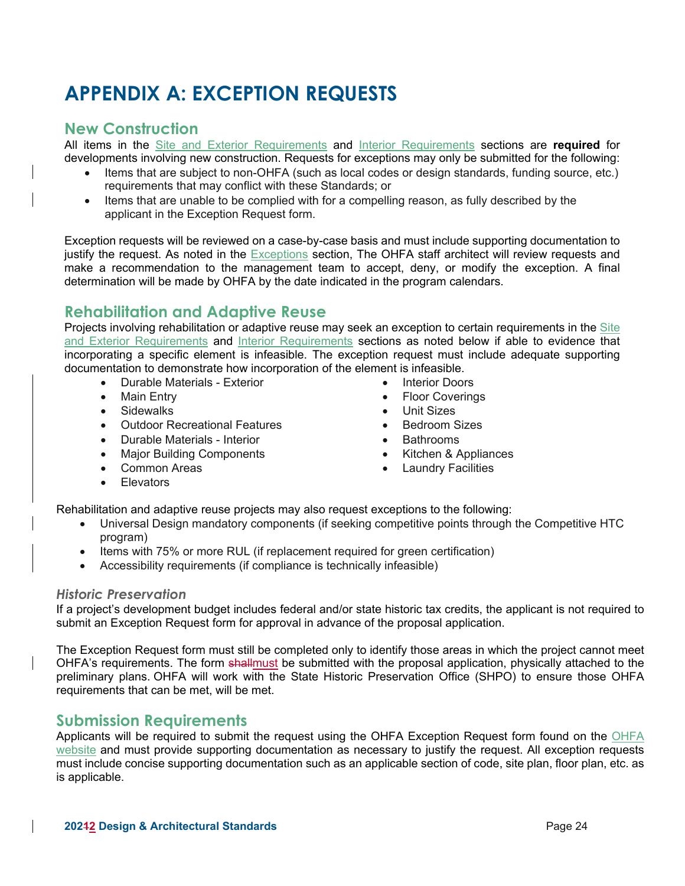# APPENDIX A: EXCEPTION REQUESTS

## New Construction

All items in the Site and Exterior Requirements and Interior Requirements sections are **required** for developments involving new construction. Requests for exceptions may only be submitted for the following:

- Items that are subject to non-OHFA (such as local codes or design standards, funding source, etc.) requirements that may conflict with these Standards; or
- Items that are unable to be complied with for a compelling reason, as fully described by the applicant in the Exception Request form.

Exception requests will be reviewed on a case-by-case basis and must include supporting documentation to justify the request. As noted in the Exceptions section, The OHFA staff architect will review requests and make a recommendation to the management team to accept, deny, or modify the exception. A final determination will be made by OHFA by the date indicated in the program calendars.

## Rehabilitation and Adaptive Reuse

Projects involving rehabilitation or adaptive reuse may seek an exception to certain requirements in the Site and Exterior Requirements and Interior Requirements sections as noted below if able to evidence that incorporating a specific element is infeasible. The exception request must include adequate supporting documentation to demonstrate how incorporation of the element is infeasible.

- Durable Materials - Exterior
- Main Entry
- Sidewalks
- Outdoor Recreational Features
- Durable Materials - Interior
- Major Building Components
- Common Areas
- Elevators
- Interior Doors
- Floor Coverings
- Unit Sizes
- Bedroom Sizes
- Bathrooms
- Kitchen & Appliances
- Laundry Facilities

Rehabilitation and adaptive reuse projects may also request exceptions to the following:

- Universal Design mandatory components (if seeking competitive points through the Competitive HTC program)
- Items with 75% or more RUL (if replacement required for green certification)
- Accessibility requirements (if compliance is technically infeasible)

### *Historic Preservation*

If a project's development budget includes federal and/or state historic tax credits, the applicant is not required to submit an Exception Request form for approval in advance of the proposal application.

The Exception Request form must still be completed only to identify those areas in which the project cannot meet OHFA's requirements. The form ~~shall~~must be submitted with the proposal application, physically attached to the preliminary plans. OHFA will work with the State Historic Preservation Office (SHPO) to ensure those OHFA requirements that can be met, will be met.

## Submission Requirements

Applicants will be required to submit the request using the OHFA Exception Request form found on the OHFA website and must provide supporting documentation as necessary to justify the request. All exception requests must include concise supporting documentation such as an applicable section of code, site plan, floor plan, etc. as is applicable.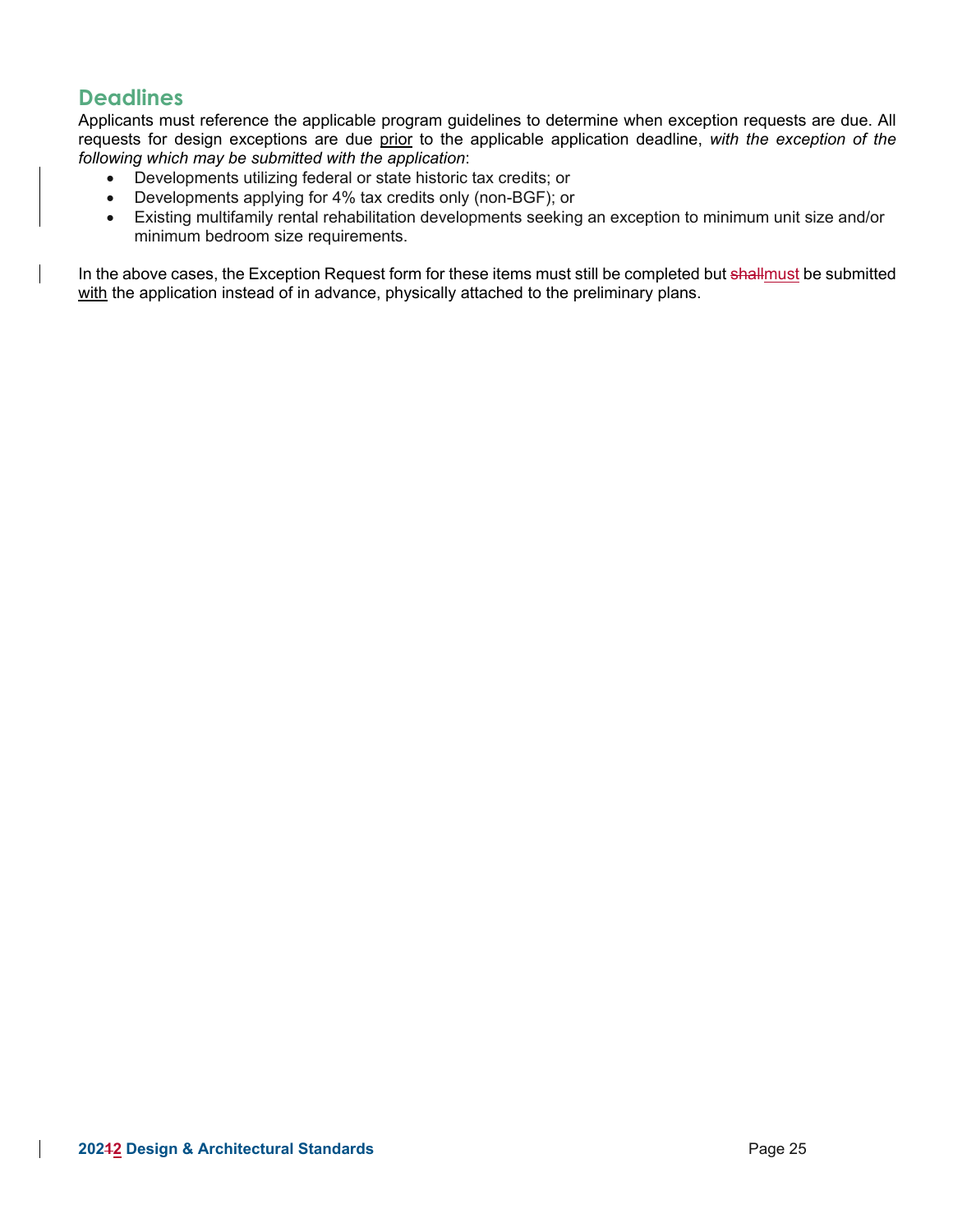## Deadlines

Applicants must reference the applicable program guidelines to determine when exception requests are due. All requests for design exceptions are due prior to the applicable application deadline, *with the exception of the following which may be submitted with the application*:

- Developments utilizing federal or state historic tax credits; or
- Developments applying for 4% tax credits only (non-BGF); or
- Existing multifamily rental rehabilitation developments seeking an exception to minimum unit size and/or minimum bedroom size requirements.

In the above cases, the Exception Request form for these items must still be completed but ~~shall~~must be submitted with the application instead of in advance, physically attached to the preliminary plans.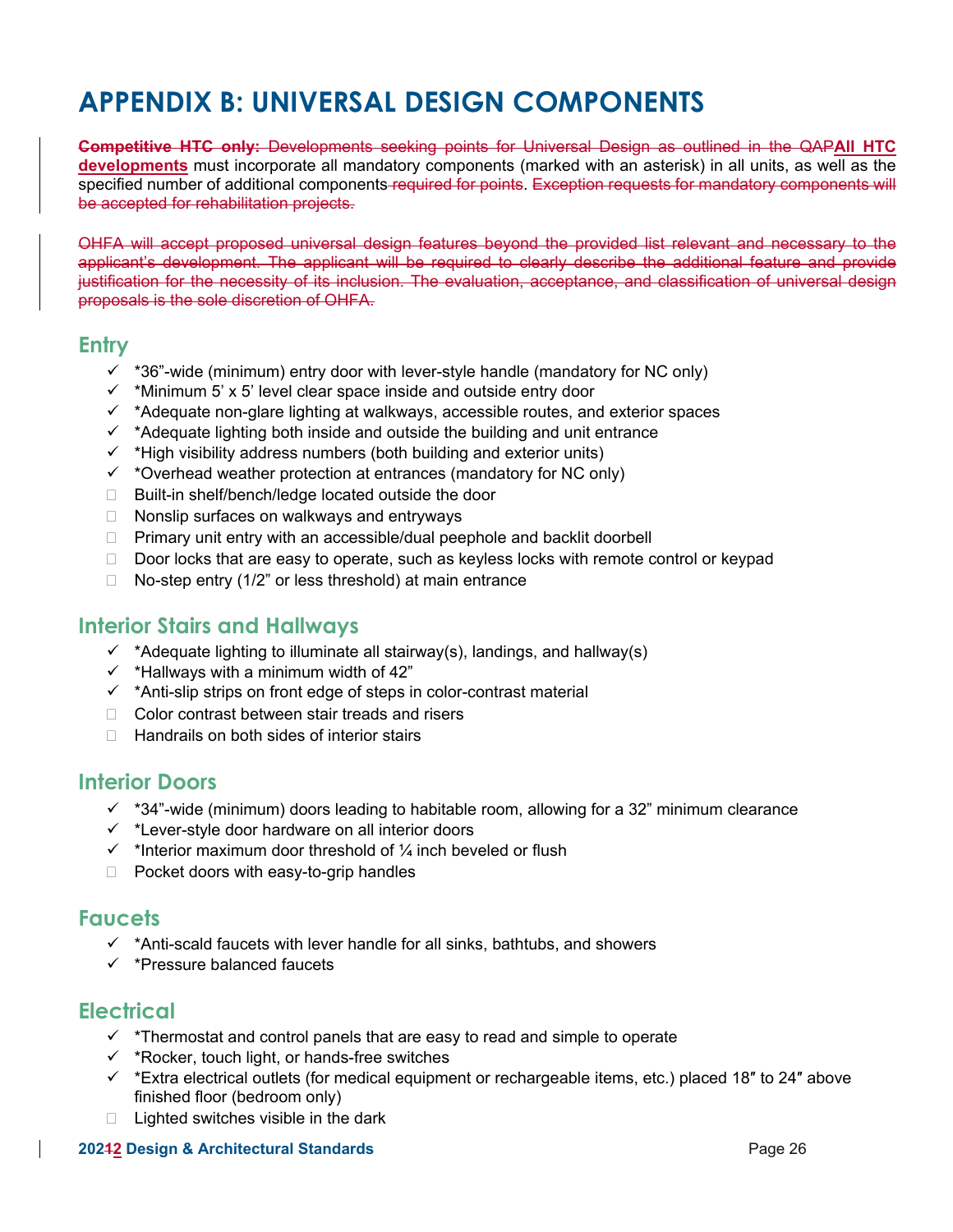# APPENDIX B: UNIVERSAL DESIGN COMPONENTS

~~**Competitive HTC only:** Developments seeking points for Universal Design as outlined in the QAP~~**All HTC developments** must incorporate all mandatory components (marked with an asterisk) in all units, as well as the specified number of additional components ~~required for points~~. ~~Exception requests for mandatory components will be accepted for rehabilitation projects.~~

~~OHFA will accept proposed universal design features beyond the provided list relevant and necessary to the applicant's development. The applicant will be required to clearly describe the additional feature and provide justification for the necessity of its inclusion. The evaluation, acceptance, and classification of universal design proposals is the sole discretion of OHFA.~~

## Entry

- ✓ *36"-wide (minimum) entry door with lever-style handle (mandatory for NC only)
- ✓ *Minimum 5' x 5' level clear space inside and outside entry door
- ✓ *Adequate non-glare lighting at walkways, accessible routes, and exterior spaces
- ✓ *Adequate lighting both inside and outside the building and unit entrance
- ✓ *High visibility address numbers (both building and exterior units)
- ✓ *Overhead weather protection at entrances (mandatory for NC only)
- ☐ Built-in shelf/bench/ledge located outside the door
- ☐ Nonslip surfaces on walkways and entryways
- ☐ Primary unit entry with an accessible/dual peephole and backlit doorbell
- ☐ Door locks that are easy to operate, such as keyless locks with remote control or keypad
- ☐ No-step entry (1/2" or less threshold) at main entrance

## Interior Stairs and Hallways

- ✓ *Adequate lighting to illuminate all stairway(s), landings, and hallway(s)
- ✓ *Hallways with a minimum width of 42"
- ✓ *Anti-slip strips on front edge of steps in color-contrast material
- ☐ Color contrast between stair treads and risers
- ☐ Handrails on both sides of interior stairs

## Interior Doors

- ✓ *34"-wide (minimum) doors leading to habitable room, allowing for a 32" minimum clearance
- ✓ *Lever-style door hardware on all interior doors
- ✓ *Interior maximum door threshold of ¼ inch beveled or flush
- ☐ Pocket doors with easy-to-grip handles

## Faucets

- ✓ *Anti-scald faucets with lever handle for all sinks, bathtubs, and showers
- ✓ *Pressure balanced faucets

## Electrical

- ✓ *Thermostat and control panels that are easy to read and simple to operate
- ✓ *Rocker, touch light, or hands-free switches
- ✓ *Extra electrical outlets (for medical equipment or rechargeable items, etc.) placed 18″ to 24″ above finished floor (bedroom only)
- ☐ Lighted switches visible in the dark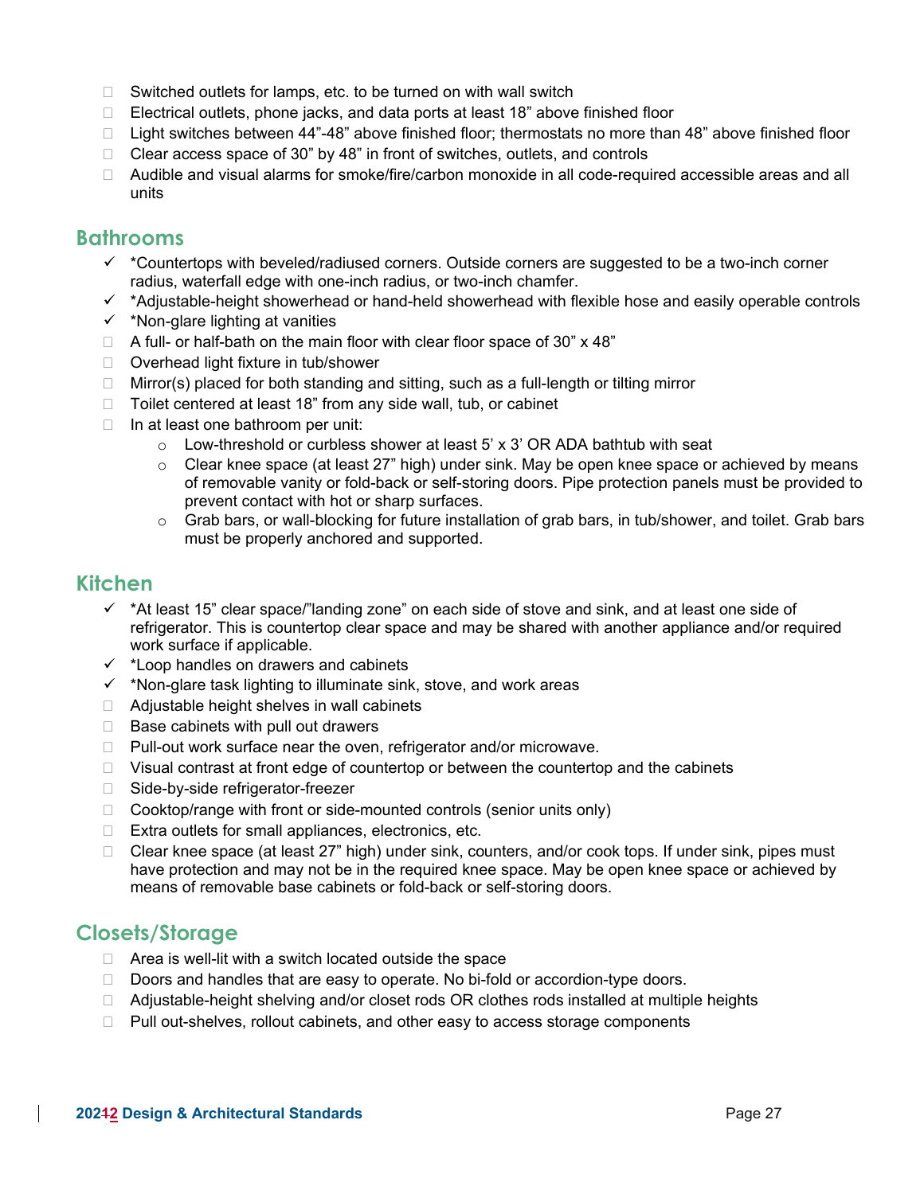- ☐ Switched outlets for lamps, etc. to be turned on with wall switch
- ☐ Electrical outlets, phone jacks, and data ports at least 18" above finished floor
- ☐ Light switches between 44"-48" above finished floor; thermostats no more than 48" above finished floor
- ☐ Clear access space of 30" by 48" in front of switches, outlets, and controls
- ☐ Audible and visual alarms for smoke/fire/carbon monoxide in all code-required accessible areas and all units

## Bathrooms

- ✓ *Countertops with beveled/radiused corners. Outside corners are suggested to be a two-inch corner radius, waterfall edge with one-inch radius, or two-inch chamfer.
- ✓ *Adjustable-height showerhead or hand-held showerhead with flexible hose and easily operable controls
- ✓ *Non-glare lighting at vanities
- ☐ A full- or half-bath on the main floor with clear floor space of 30" x 48"
- ☐ Overhead light fixture in tub/shower
- ☐ Mirror(s) placed for both standing and sitting, such as a full-length or tilting mirror
- ☐ Toilet centered at least 18" from any side wall, tub, or cabinet
- ☐ In at least one bathroom per unit:
  - Low-threshold or curbless shower at least 5' x 3' OR ADA bathtub with seat
  - Clear knee space (at least 27" high) under sink. May be open knee space or achieved by means of removable vanity or fold-back or self-storing doors. Pipe protection panels must be provided to prevent contact with hot or sharp surfaces.
  - Grab bars, or wall-blocking for future installation of grab bars, in tub/shower, and toilet. Grab bars must be properly anchored and supported.

## Kitchen

- ✓ *At least 15" clear space/"landing zone" on each side of stove and sink, and at least one side of refrigerator. This is countertop clear space and may be shared with another appliance and/or required work surface if applicable.
- ✓ *Loop handles on drawers and cabinets
- ✓ *Non-glare task lighting to illuminate sink, stove, and work areas
- ☐ Adjustable height shelves in wall cabinets
- ☐ Base cabinets with pull out drawers
- ☐ Pull-out work surface near the oven, refrigerator and/or microwave.
- ☐ Visual contrast at front edge of countertop or between the countertop and the cabinets
- ☐ Side-by-side refrigerator-freezer
- ☐ Cooktop/range with front or side-mounted controls (senior units only)
- ☐ Extra outlets for small appliances, electronics, etc.
- ☐ Clear knee space (at least 27" high) under sink, counters, and/or cook tops. If under sink, pipes must have protection and may not be in the required knee space. May be open knee space or achieved by means of removable base cabinets or fold-back or self-storing doors.

## Closets/Storage

- ☐ Area is well-lit with a switch located outside the space
- ☐ Doors and handles that are easy to operate. No bi-fold or accordion-type doors.
- ☐ Adjustable-height shelving and/or closet rods OR clothes rods installed at multiple heights
- ☐ Pull out-shelves, rollout cabinets, and other easy to access storage components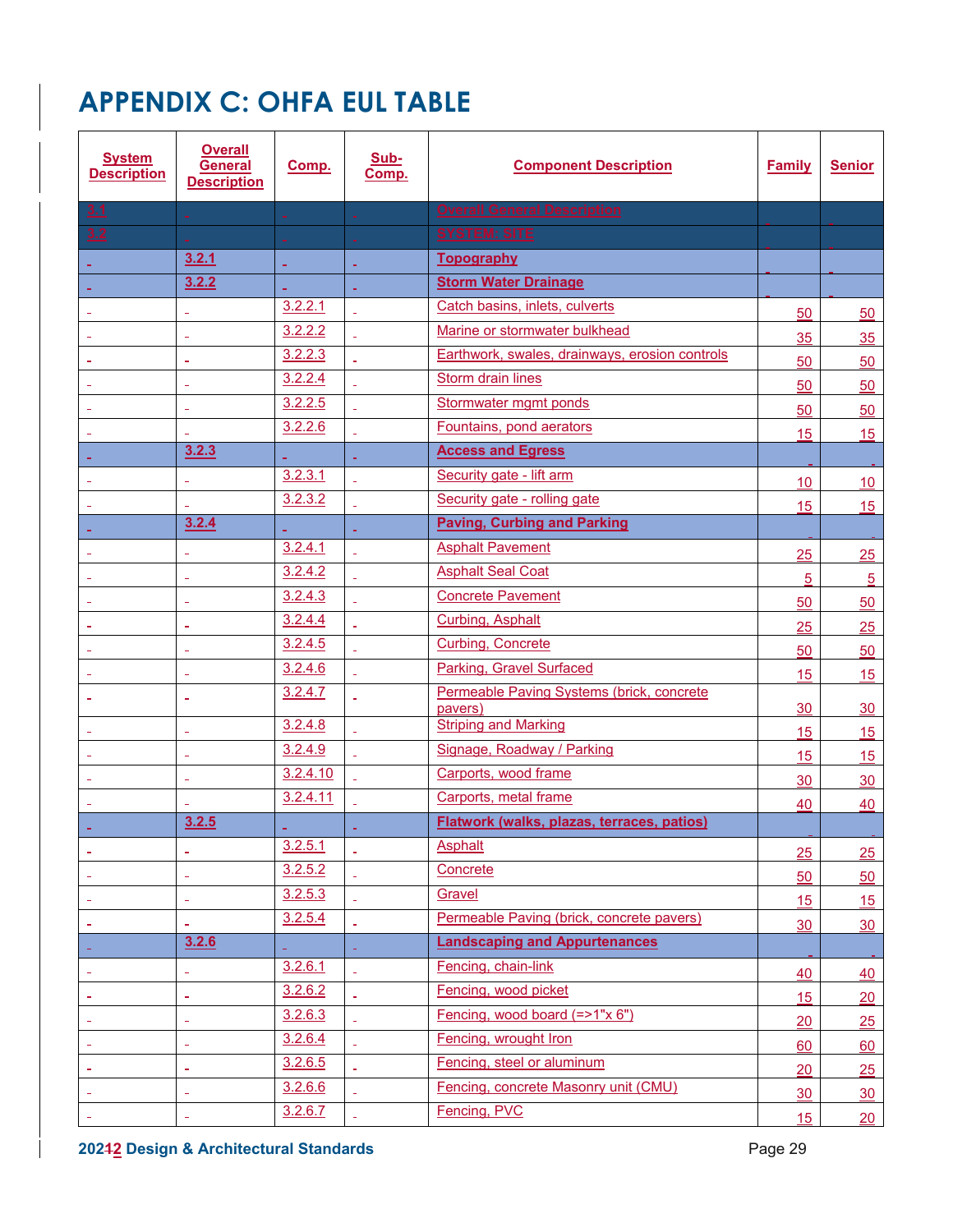# APPENDIX C: OHFA EUL TABLE

| System Description | Overall General Description | Comp. | Sub-Comp. | Component Description | Family | Senior |
|---|---|---|---|---|---|---|
| 3.1 | | | | Overall General Description | | |
| 3.2 | | | | SYSTEM: SITE | | |
| | 3.2.1 | | | **Topography** | | |
| | 3.2.2 | | | **Storm Water Drainage** | | |
| | | 3.2.2.1 | | Catch basins, inlets, culverts | 50 | 50 |
| | | 3.2.2.2 | | Marine or stormwater bulkhead | 35 | 35 |
| | | 3.2.2.3 | | Earthwork, swales, drainways, erosion controls | 50 | 50 |
| | | 3.2.2.4 | | Storm drain lines | 50 | 50 |
| | | 3.2.2.5 | | Stormwater mgmt ponds | 50 | 50 |
| | | 3.2.2.6 | | Fountains, pond aerators | 15 | 15 |
| | 3.2.3 | | | **Access and Egress** | | |
| | | 3.2.3.1 | | Security gate - lift arm | 10 | 10 |
| | | 3.2.3.2 | | Security gate - rolling gate | 15 | 15 |
| | 3.2.4 | | | **Paving, Curbing and Parking** | | |
| | | 3.2.4.1 | | Asphalt Pavement | 25 | 25 |
| | | 3.2.4.2 | | Asphalt Seal Coat | 5 | 5 |
| | | 3.2.4.3 | | Concrete Pavement | 50 | 50 |
| | | 3.2.4.4 | | Curbing, Asphalt | 25 | 25 |
| | | 3.2.4.5 | | Curbing, Concrete | 50 | 50 |
| | | 3.2.4.6 | | Parking, Gravel Surfaced | 15 | 15 |
| | | 3.2.4.7 | | Permeable Paving Systems (brick, concrete pavers) | 30 | 30 |
| | | 3.2.4.8 | | Striping and Marking | 15 | 15 |
| | | 3.2.4.9 | | Signage, Roadway / Parking | 15 | 15 |
| | | 3.2.4.10 | | Carports, wood frame | 30 | 30 |
| | | 3.2.4.11 | | Carports, metal frame | 40 | 40 |
| | 3.2.5 | | | **Flatwork (walks, plazas, terraces, patios)** | | |
| | | 3.2.5.1 | | Asphalt | 25 | 25 |
| | | 3.2.5.2 | | Concrete | 50 | 50 |
| | | 3.2.5.3 | | Gravel | 15 | 15 |
| | | 3.2.5.4 | | Permeable Paving (brick, concrete pavers) | 30 | 30 |
| | 3.2.6 | | | **Landscaping and Appurtenances** | | |
| | | 3.2.6.1 | | Fencing, chain-link | 40 | 40 |
| | | 3.2.6.2 | | Fencing, wood picket | 15 | 20 |
| | | 3.2.6.3 | | Fencing, wood board (=>1"x 6") | 20 | 25 |
| | | 3.2.6.4 | | Fencing, wrought Iron | 60 | 60 |
| | | 3.2.6.5 | | Fencing, steel or aluminum | 20 | 25 |
| | | 3.2.6.6 | | Fencing, concrete Masonry unit (CMU) | 30 | 30 |
| | | 3.2.6.7 | | Fencing, PVC | 15 | 20 |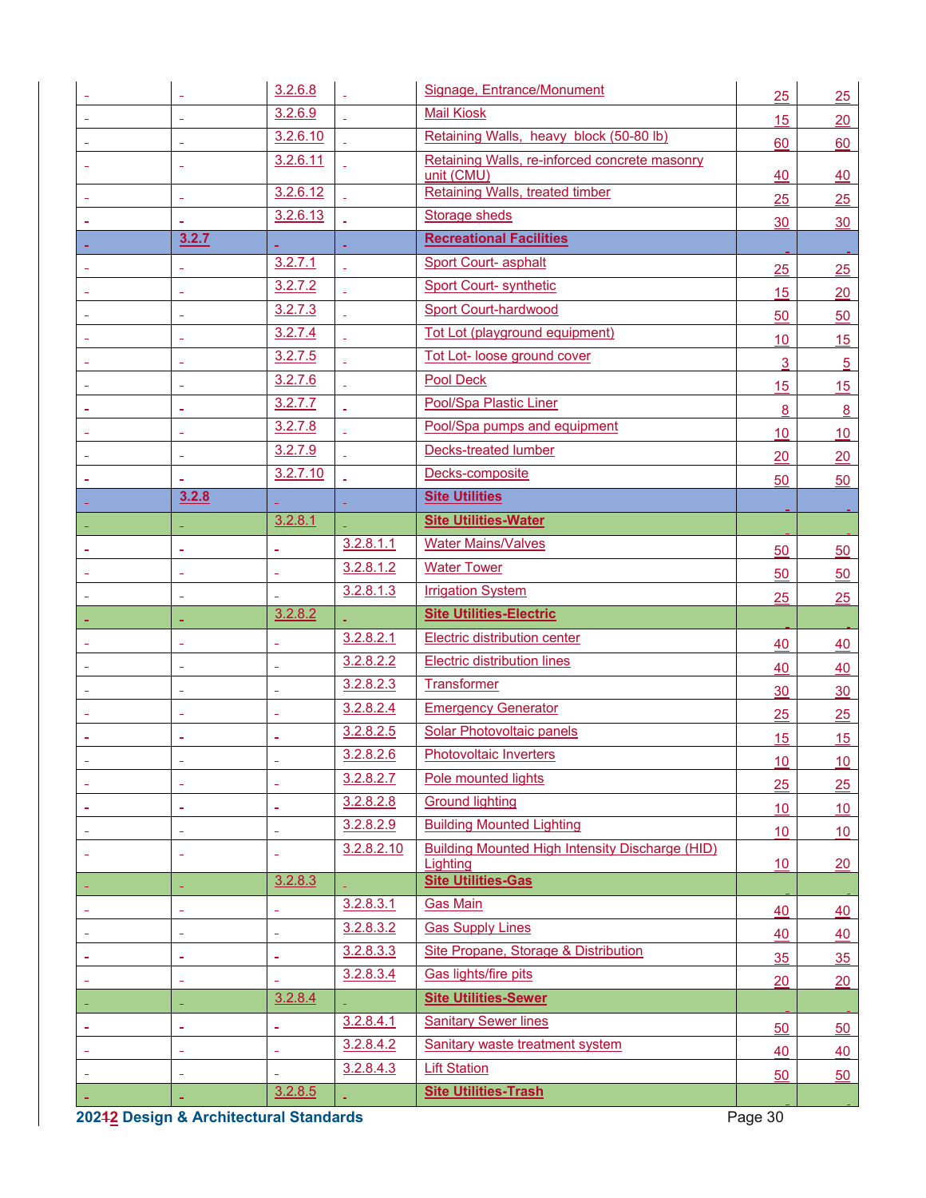| | | | | | | |
|---|---|---|---|---|---|---|
| | | 3.2.6.8 | | Signage, Entrance/Monument | 25 | 25 |
| | | 3.2.6.9 | | Mail Kiosk | 15 | 20 |
| | | 3.2.6.10 | | Retaining Walls, heavy block (50-80 lb) | 60 | 60 |
| | | 3.2.6.11 | | Retaining Walls, re-inforced concrete masonry unit (CMU) | 40 | 40 |
| | | 3.2.6.12 | | Retaining Walls, treated timber | 25 | 25 |
| | | 3.2.6.13 | | Storage sheds | 30 | 30 |
| | **3.2.7** | | | **Recreational Facilities** | | |
| | | 3.2.7.1 | | Sport Court- asphalt | 25 | 25 |
| | | 3.2.7.2 | | Sport Court- synthetic | 15 | 20 |
| | | 3.2.7.3 | | Sport Court-hardwood | 50 | 50 |
| | | 3.2.7.4 | | Tot Lot (playground equipment) | 10 | 15 |
| | | 3.2.7.5 | | Tot Lot- loose ground cover | 3 | 5 |
| | | 3.2.7.6 | | Pool Deck | 15 | 15 |
| | | 3.2.7.7 | | Pool/Spa Plastic Liner | 8 | 8 |
| | | 3.2.7.8 | | Pool/Spa pumps and equipment | 10 | 10 |
| | | 3.2.7.9 | | Decks-treated lumber | 20 | 20 |
| | | 3.2.7.10 | | Decks-composite | 50 | 50 |
| | **3.2.8** | | | **Site Utilities** | | |
| | | 3.2.8.1 | | **Site Utilities-Water** | | |
| | | | 3.2.8.1.1 | Water Mains/Valves | 50 | 50 |
| | | | 3.2.8.1.2 | Water Tower | 50 | 50 |
| | | | 3.2.8.1.3 | Irrigation System | 25 | 25 |
| | | 3.2.8.2 | | **Site Utilities-Electric** | | |
| | | | 3.2.8.2.1 | Electric distribution center | 40 | 40 |
| | | | 3.2.8.2.2 | Electric distribution lines | 40 | 40 |
| | | | 3.2.8.2.3 | Transformer | 30 | 30 |
| | | | 3.2.8.2.4 | Emergency Generator | 25 | 25 |
| | | | 3.2.8.2.5 | Solar Photovoltaic panels | 15 | 15 |
| | | | 3.2.8.2.6 | Photovoltaic Inverters | 10 | 10 |
| | | | 3.2.8.2.7 | Pole mounted lights | 25 | 25 |
| | | | 3.2.8.2.8 | Ground lighting | 10 | 10 |
| | | | 3.2.8.2.9 | Building Mounted Lighting | 10 | 10 |
| | | | 3.2.8.2.10 | Building Mounted High Intensity Discharge (HID) Lighting | 10 | 20 |
| | | 3.2.8.3 | | **Site Utilities-Gas** | | |
| | | | 3.2.8.3.1 | Gas Main | 40 | 40 |
| | | | 3.2.8.3.2 | Gas Supply Lines | 40 | 40 |
| | | | 3.2.8.3.3 | Site Propane, Storage & Distribution | 35 | 35 |
| | | | 3.2.8.3.4 | Gas lights/fire pits | 20 | 20 |
| | | 3.2.8.4 | | **Site Utilities-Sewer** | | |
| | | | 3.2.8.4.1 | Sanitary Sewer lines | 50 | 50 |
| | | | 3.2.8.4.2 | Sanitary waste treatment system | 40 | 40 |
| | | | 3.2.8.4.3 | Lift Station | 50 | 50 |
| | | 3.2.8.5 | | **Site Utilities-Trash** | | |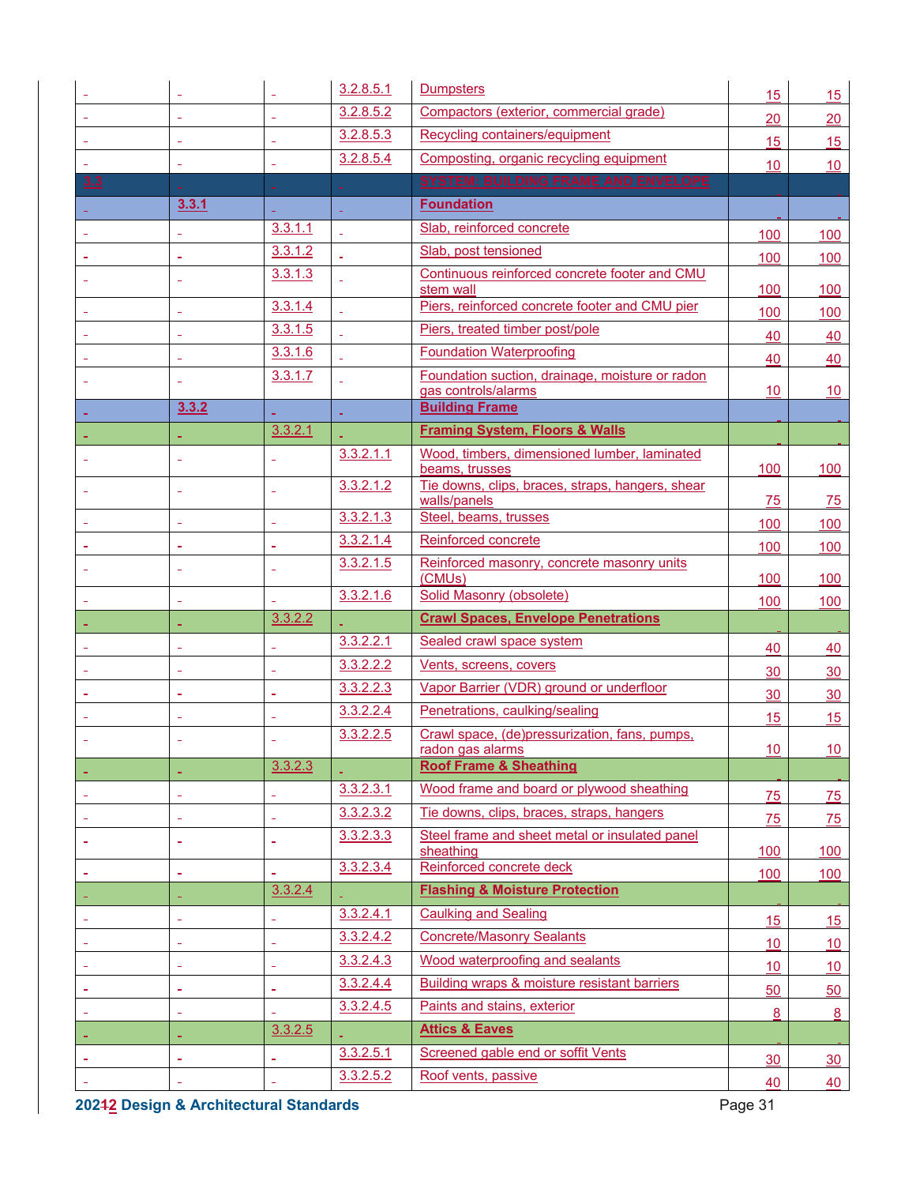| | | | | | | |
|---|---|---|---|---|---|---|
| | | | 3.2.8.5.1 | Dumpsters | 15 | 15 |
| | | | 3.2.8.5.2 | Compactors (exterior, commercial grade) | 20 | 20 |
| | | | 3.2.8.5.3 | Recycling containers/equipment | 15 | 15 |
| | | | 3.2.8.5.4 | Composting, organic recycling equipment | 10 | 10 |
| 3.3 | | | | **SYSTEM: BUILDING FRAME AND ENVELOPE** | | |
| | **3.3.1** | | | **Foundation** | | |
| | | 3.3.1.1 | | Slab, reinforced concrete | 100 | 100 |
| | | 3.3.1.2 | | Slab, post tensioned | 100 | 100 |
| | | 3.3.1.3 | | Continuous reinforced concrete footer and CMU stem wall | 100 | 100 |
| | | 3.3.1.4 | | Piers, reinforced concrete footer and CMU pier | 100 | 100 |
| | | 3.3.1.5 | | Piers, treated timber post/pole | 40 | 40 |
| | | 3.3.1.6 | | Foundation Waterproofing | 40 | 40 |
| | | 3.3.1.7 | | Foundation suction, drainage, moisture or radon gas controls/alarms | 10 | 10 |
| | **3.3.2** | | | **Building Frame** | | |
| | | 3.3.2.1 | | **Framing System, Floors & Walls** | | |
| | | | 3.3.2.1.1 | Wood, timbers, dimensioned lumber, laminated beams, trusses | 100 | 100 |
| | | | 3.3.2.1.2 | Tie downs, clips, braces, straps, hangers, shear walls/panels | 75 | 75 |
| | | | 3.3.2.1.3 | Steel, beams, trusses | 100 | 100 |
| | | | 3.3.2.1.4 | Reinforced concrete | 100 | 100 |
| | | | 3.3.2.1.5 | Reinforced masonry, concrete masonry units (CMUs) | 100 | 100 |
| | | | 3.3.2.1.6 | Solid Masonry (obsolete) | 100 | 100 |
| | | 3.3.2.2 | | **Crawl Spaces, Envelope Penetrations** | | |
| | | | 3.3.2.2.1 | Sealed crawl space system | 40 | 40 |
| | | | 3.3.2.2.2 | Vents, screens, covers | 30 | 30 |
| | | | 3.3.2.2.3 | Vapor Barrier (VDR) ground or underfloor | 30 | 30 |
| | | | 3.3.2.2.4 | Penetrations, caulking/sealing | 15 | 15 |
| | | | 3.3.2.2.5 | Crawl space, (de)pressurization, fans, pumps, radon gas alarms | 10 | 10 |
| | | 3.3.2.3 | | **Roof Frame & Sheathing** | | |
| | | | 3.3.2.3.1 | Wood frame and board or plywood sheathing | 75 | 75 |
| | | | 3.3.2.3.2 | Tie downs, clips, braces, straps, hangers | 75 | 75 |
| | | | 3.3.2.3.3 | Steel frame and sheet metal or insulated panel sheathing | 100 | 100 |
| | | | 3.3.2.3.4 | Reinforced concrete deck | 100 | 100 |
| | | 3.3.2.4 | | **Flashing & Moisture Protection** | | |
| | | | 3.3.2.4.1 | Caulking and Sealing | 15 | 15 |
| | | | 3.3.2.4.2 | Concrete/Masonry Sealants | 10 | 10 |
| | | | 3.3.2.4.3 | Wood waterproofing and sealants | 10 | 10 |
| | | | 3.3.2.4.4 | Building wraps & moisture resistant barriers | 50 | 50 |
| | | | 3.3.2.4.5 | Paints and stains, exterior | 8 | 8 |
| | | 3.3.2.5 | | **Attics & Eaves** | | |
| | | | 3.3.2.5.1 | Screened gable end or soffit Vents | 30 | 30 |
| | | | 3.3.2.5.2 | Roof vents, passive | 40 | 40 |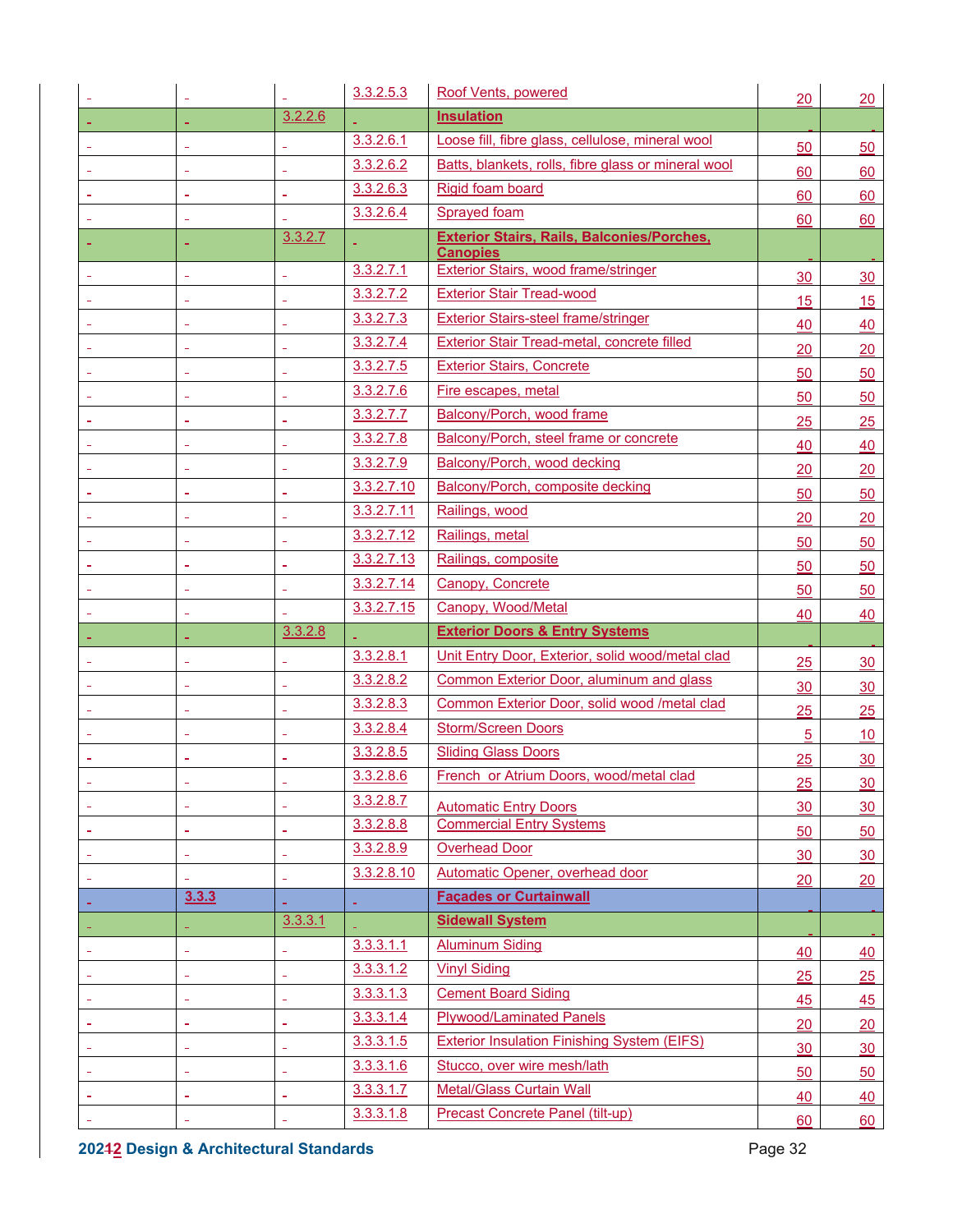| | | | | | | |
|---|---|---|---|---|---|---|
| | | | 3.3.2.5.3 | Roof Vents, powered | 20 | 20 |
| | | 3.2.2.6 | | **Insulation** | | |
| | | | 3.3.2.6.1 | Loose fill, fibre glass, cellulose, mineral wool | 50 | 50 |
| | | | 3.3.2.6.2 | Batts, blankets, rolls, fibre glass or mineral wool | 60 | 60 |
| | | | 3.3.2.6.3 | Rigid foam board | 60 | 60 |
| | | | 3.3.2.6.4 | Sprayed foam | 60 | 60 |
| | | 3.3.2.7 | | **Exterior Stairs, Rails, Balconies/Porches, Canopies** | | |
| | | | 3.3.2.7.1 | Exterior Stairs, wood frame/stringer | 30 | 30 |
| | | | 3.3.2.7.2 | Exterior Stair Tread-wood | 15 | 15 |
| | | | 3.3.2.7.3 | Exterior Stairs-steel frame/stringer | 40 | 40 |
| | | | 3.3.2.7.4 | Exterior Stair Tread-metal, concrete filled | 20 | 20 |
| | | | 3.3.2.7.5 | Exterior Stairs, Concrete | 50 | 50 |
| | | | 3.3.2.7.6 | Fire escapes, metal | 50 | 50 |
| | | | 3.3.2.7.7 | Balcony/Porch, wood frame | 25 | 25 |
| | | | 3.3.2.7.8 | Balcony/Porch, steel frame or concrete | 40 | 40 |
| | | | 3.3.2.7.9 | Balcony/Porch, wood decking | 20 | 20 |
| | | | 3.3.2.7.10 | Balcony/Porch, composite decking | 50 | 50 |
| | | | 3.3.2.7.11 | Railings, wood | 20 | 20 |
| | | | 3.3.2.7.12 | Railings, metal | 50 | 50 |
| | | | 3.3.2.7.13 | Railings, composite | 50 | 50 |
| | | | 3.3.2.7.14 | Canopy, Concrete | 50 | 50 |
| | | | 3.3.2.7.15 | Canopy, Wood/Metal | 40 | 40 |
| | | 3.3.2.8 | | **Exterior Doors & Entry Systems** | | |
| | | | 3.3.2.8.1 | Unit Entry Door, Exterior, solid wood/metal clad | 25 | 30 |
| | | | 3.3.2.8.2 | Common Exterior Door, aluminum and glass | 30 | 30 |
| | | | 3.3.2.8.3 | Common Exterior Door, solid wood /metal clad | 25 | 25 |
| | | | 3.3.2.8.4 | Storm/Screen Doors | 5 | 10 |
| | | | 3.3.2.8.5 | Sliding Glass Doors | 25 | 30 |
| | | | 3.3.2.8.6 | French or Atrium Doors, wood/metal clad | 25 | 30 |
| | | | 3.3.2.8.7 | Automatic Entry Doors | 30 | 30 |
| | | | 3.3.2.8.8 | Commercial Entry Systems | 50 | 50 |
| | | | 3.3.2.8.9 | Overhead Door | 30 | 30 |
| | | | 3.3.2.8.10 | Automatic Opener, overhead door | 20 | 20 |
| | 3.3.3 | | | **Façades or Curtainwall** | | |
| | | 3.3.3.1 | | **Sidewall System** | | |
| | | | 3.3.3.1.1 | Aluminum Siding | 40 | 40 |
| | | | 3.3.3.1.2 | Vinyl Siding | 25 | 25 |
| | | | 3.3.3.1.3 | Cement Board Siding | 45 | 45 |
| | | | 3.3.3.1.4 | Plywood/Laminated Panels | 20 | 20 |
| | | | 3.3.3.1.5 | Exterior Insulation Finishing System (EIFS) | 30 | 30 |
| | | | 3.3.3.1.6 | Stucco, over wire mesh/lath | 50 | 50 |
| | | | 3.3.3.1.7 | Metal/Glass Curtain Wall | 40 | 40 |
| | | | 3.3.3.1.8 | Precast Concrete Panel (tilt-up) | 60 | 60 |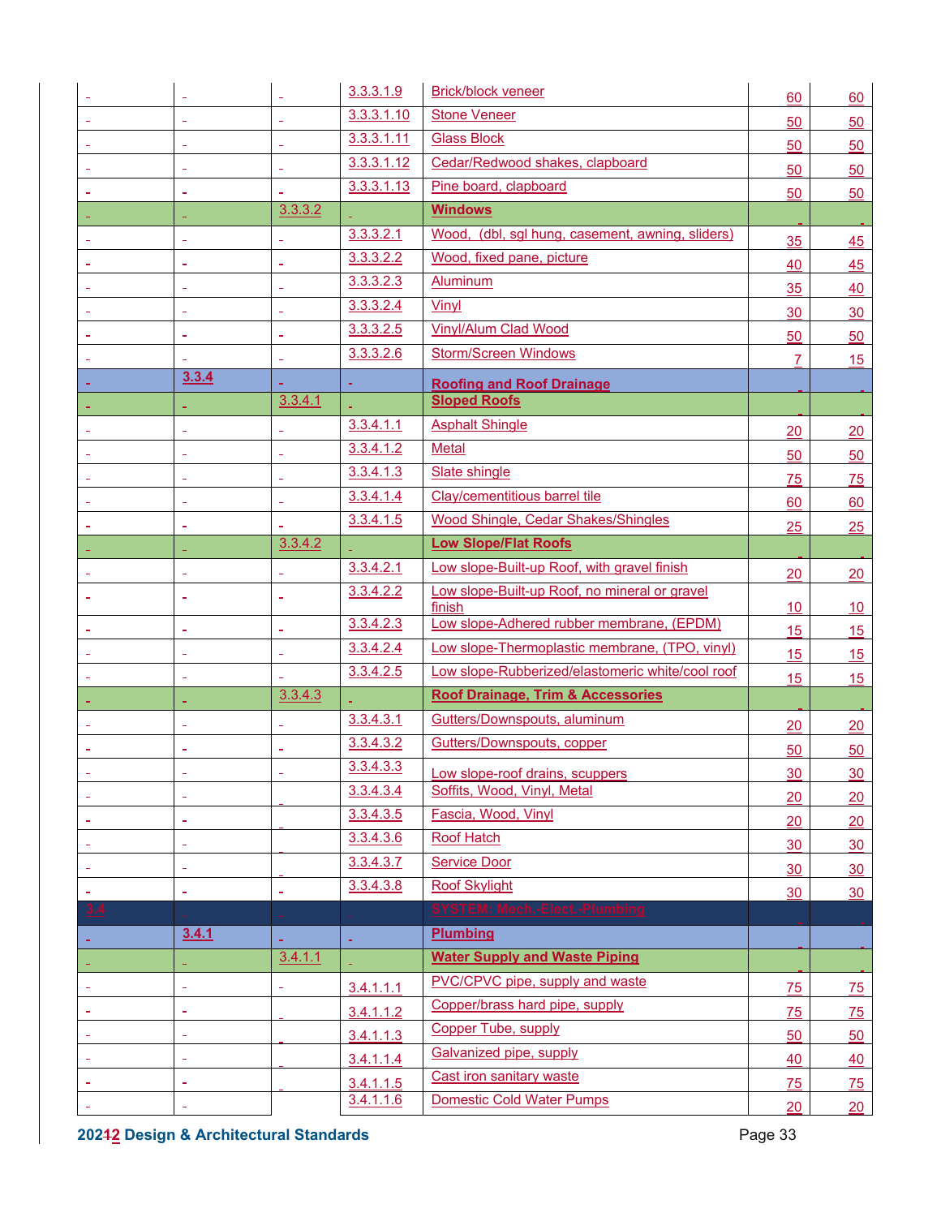| | | | | | | |
|---|---|---|---|---|---|---|
| | | | 3.3.3.1.9 | Brick/block veneer | 60 | 60 |
| | | | 3.3.3.1.10 | Stone Veneer | 50 | 50 |
| | | | 3.3.3.1.11 | Glass Block | 50 | 50 |
| | | | 3.3.3.1.12 | Cedar/Redwood shakes, clapboard | 50 | 50 |
| | | | 3.3.3.1.13 | Pine board, clapboard | 50 | 50 |
| | | 3.3.3.2 | | **Windows** | | |
| | | | 3.3.3.2.1 | Wood, (dbl, sgl hung, casement, awning, sliders) | 35 | 45 |
| | | | 3.3.3.2.2 | Wood, fixed pane, picture | 40 | 45 |
| | | | 3.3.3.2.3 | Aluminum | 35 | 40 |
| | | | 3.3.3.2.4 | Vinyl | 30 | 30 |
| | | | 3.3.3.2.5 | Vinyl/Alum Clad Wood | 50 | 50 |
| | | | 3.3.3.2.6 | Storm/Screen Windows | 7 | 15 |
| | 3.3.4 | | | **Roofing and Roof Drainage** | | |
| | | 3.3.4.1 | | **Sloped Roofs** | | |
| | | | 3.3.4.1.1 | Asphalt Shingle | 20 | 20 |
| | | | 3.3.4.1.2 | Metal | 50 | 50 |
| | | | 3.3.4.1.3 | Slate shingle | 75 | 75 |
| | | | 3.3.4.1.4 | Clay/cementitious barrel tile | 60 | 60 |
| | | | 3.3.4.1.5 | Wood Shingle, Cedar Shakes/Shingles | 25 | 25 |
| | | 3.3.4.2 | | **Low Slope/Flat Roofs** | | |
| | | | 3.3.4.2.1 | Low slope-Built-up Roof, with gravel finish | 20 | 20 |
| | | | 3.3.4.2.2 | Low slope-Built-up Roof, no mineral or gravel finish | 10 | 10 |
| | | | 3.3.4.2.3 | Low slope-Adhered rubber membrane, (EPDM) | 15 | 15 |
| | | | 3.3.4.2.4 | Low slope-Thermoplastic membrane, (TPO, vinyl) | 15 | 15 |
| | | | 3.3.4.2.5 | Low slope-Rubberized/elastomeric white/cool roof | 15 | 15 |
| | | 3.3.4.3 | | **Roof Drainage, Trim & Accessories** | | |
| | | | 3.3.4.3.1 | Gutters/Downspouts, aluminum | 20 | 20 |
| | | | 3.3.4.3.2 | Gutters/Downspouts, copper | 50 | 50 |
| | | | 3.3.4.3.3 | Low slope-roof drains, scuppers | 30 | 30 |
| | | | 3.3.4.3.4 | Soffits, Wood, Vinyl, Metal | 20 | 20 |
| | | | 3.3.4.3.5 | Fascia, Wood, Vinyl | 20 | 20 |
| | | | 3.3.4.3.6 | Roof Hatch | 30 | 30 |
| | | | 3.3.4.3.7 | Service Door | 30 | 30 |
| | | | 3.3.4.3.8 | Roof Skylight | 30 | 30 |
| 3.4 | | | | **SYSTEM: Mech.-Elect.-Plumbing** | | |
| | 3.4.1 | | | **Plumbing** | | |
| | | 3.4.1.1 | | **Water Supply and Waste Piping** | | |
| | | | 3.4.1.1.1 | PVC/CPVC pipe, supply and waste | 75 | 75 |
| | | | 3.4.1.1.2 | Copper/brass hard pipe, supply | 75 | 75 |
| | | | 3.4.1.1.3 | Copper Tube, supply | 50 | 50 |
| | | | 3.4.1.1.4 | Galvanized pipe, supply | 40 | 40 |
| | | | 3.4.1.1.5 | Cast iron sanitary waste | 75 | 75 |
| | | | 3.4.1.1.6 | Domestic Cold Water Pumps | 20 | 20 |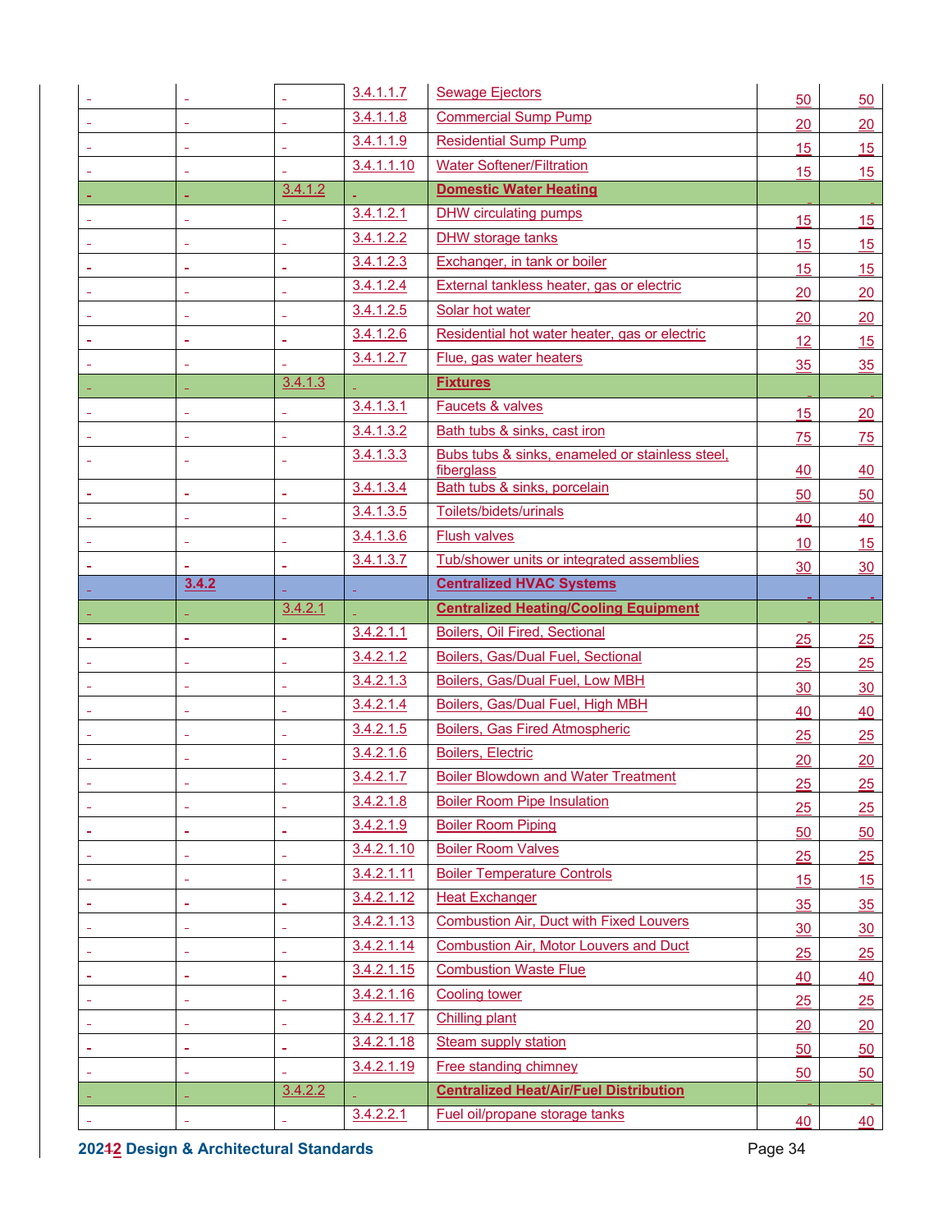| | | | | | | |
|---|---|---|---|---|---|---|
| | | | 3.4.1.1.7 | Sewage Ejectors | 50 | 50 |
| | | | 3.4.1.1.8 | Commercial Sump Pump | 20 | 20 |
| | | | 3.4.1.1.9 | Residential Sump Pump | 15 | 15 |
| | | | 3.4.1.1.10 | Water Softener/Filtration | 15 | 15 |
| | | 3.4.1.2 | | **Domestic Water Heating** | | |
| | | | 3.4.1.2.1 | DHW circulating pumps | 15 | 15 |
| | | | 3.4.1.2.2 | DHW storage tanks | 15 | 15 |
| | | | 3.4.1.2.3 | Exchanger, in tank or boiler | 15 | 15 |
| | | | 3.4.1.2.4 | External tankless heater, gas or electric | 20 | 20 |
| | | | 3.4.1.2.5 | Solar hot water | 20 | 20 |
| | | | 3.4.1.2.6 | Residential hot water heater, gas or electric | 12 | 15 |
| | | | 3.4.1.2.7 | Flue, gas water heaters | 35 | 35 |
| | | 3.4.1.3 | | **Fixtures** | | |
| | | | 3.4.1.3.1 | Faucets & valves | 15 | 20 |
| | | | 3.4.1.3.2 | Bath tubs & sinks, cast iron | 75 | 75 |
| | | | 3.4.1.3.3 | Bubs tubs & sinks, enameled or stainless steel, fiberglass | 40 | 40 |
| | | | 3.4.1.3.4 | Bath tubs & sinks, porcelain | 50 | 50 |
| | | | 3.4.1.3.5 | Toilets/bidets/urinals | 40 | 40 |
| | | | 3.4.1.3.6 | Flush valves | 10 | 15 |
| | | | 3.4.1.3.7 | Tub/shower units or integrated assemblies | 30 | 30 |
| | 3.4.2 | | | **Centralized HVAC Systems** | | |
| | | 3.4.2.1 | | **Centralized Heating/Cooling Equipment** | | |
| | | | 3.4.2.1.1 | Boilers, Oil Fired, Sectional | 25 | 25 |
| | | | 3.4.2.1.2 | Boilers, Gas/Dual Fuel, Sectional | 25 | 25 |
| | | | 3.4.2.1.3 | Boilers, Gas/Dual Fuel, Low MBH | 30 | 30 |
| | | | 3.4.2.1.4 | Boilers, Gas/Dual Fuel, High MBH | 40 | 40 |
| | | | 3.4.2.1.5 | Boilers, Gas Fired Atmospheric | 25 | 25 |
| | | | 3.4.2.1.6 | Boilers, Electric | 20 | 20 |
| | | | 3.4.2.1.7 | Boiler Blowdown and Water Treatment | 25 | 25 |
| | | | 3.4.2.1.8 | Boiler Room Pipe Insulation | 25 | 25 |
| | | | 3.4.2.1.9 | Boiler Room Piping | 50 | 50 |
| | | | 3.4.2.1.10 | Boiler Room Valves | 25 | 25 |
| | | | 3.4.2.1.11 | Boiler Temperature Controls | 15 | 15 |
| | | | 3.4.2.1.12 | Heat Exchanger | 35 | 35 |
| | | | 3.4.2.1.13 | Combustion Air, Duct with Fixed Louvers | 30 | 30 |
| | | | 3.4.2.1.14 | Combustion Air, Motor Louvers and Duct | 25 | 25 |
| | | | 3.4.2.1.15 | Combustion Waste Flue | 40 | 40 |
| | | | 3.4.2.1.16 | Cooling tower | 25 | 25 |
| | | | 3.4.2.1.17 | Chilling plant | 20 | 20 |
| | | | 3.4.2.1.18 | Steam supply station | 50 | 50 |
| | | | 3.4.2.1.19 | Free standing chimney | 50 | 50 |
| | | 3.4.2.2 | | **Centralized Heat/Air/Fuel Distribution** | | |
| | | | 3.4.2.2.1 | Fuel oil/propane storage tanks | 40 | 40 |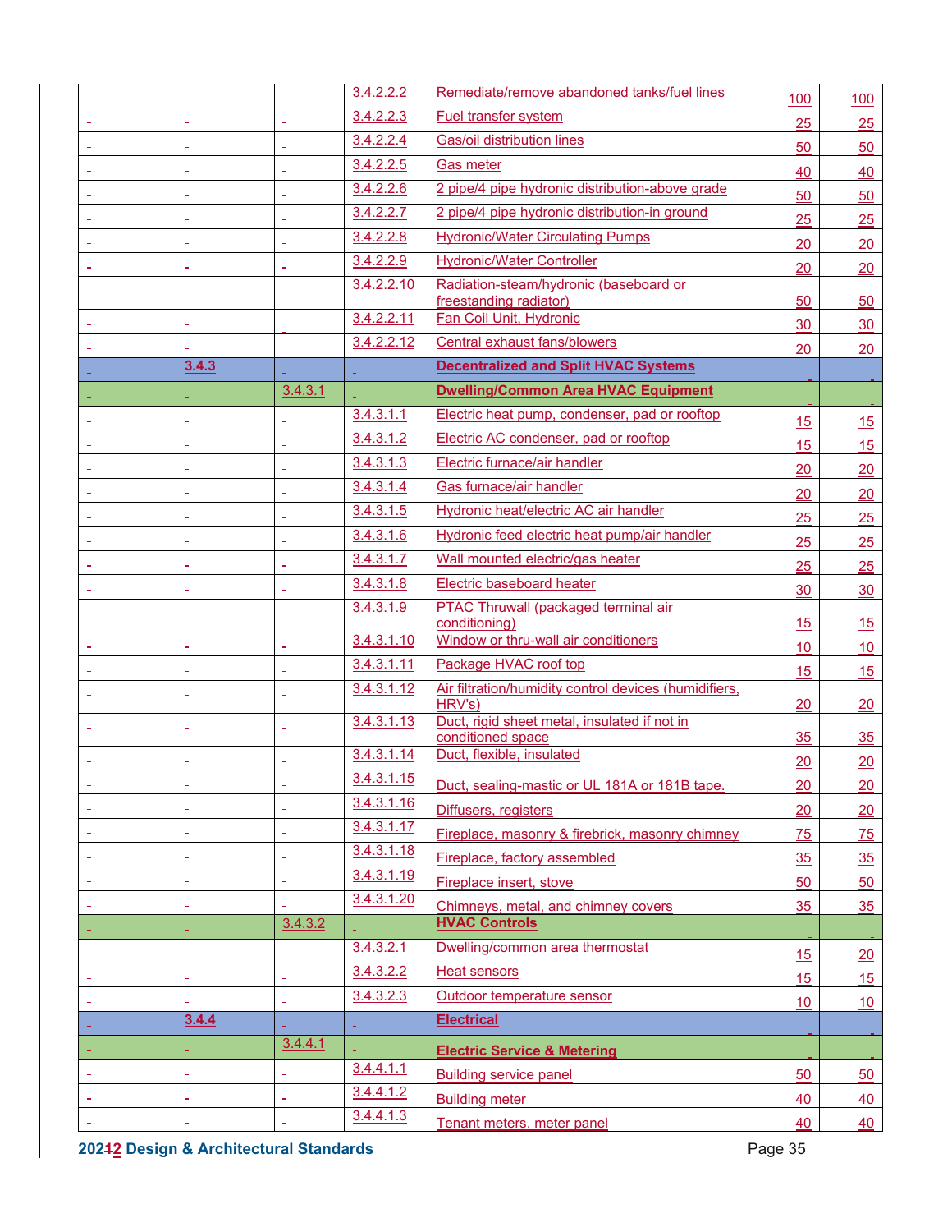| | | | | | | |
|---|---|---|---|---|---|---|
| | | | 3.4.2.2.2 | Remediate/remove abandoned tanks/fuel lines | 100 | 100 |
| | | | 3.4.2.2.3 | Fuel transfer system | 25 | 25 |
| | | | 3.4.2.2.4 | Gas/oil distribution lines | 50 | 50 |
| | | | 3.4.2.2.5 | Gas meter | 40 | 40 |
| | | | 3.4.2.2.6 | 2 pipe/4 pipe hydronic distribution-above grade | 50 | 50 |
| | | | 3.4.2.2.7 | 2 pipe/4 pipe hydronic distribution-in ground | 25 | 25 |
| | | | 3.4.2.2.8 | Hydronic/Water Circulating Pumps | 20 | 20 |
| | | | 3.4.2.2.9 | Hydronic/Water Controller | 20 | 20 |
| | | | 3.4.2.2.10 | Radiation-steam/hydronic (baseboard or freestanding radiator) | 50 | 50 |
| | | | 3.4.2.2.11 | Fan Coil Unit, Hydronic | 30 | 30 |
| | | | 3.4.2.2.12 | Central exhaust fans/blowers | 20 | 20 |
| | **3.4.3** | | | **Decentralized and Split HVAC Systems** | | |
| | | 3.4.3.1 | | **Dwelling/Common Area HVAC Equipment** | | |
| | | | 3.4.3.1.1 | Electric heat pump, condenser, pad or rooftop | 15 | 15 |
| | | | 3.4.3.1.2 | Electric AC condenser, pad or rooftop | 15 | 15 |
| | | | 3.4.3.1.3 | Electric furnace/air handler | 20 | 20 |
| | | | 3.4.3.1.4 | Gas furnace/air handler | 20 | 20 |
| | | | 3.4.3.1.5 | Hydronic heat/electric AC air handler | 25 | 25 |
| | | | 3.4.3.1.6 | Hydronic feed electric heat pump/air handler | 25 | 25 |
| | | | 3.4.3.1.7 | Wall mounted electric/gas heater | 25 | 25 |
| | | | 3.4.3.1.8 | Electric baseboard heater | 30 | 30 |
| | | | 3.4.3.1.9 | PTAC Thruwall (packaged terminal air conditioning) | 15 | 15 |
| | | | 3.4.3.1.10 | Window or thru-wall air conditioners | 10 | 10 |
| | | | 3.4.3.1.11 | Package HVAC roof top | 15 | 15 |
| | | | 3.4.3.1.12 | Air filtration/humidity control devices (humidifiers, HRV's) | 20 | 20 |
| | | | 3.4.3.1.13 | Duct, rigid sheet metal, insulated if not in conditioned space | 35 | 35 |
| | | | 3.4.3.1.14 | Duct, flexible, insulated | 20 | 20 |
| | | | 3.4.3.1.15 | Duct, sealing-mastic or UL 181A or 181B tape. | 20 | 20 |
| | | | 3.4.3.1.16 | Diffusers, registers | 20 | 20 |
| | | | 3.4.3.1.17 | Fireplace, masonry & firebrick, masonry chimney | 75 | 75 |
| | | | 3.4.3.1.18 | Fireplace, factory assembled | 35 | 35 |
| | | | 3.4.3.1.19 | Fireplace insert, stove | 50 | 50 |
| | | | 3.4.3.1.20 | Chimneys, metal, and chimney covers | 35 | 35 |
| | | 3.4.3.2 | | **HVAC Controls** | | |
| | | | 3.4.3.2.1 | Dwelling/common area thermostat | 15 | 20 |
| | | | 3.4.3.2.2 | Heat sensors | 15 | 15 |
| | | | 3.4.3.2.3 | Outdoor temperature sensor | 10 | 10 |
| | **3.4.4** | | | **Electrical** | | |
| | | 3.4.4.1 | | **Electric Service & Metering** | | |
| | | | 3.4.4.1.1 | Building service panel | 50 | 50 |
| | | | 3.4.4.1.2 | Building meter | 40 | 40 |
| | | | 3.4.4.1.3 | Tenant meters, meter panel | 40 | 40 |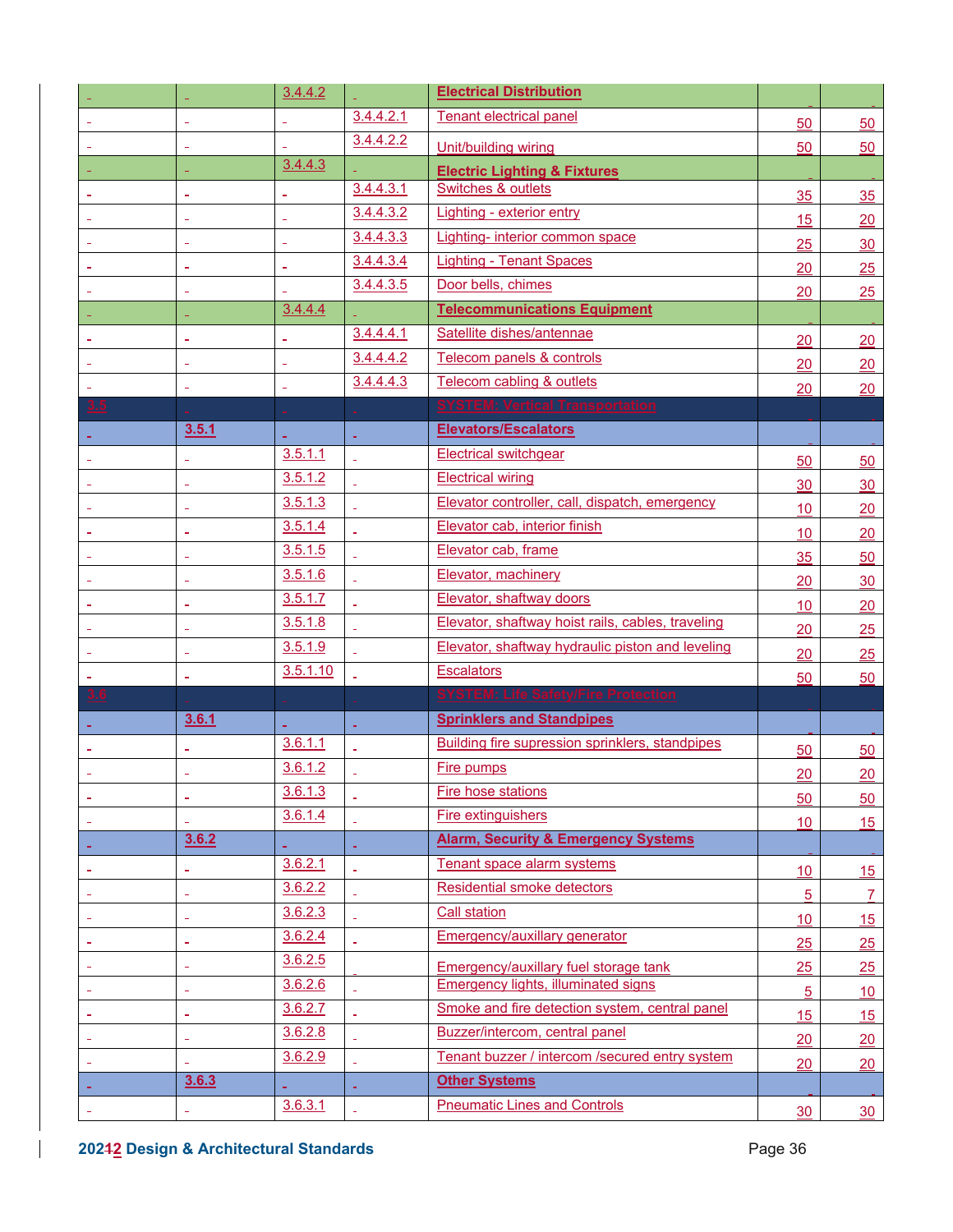| | | | | | | |
|---|---|---|---|---|---|---|
| | | 3.4.4.2 | | **Electrical Distribution** | | |
| | | | 3.4.4.2.1 | Tenant electrical panel | 50 | 50 |
| | | | 3.4.4.2.2 | Unit/building wiring | 50 | 50 |
| | | 3.4.4.3 | | **Electric Lighting & Fixtures** | | |
| | | | 3.4.4.3.1 | Switches & outlets | 35 | 35 |
| | | | 3.4.4.3.2 | Lighting - exterior entry | 15 | 20 |
| | | | 3.4.4.3.3 | Lighting- interior common space | 25 | 30 |
| | | | 3.4.4.3.4 | Lighting - Tenant Spaces | 20 | 25 |
| | | | 3.4.4.3.5 | Door bells, chimes | 20 | 25 |
| | | 3.4.4.4 | | **Telecommunications Equipment** | | |
| | | | 3.4.4.4.1 | Satellite dishes/antennae | 20 | 20 |
| | | | 3.4.4.4.2 | Telecom panels & controls | 20 | 20 |
| | | | 3.4.4.4.3 | Telecom cabling & outlets | 20 | 20 |
| 3.5 | | | | **SYSTEM: Vertical Transportation** | | |
| | 3.5.1 | | | **Elevators/Escalators** | | |
| | | 3.5.1.1 | | Electrical switchgear | 50 | 50 |
| | | 3.5.1.2 | | Electrical wiring | 30 | 30 |
| | | 3.5.1.3 | | Elevator controller, call, dispatch, emergency | 10 | 20 |
| | | 3.5.1.4 | | Elevator cab, interior finish | 10 | 20 |
| | | 3.5.1.5 | | Elevator cab, frame | 35 | 50 |
| | | 3.5.1.6 | | Elevator, machinery | 20 | 30 |
| | | 3.5.1.7 | | Elevator, shaftway doors | 10 | 20 |
| | | 3.5.1.8 | | Elevator, shaftway hoist rails, cables, traveling | 20 | 25 |
| | | 3.5.1.9 | | Elevator, shaftway hydraulic piston and leveling | 20 | 25 |
| | | 3.5.1.10 | | Escalators | 50 | 50 |
| 3.6 | | | | **SYSTEM: Life Safety/Fire Protection** | | |
| | 3.6.1 | | | **Sprinklers and Standpipes** | | |
| | | 3.6.1.1 | | Building fire supression sprinklers, standpipes | 50 | 50 |
| | | 3.6.1.2 | | Fire pumps | 20 | 20 |
| | | 3.6.1.3 | | Fire hose stations | 50 | 50 |
| | | 3.6.1.4 | | Fire extinguishers | 10 | 15 |
| | 3.6.2 | | | **Alarm, Security & Emergency Systems** | | |
| | | 3.6.2.1 | | Tenant space alarm systems | 10 | 15 |
| | | 3.6.2.2 | | Residential smoke detectors | 5 | 7 |
| | | 3.6.2.3 | | Call station | 10 | 15 |
| | | 3.6.2.4 | | Emergency/auxillary generator | 25 | 25 |
| | | 3.6.2.5 | | Emergency/auxillary fuel storage tank | 25 | 25 |
| | | 3.6.2.6 | | Emergency lights, illuminated signs | 5 | 10 |
| | | 3.6.2.7 | | Smoke and fire detection system, central panel | 15 | 15 |
| | | 3.6.2.8 | | Buzzer/intercom, central panel | 20 | 20 |
| | | 3.6.2.9 | | Tenant buzzer / intercom /secured entry system | 20 | 20 |
| | 3.6.3 | | | **Other Systems** | | |
| | | 3.6.3.1 | | Pneumatic Lines and Controls | 30 | 30 |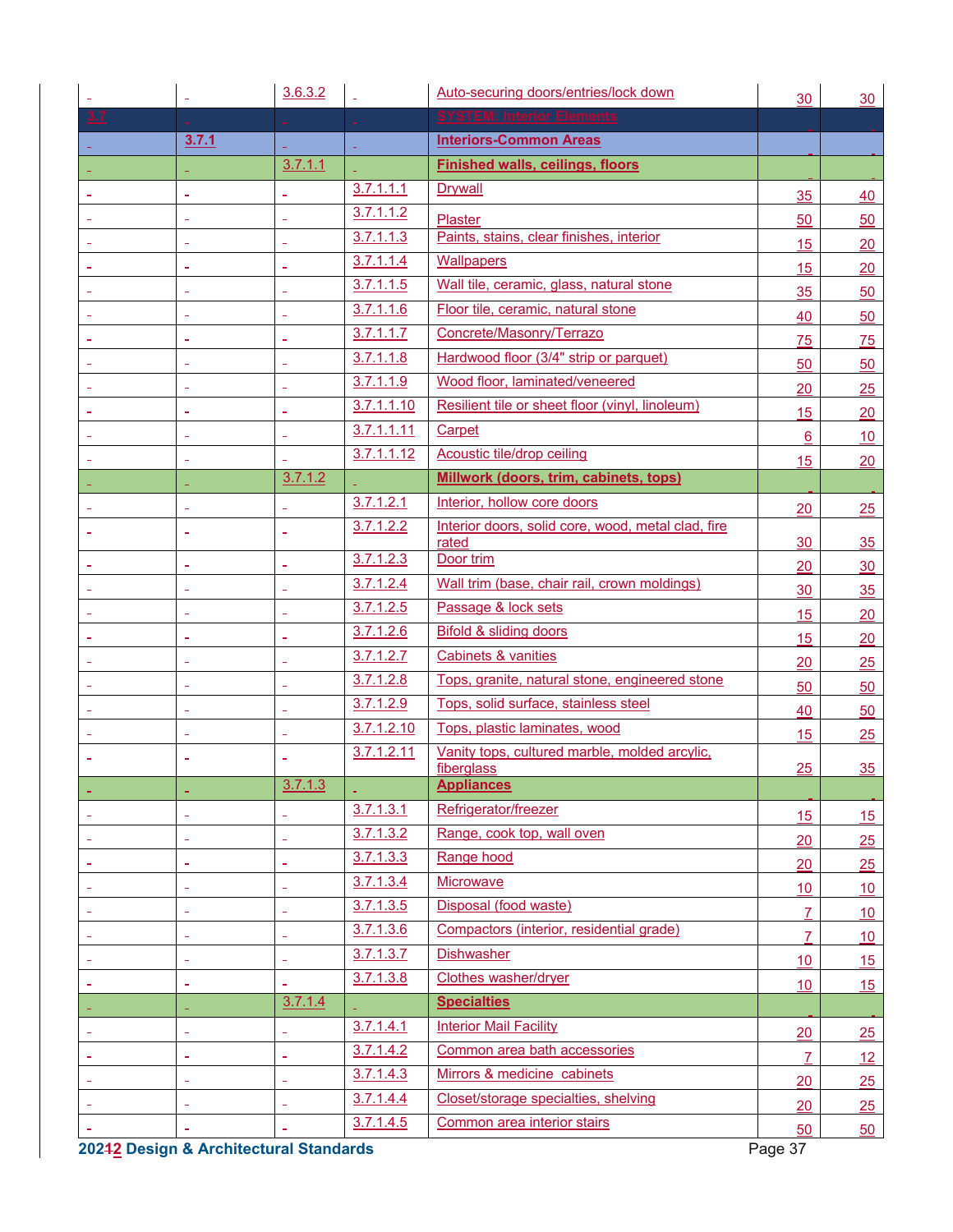| | | | | | | |
|---|---|---|---|---|---|---|
| | | 3.6.3.2 | | Auto-securing doors/entries/lock down | 30 | 30 |
| 3.7 | | | | **SYSTEM: Interior Elements** | | |
| | 3.7.1 | | | **Interiors-Common Areas** | | |
| | | 3.7.1.1 | | **Finished walls, ceilings, floors** | | |
| | | | 3.7.1.1.1 | Drywall | 35 | 40 |
| | | | 3.7.1.1.2 | Plaster | 50 | 50 |
| | | | 3.7.1.1.3 | Paints, stains, clear finishes, interior | 15 | 20 |
| | | | 3.7.1.1.4 | Wallpapers | 15 | 20 |
| | | | 3.7.1.1.5 | Wall tile, ceramic, glass, natural stone | 35 | 50 |
| | | | 3.7.1.1.6 | Floor tile, ceramic, natural stone | 40 | 50 |
| | | | 3.7.1.1.7 | Concrete/Masonry/Terrazo | 75 | 75 |
| | | | 3.7.1.1.8 | Hardwood floor (3/4" strip or parquet) | 50 | 50 |
| | | | 3.7.1.1.9 | Wood floor, laminated/veneered | 20 | 25 |
| | | | 3.7.1.1.10 | Resilient tile or sheet floor (vinyl, linoleum) | 15 | 20 |
| | | | 3.7.1.1.11 | Carpet | 6 | 10 |
| | | | 3.7.1.1.12 | Acoustic tile/drop ceiling | 15 | 20 |
| | | 3.7.1.2 | | **Millwork (doors, trim, cabinets, tops)** | | |
| | | | 3.7.1.2.1 | Interior, hollow core doors | 20 | 25 |
| | | | 3.7.1.2.2 | Interior doors, solid core, wood, metal clad, fire rated | 30 | 35 |
| | | | 3.7.1.2.3 | Door trim | 20 | 30 |
| | | | 3.7.1.2.4 | Wall trim (base, chair rail, crown moldings) | 30 | 35 |
| | | | 3.7.1.2.5 | Passage & lock sets | 15 | 20 |
| | | | 3.7.1.2.6 | Bifold & sliding doors | 15 | 20 |
| | | | 3.7.1.2.7 | Cabinets & vanities | 20 | 25 |
| | | | 3.7.1.2.8 | Tops, granite, natural stone, engineered stone | 50 | 50 |
| | | | 3.7.1.2.9 | Tops, solid surface, stainless steel | 40 | 50 |
| | | | 3.7.1.2.10 | Tops, plastic laminates, wood | 15 | 25 |
| | | | 3.7.1.2.11 | Vanity tops, cultured marble, molded arcylic, fiberglass | 25 | 35 |
| | | 3.7.1.3 | | **Appliances** | | |
| | | | 3.7.1.3.1 | Refrigerator/freezer | 15 | 15 |
| | | | 3.7.1.3.2 | Range, cook top, wall oven | 20 | 25 |
| | | | 3.7.1.3.3 | Range hood | 20 | 25 |
| | | | 3.7.1.3.4 | Microwave | 10 | 10 |
| | | | 3.7.1.3.5 | Disposal (food waste) | 7 | 10 |
| | | | 3.7.1.3.6 | Compactors (interior, residential grade) | 7 | 10 |
| | | | 3.7.1.3.7 | Dishwasher | 10 | 15 |
| | | | 3.7.1.3.8 | Clothes washer/dryer | 10 | 15 |
| | | 3.7.1.4 | | **Specialties** | | |
| | | | 3.7.1.4.1 | Interior Mail Facility | 20 | 25 |
| | | | 3.7.1.4.2 | Common area bath accessories | 7 | 12 |
| | | | 3.7.1.4.3 | Mirrors & medicine cabinets | 20 | 25 |
| | | | 3.7.1.4.4 | Closet/storage specialties, shelving | 20 | 25 |
| | | | 3.7.1.4.5 | Common area interior stairs | 50 | 50 |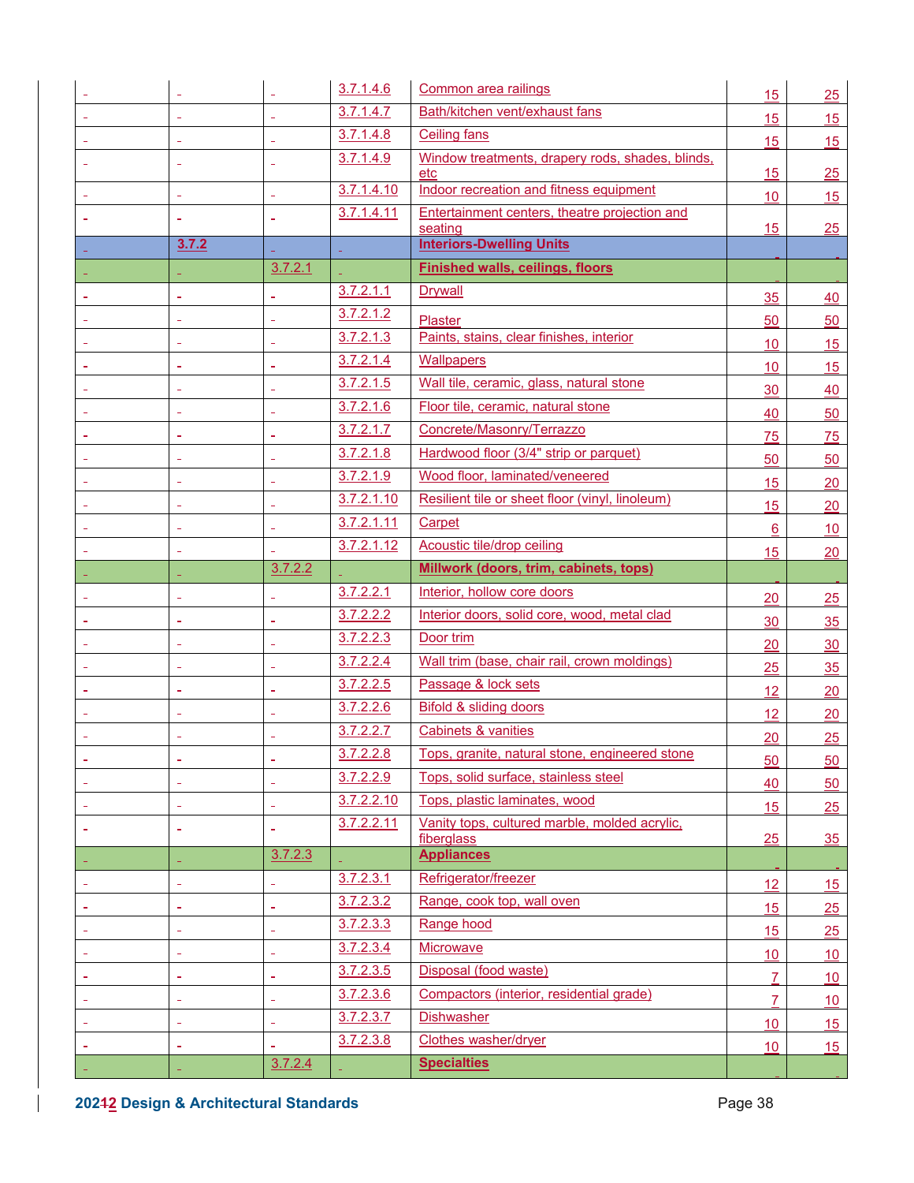| | | | | | | |
|---|---|---|---|---|---|---|
| | | | 3.7.1.4.6 | Common area railings | 15 | 25 |
| | | | 3.7.1.4.7 | Bath/kitchen vent/exhaust fans | 15 | 15 |
| | | | 3.7.1.4.8 | Ceiling fans | 15 | 15 |
| | | | 3.7.1.4.9 | Window treatments, drapery rods, shades, blinds, etc | 15 | 25 |
| | | | 3.7.1.4.10 | Indoor recreation and fitness equipment | 10 | 15 |
| | | | 3.7.1.4.11 | Entertainment centers, theatre projection and seating | 15 | 25 |
| | **3.7.2** | | | **Interiors-Dwelling Units** | | |
| | | 3.7.2.1 | | **Finished walls, ceilings, floors** | | |
| | | | 3.7.2.1.1 | Drywall | 35 | 40 |
| | | | 3.7.2.1.2 | Plaster | 50 | 50 |
| | | | 3.7.2.1.3 | Paints, stains, clear finishes, interior | 10 | 15 |
| | | | 3.7.2.1.4 | Wallpapers | 10 | 15 |
| | | | 3.7.2.1.5 | Wall tile, ceramic, glass, natural stone | 30 | 40 |
| | | | 3.7.2.1.6 | Floor tile, ceramic, natural stone | 40 | 50 |
| | | | 3.7.2.1.7 | Concrete/Masonry/Terrazzo | 75 | 75 |
| | | | 3.7.2.1.8 | Hardwood floor (3/4" strip or parquet) | 50 | 50 |
| | | | 3.7.2.1.9 | Wood floor, laminated/veneered | 15 | 20 |
| | | | 3.7.2.1.10 | Resilient tile or sheet floor (vinyl, linoleum) | 15 | 20 |
| | | | 3.7.2.1.11 | Carpet | 6 | 10 |
| | | | 3.7.2.1.12 | Acoustic tile/drop ceiling | 15 | 20 |
| | | 3.7.2.2 | | **Millwork (doors, trim, cabinets, tops)** | | |
| | | | 3.7.2.2.1 | Interior, hollow core doors | 20 | 25 |
| | | | 3.7.2.2.2 | Interior doors, solid core, wood, metal clad | 30 | 35 |
| | | | 3.7.2.2.3 | Door trim | 20 | 30 |
| | | | 3.7.2.2.4 | Wall trim (base, chair rail, crown moldings) | 25 | 35 |
| | | | 3.7.2.2.5 | Passage & lock sets | 12 | 20 |
| | | | 3.7.2.2.6 | Bifold & sliding doors | 12 | 20 |
| | | | 3.7.2.2.7 | Cabinets & vanities | 20 | 25 |
| | | | 3.7.2.2.8 | Tops, granite, natural stone, engineered stone | 50 | 50 |
| | | | 3.7.2.2.9 | Tops, solid surface, stainless steel | 40 | 50 |
| | | | 3.7.2.2.10 | Tops, plastic laminates, wood | 15 | 25 |
| | | | 3.7.2.2.11 | Vanity tops, cultured marble, molded acrylic, fiberglass | 25 | 35 |
| | | 3.7.2.3 | | **Appliances** | | |
| | | | 3.7.2.3.1 | Refrigerator/freezer | 12 | 15 |
| | | | 3.7.2.3.2 | Range, cook top, wall oven | 15 | 25 |
| | | | 3.7.2.3.3 | Range hood | 15 | 25 |
| | | | 3.7.2.3.4 | Microwave | 10 | 10 |
| | | | 3.7.2.3.5 | Disposal (food waste) | 7 | 10 |
| | | | 3.7.2.3.6 | Compactors (interior, residential grade) | 7 | 10 |
| | | | 3.7.2.3.7 | Dishwasher | 10 | 15 |
| | | | 3.7.2.3.8 | Clothes washer/dryer | 10 | 15 |
| | | 3.7.2.4 | | **Specialties** | | |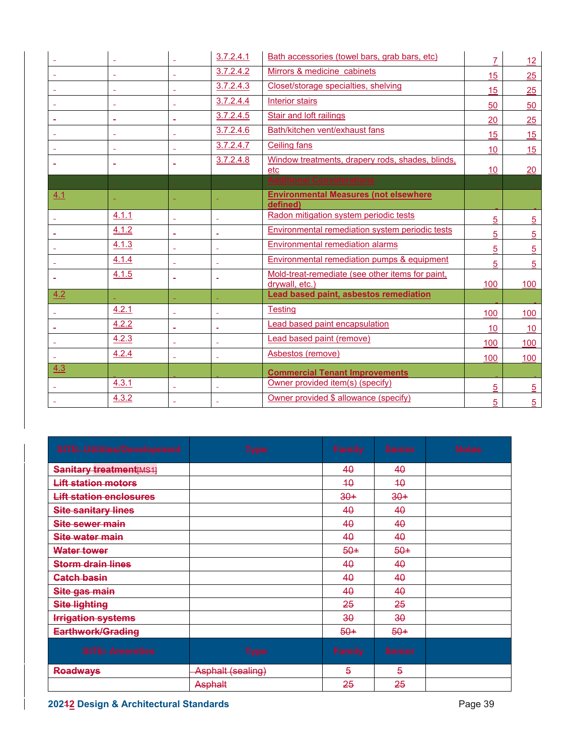| | | | | | | |
|---|---|---|---|---|---|---|
| | | | 3.7.2.4.1 | Bath accessories (towel bars, grab bars, etc) | 7 | 12 |
| | | | 3.7.2.4.2 | Mirrors & medicine cabinets | 15 | 25 |
| | | | 3.7.2.4.3 | Closet/storage specialties, shelving | 15 | 25 |
| | | | 3.7.2.4.4 | Interior stairs | 50 | 50 |
| | | | 3.7.2.4.5 | Stair and loft railings | 20 | 25 |
| | | | 3.7.2.4.6 | Bath/kitchen vent/exhaust fans | 15 | 15 |
| | | | 3.7.2.4.7 | Ceiling fans | 10 | 15 |
| | | | 3.7.2.4.8 | Window treatments, drapery rods, shades, blinds, etc | 10 | 20 |
| | | | | **Additional Considerations** | | |
| 4.1 | | | | **Environmental Measures (not elsewhere defined)** | | |
| | 4.1.1 | | | Radon mitigation system periodic tests | 5 | 5 |
| | 4.1.2 | | | Environmental remediation system periodic tests | 5 | 5 |
| | 4.1.3 | | | Environmental remediation alarms | 5 | 5 |
| | 4.1.4 | | | Environmental remediation pumps & equipment | 5 | 5 |
| | 4.1.5 | | | Mold-treat-remediate (see other items for paint, drywall, etc.) | 100 | 100 |
| 4.2 | | | | **Lead based paint, asbestos remediation** | | |
| | 4.2.1 | | | Testing | 100 | 100 |
| | 4.2.2 | | | Lead based paint encapsulation | 10 | 10 |
| | 4.2.3 | | | Lead based paint (remove) | 100 | 100 |
| | 4.2.4 | | | Asbestos (remove) | 100 | 100 |
| 4.3 | | | | **Commercial Tenant Improvements** | | |
| | 4.3.1 | | | Owner provided item(s) (specify) | 5 | 5 |
| | 4.3.2 | | | Owner provided $ allowance (specify) | 5 | 5 |

| SITE: Utilities/Development | Type | Family | Senior | Notes |
|---|---|---|---|---|
| ~~**Sanitary treatment**~~[MS1] | | ~~40~~ | ~~40~~ | |
| ~~**Lift station motors**~~ | | ~~10~~ | ~~10~~ | |
| ~~**Lift station enclosures**~~ | | ~~30+~~ | ~~30+~~ | |
| ~~**Site sanitary lines**~~ | | ~~40~~ | ~~40~~ | |
| ~~**Site sewer main**~~ | | ~~40~~ | ~~40~~ | |
| ~~**Site water main**~~ | | ~~40~~ | ~~40~~ | |
| ~~**Water tower**~~ | | ~~50+~~ | ~~50+~~ | |
| ~~**Storm drain lines**~~ | | ~~40~~ | ~~40~~ | |
| ~~**Catch basin**~~ | | ~~40~~ | ~~40~~ | |
| ~~**Site gas main**~~ | | ~~40~~ | ~~40~~ | |
| ~~**Site lighting**~~ | | ~~25~~ | ~~25~~ | |
| ~~**Irrigation systems**~~ | | ~~30~~ | ~~30~~ | |
| ~~**Earthwork/Grading**~~ | | ~~50+~~ | ~~50+~~ | |
| **SITE: Amenities** | **Type** | **Family** | **Senior** | |
| ~~**Roadways**~~ | ~~Asphalt (sealing)~~ | ~~5~~ | ~~5~~ | |
| | ~~Asphalt~~ | ~~25~~ | ~~25~~ | |

**20212 Design & Architectural Standards**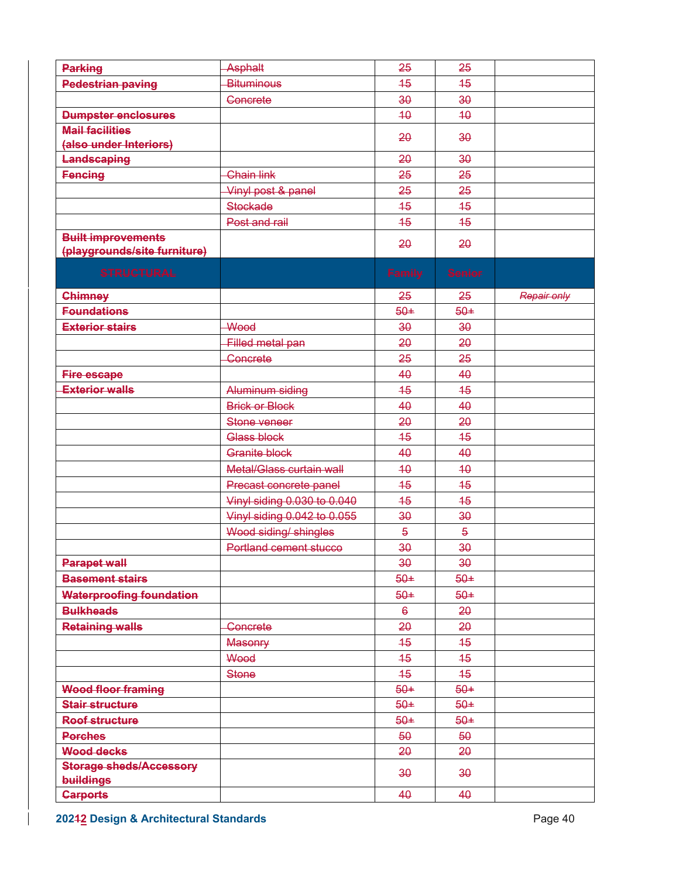| | | | | |
|---|---|---|---|---|
| ~~**Parking**~~ | ~~Asphalt~~ | ~~25~~ | ~~25~~ | |
| ~~**Pedestrian paving**~~ | ~~Bituminous~~ | ~~15~~ | ~~15~~ | |
| | ~~Concrete~~ | ~~30~~ | ~~30~~ | |
| ~~**Dumpster enclosures**~~ | | ~~10~~ | ~~10~~ | |
| ~~**Mail facilities (also under Interiors)**~~ | | ~~20~~ | ~~30~~ | |
| ~~**Landscaping**~~ | | ~~20~~ | ~~30~~ | |
| ~~**Fencing**~~ | ~~Chain link~~ | ~~25~~ | ~~25~~ | |
| | ~~Vinyl post & panel~~ | ~~25~~ | ~~25~~ | |
| | ~~Stockade~~ | ~~15~~ | ~~15~~ | |
| | ~~Post and rail~~ | ~~15~~ | ~~15~~ | |
| ~~**Built improvements (playgrounds/site furniture)**~~ | | ~~20~~ | ~~20~~ | |
| ~~**STRUCTURAL**~~ | | ~~**Family**~~ | ~~**Senior**~~ | |
| ~~**Chimney**~~ | | ~~25~~ | ~~25~~ | ~~*Repair only*~~ |
| ~~**Foundations**~~ | | ~~50+~~ | ~~50+~~ | |
| ~~**Exterior stairs**~~ | ~~Wood~~ | ~~30~~ | ~~30~~ | |
| | ~~Filled metal pan~~ | ~~20~~ | ~~20~~ | |
| | ~~Concrete~~ | ~~25~~ | ~~25~~ | |
| ~~**Fire escape**~~ | | ~~40~~ | ~~40~~ | |
| ~~**Exterior walls**~~ | ~~Aluminum siding~~ | ~~15~~ | ~~15~~ | |
| | ~~Brick or Block~~ | ~~40~~ | ~~40~~ | |
| | ~~Stone veneer~~ | ~~20~~ | ~~20~~ | |
| | ~~Glass block~~ | ~~15~~ | ~~15~~ | |
| | ~~Granite block~~ | ~~40~~ | ~~40~~ | |
| | ~~Metal/Glass curtain wall~~ | ~~10~~ | ~~10~~ | |
| | ~~Precast concrete panel~~ | ~~15~~ | ~~15~~ | |
| | ~~Vinyl siding 0.030 to 0.040~~ | ~~15~~ | ~~15~~ | |
| | ~~Vinyl siding 0.042 to 0.055~~ | ~~30~~ | ~~30~~ | |
| | ~~Wood siding/ shingles~~ | ~~5~~ | ~~5~~ | |
| | ~~Portland cement stucco~~ | ~~30~~ | ~~30~~ | |
| ~~**Parapet wall**~~ | | ~~30~~ | ~~30~~ | |
| ~~**Basement stairs**~~ | | ~~50+~~ | ~~50+~~ | |
| ~~**Waterproofing foundation**~~ | | ~~50+~~ | ~~50+~~ | |
| ~~**Bulkheads**~~ | | ~~6~~ | ~~20~~ | |
| ~~**Retaining walls**~~ | ~~Concrete~~ | ~~20~~ | ~~20~~ | |
| | ~~Masonry~~ | ~~15~~ | ~~15~~ | |
| | ~~Wood~~ | ~~15~~ | ~~15~~ | |
| | ~~Stone~~ | ~~15~~ | ~~15~~ | |
| ~~**Wood floor framing**~~ | | ~~50+~~ | ~~50+~~ | |
| ~~**Stair structure**~~ | | ~~50+~~ | ~~50+~~ | |
| ~~**Roof structure**~~ | | ~~50+~~ | ~~50+~~ | |
| ~~**Porches**~~ | | ~~50~~ | ~~50~~ | |
| ~~**Wood decks**~~ | | ~~20~~ | ~~20~~ | |
| ~~**Storage sheds/Accessory buildings**~~ | | ~~30~~ | ~~30~~ | |
| ~~**Carports**~~ | | ~~40~~ | ~~40~~ | |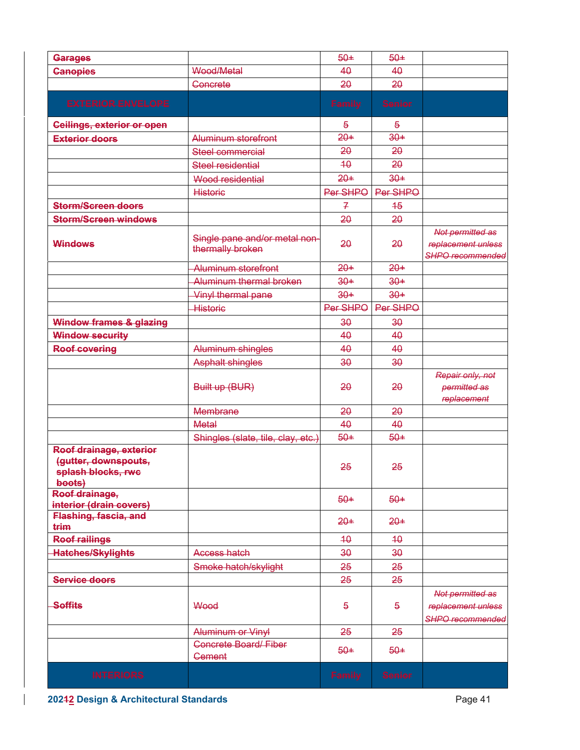| | | | | |
|---|---|---|---|---|
| ~~**Garages**~~ | | ~~50+~~ | ~~50+~~ | |
| ~~**Canopies**~~ | ~~Wood/Metal~~ | ~~40~~ | ~~40~~ | |
| | ~~Concrete~~ | ~~20~~ | ~~20~~ | |
| ~~**EXTERIOR ENVELOPE**~~ | | ~~**Family**~~ | ~~**Senior**~~ | |
| ~~**Ceilings, exterior or open**~~ | | ~~5~~ | ~~5~~ | |
| ~~**Exterior doors**~~ | ~~Aluminum storefront~~ | ~~20+~~ | ~~30+~~ | |
| | ~~Steel commercial~~ | ~~20~~ | ~~20~~ | |
| | ~~Steel residential~~ | ~~10~~ | ~~20~~ | |
| | ~~Wood residential~~ | ~~20+~~ | ~~30+~~ | |
| | ~~Historic~~ | ~~Per SHPO~~ | ~~Per SHPO~~ | |
| ~~**Storm/Screen doors**~~ | | ~~7~~ | ~~15~~ | |
| ~~**Storm/Screen windows**~~ | | ~~20~~ | ~~20~~ | |
| ~~**Windows**~~ | ~~Single pane and/or metal non-thermally broken~~ | ~~20~~ | ~~20~~ | ~~*Not permitted as replacement unless SHPO recommended*~~ |
| | ~~Aluminum storefront~~ | ~~20+~~ | ~~20+~~ | |
| | ~~Aluminum thermal broken~~ | ~~30+~~ | ~~30+~~ | |
| | ~~Vinyl thermal pane~~ | ~~30+~~ | ~~30+~~ | |
| | ~~Historic~~ | ~~Per SHPO~~ | ~~Per SHPO~~ | |
| ~~**Window frames & glazing**~~ | | ~~30~~ | ~~30~~ | |
| ~~**Window security**~~ | | ~~40~~ | ~~40~~ | |
| ~~**Roof covering**~~ | ~~Aluminum shingles~~ | ~~40~~ | ~~40~~ | |
| | ~~Asphalt shingles~~ | ~~30~~ | ~~30~~ | |
| | ~~Built up (BUR)~~ | ~~20~~ | ~~20~~ | ~~*Repair only, not permitted as replacement*~~ |
| | ~~Membrane~~ | ~~20~~ | ~~20~~ | |
| | ~~Metal~~ | ~~40~~ | ~~40~~ | |
| | ~~Shingles (slate, tile, clay, etc.)~~ | ~~50+~~ | ~~50+~~ | |
| ~~**Roof drainage, exterior (gutter, downspouts, splash blocks, rwc boots)**~~ | | ~~25~~ | ~~25~~ | |
| ~~**Roof drainage, interior (drain covers)**~~ | | ~~50+~~ | ~~50+~~ | |
| ~~**Flashing, fascia, and trim**~~ | | ~~20+~~ | ~~20+~~ | |
| ~~**Roof railings**~~ | | ~~10~~ | ~~10~~ | |
| ~~**Hatches/Skylights**~~ | ~~Access hatch~~ | ~~30~~ | ~~30~~ | |
| | ~~Smoke hatch/skylight~~ | ~~25~~ | ~~25~~ | |
| ~~**Service doors**~~ | | ~~25~~ | ~~25~~ | |
| ~~**Soffits**~~ | ~~Wood~~ | ~~5~~ | ~~5~~ | ~~*Not permitted as replacement unless SHPO recommended*~~ |
| | ~~Aluminum or Vinyl~~ | ~~25~~ | ~~25~~ | |
| | ~~Concrete Board/ Fiber Cement~~ | ~~50+~~ | ~~50+~~ | |
| ~~**INTERIORS**~~ | | ~~**Family**~~ | ~~**Senior**~~ | |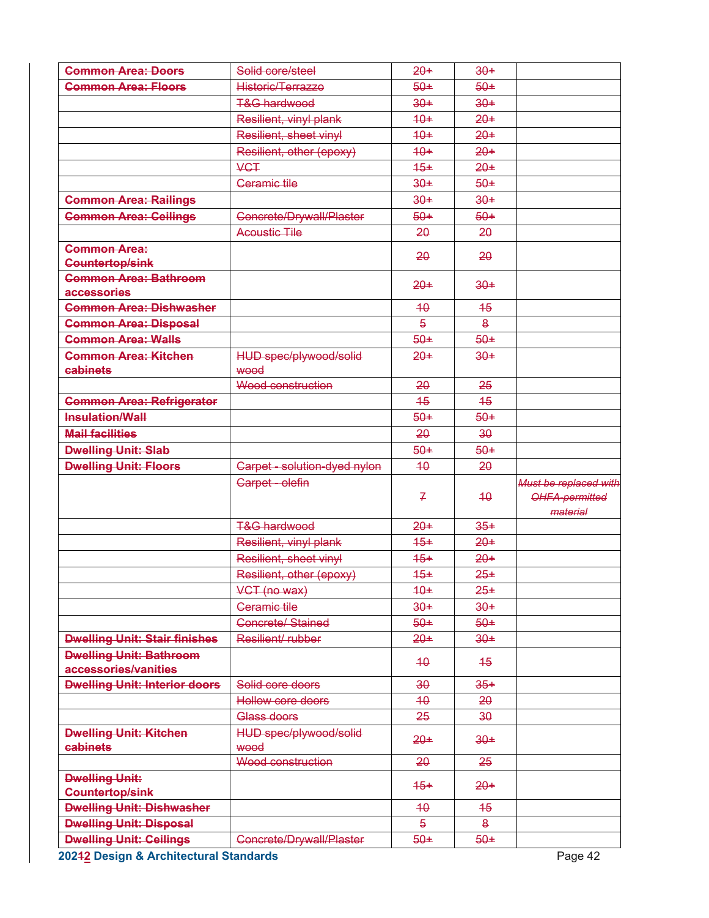| ~~**Common Area: Doors**~~ | ~~Solid core/steel~~ | ~~20+~~ | ~~30+~~ | |
|---|---|---|---|---|
| ~~**Common Area: Floors**~~ | ~~Historic/Terrazzo~~ | ~~50+~~ | ~~50+~~ | |
| | ~~T&G hardwood~~ | ~~30+~~ | ~~30+~~ | |
| | ~~Resilient, vinyl plank~~ | ~~10+~~ | ~~20+~~ | |
| | ~~Resilient, sheet vinyl~~ | ~~10+~~ | ~~20+~~ | |
| | ~~Resilient, other (epoxy)~~ | ~~10+~~ | ~~20+~~ | |
| | ~~VCT~~ | ~~15+~~ | ~~20+~~ | |
| | ~~Ceramic tile~~ | ~~30+~~ | ~~50+~~ | |
| ~~**Common Area: Railings**~~ | | ~~30+~~ | ~~30+~~ | |
| ~~**Common Area: Ceilings**~~ | ~~Concrete/Drywall/Plaster~~ | ~~50+~~ | ~~50+~~ | |
| | ~~Acoustic Tile~~ | ~~20~~ | ~~20~~ | |
| ~~**Common Area: Countertop/sink**~~ | | ~~20~~ | ~~20~~ | |
| ~~**Common Area: Bathroom accessories**~~ | | ~~20+~~ | ~~30+~~ | |
| ~~**Common Area: Dishwasher**~~ | | ~~10~~ | ~~15~~ | |
| ~~**Common Area: Disposal**~~ | | ~~5~~ | ~~8~~ | |
| ~~**Common Area: Walls**~~ | | ~~50+~~ | ~~50+~~ | |
| ~~**Common Area: Kitchen cabinets**~~ | ~~HUD spec/plywood/solid wood~~ | ~~20+~~ | ~~30+~~ | |
| | ~~Wood construction~~ | ~~20~~ | ~~25~~ | |
| ~~**Common Area: Refrigerator**~~ | | ~~15~~ | ~~15~~ | |
| ~~**Insulation/Wall**~~ | | ~~50+~~ | ~~50+~~ | |
| ~~**Mail facilities**~~ | | ~~20~~ | ~~30~~ | |
| ~~**Dwelling Unit: Slab**~~ | | ~~50+~~ | ~~50+~~ | |
| ~~**Dwelling Unit: Floors**~~ | ~~Carpet - solution-dyed nylon~~ | ~~10~~ | ~~20~~ | |
| | ~~Carpet - olefin~~ | ~~7~~ | ~~10~~ | ~~*Must be replaced with OHFA-permitted material*~~ |
| | ~~T&G hardwood~~ | ~~20+~~ | ~~35+~~ | |
| | ~~Resilient, vinyl plank~~ | ~~15+~~ | ~~20+~~ | |
| | ~~Resilient, sheet vinyl~~ | ~~15+~~ | ~~20+~~ | |
| | ~~Resilient, other (epoxy)~~ | ~~15+~~ | ~~25+~~ | |
| | ~~VCT (no wax)~~ | ~~10+~~ | ~~25+~~ | |
| | ~~Ceramic tile~~ | ~~30+~~ | ~~30+~~ | |
| | ~~Concrete/ Stained~~ | ~~50+~~ | ~~50+~~ | |
| ~~**Dwelling Unit: Stair finishes**~~ | ~~Resilient/ rubber~~ | ~~20+~~ | ~~30+~~ | |
| ~~**Dwelling Unit: Bathroom accessories/vanities**~~ | | ~~10~~ | ~~15~~ | |
| ~~**Dwelling Unit: Interior doors**~~ | ~~Solid core doors~~ | ~~30~~ | ~~35+~~ | |
| | ~~Hollow core doors~~ | ~~10~~ | ~~20~~ | |
| | ~~Glass doors~~ | ~~25~~ | ~~30~~ | |
| ~~**Dwelling Unit: Kitchen cabinets**~~ | ~~HUD spec/plywood/solid wood~~ | ~~20+~~ | ~~30+~~ | |
| | ~~Wood construction~~ | ~~20~~ | ~~25~~ | |
| ~~**Dwelling Unit: Countertop/sink**~~ | | ~~15+~~ | ~~20+~~ | |
| ~~**Dwelling Unit: Dishwasher**~~ | | ~~10~~ | ~~15~~ | |
| ~~**Dwelling Unit: Disposal**~~ | | ~~5~~ | ~~8~~ | |
| ~~**Dwelling Unit: Ceilings**~~ | ~~Concrete/Drywall/Plaster~~ | ~~50+~~ | ~~50+~~ | |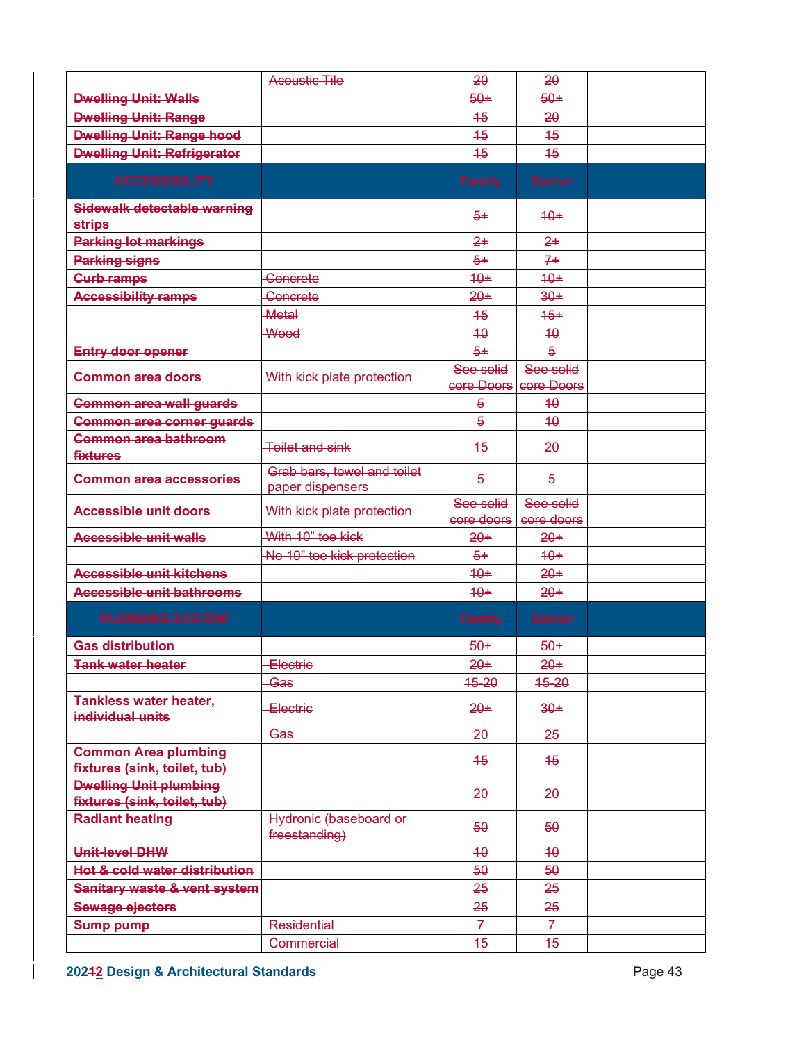| | Acoustic Tile | 20 | 20 | |
|---|---|---|---|---|
| **Dwelling Unit: Walls** | | 50+ | 50+ | |
| **Dwelling Unit: Range** | | 15 | 20 | |
| **Dwelling Unit: Range hood** | | 15 | 15 | |
| **Dwelling Unit: Refrigerator** | | 15 | 15 | |
| **ACCESSIBILITY** | | **Family** | **Senior** | |
| **Sidewalk detectable warning strips** | | 5+ | 10+ | |
| **Parking lot markings** | | 2+ | 2+ | |
| **Parking signs** | | 5+ | 7+ | |
| **Curb ramps** | Concrete | 10+ | 10+ | |
| **Accessibility ramps** | Concrete | 20+ | 30+ | |
| | Metal | 15 | 15+ | |
| | Wood | 10 | 10 | |
| **Entry door opener** | | 5+ | 5 | |
| **Common area doors** | With kick plate protection | See solid core Doors | See solid core Doors | |
| **Common area wall guards** | | 5 | 10 | |
| **Common area corner guards** | | 5 | 10 | |
| **Common area bathroom fixtures** | Toilet and sink | 15 | 20 | |
| **Common area accessories** | Grab bars, towel and toilet paper dispensers | 5 | 5 | |
| **Accessible unit doors** | With kick plate protection | See solid core doors | See solid core doors | |
| **Accessible unit walls** | With 10" toe kick | 20+ | 20+ | |
| | No 10" toe kick protection | 5+ | 10+ | |
| **Accessible unit kitchens** | | 10+ | 20+ | |
| **Accessible unit bathrooms** | | 10+ | 20+ | |
| **PLUMBING SYSTEM** | | **Family** | **Senior** | |
| **Gas distribution** | | 50+ | 50+ | |
| **Tank water heater** | Electric | 20+ | 20+ | |
| | Gas | 15-20 | 15-20 | |
| **Tankless water heater, individual units** | Electric | 20+ | 30+ | |
| | Gas | 20 | 25 | |
| **Common Area plumbing fixtures (sink, toilet, tub)** | | 15 | 15 | |
| **Dwelling Unit plumbing fixtures (sink, toilet, tub)** | | 20 | 20 | |
| **Radiant heating** | Hydronic (baseboard or freestanding) | 50 | 50 | |
| **Unit-level DHW** | | 10 | 10 | |
| **Hot & cold water distribution** | | 50 | 50 | |
| **Sanitary waste & vent system** | | 25 | 25 | |
| **Sewage ejectors** | | 25 | 25 | |
| **Sump pump** | Residential | 7 | 7 | |
| | Commercial | 15 | 15 | |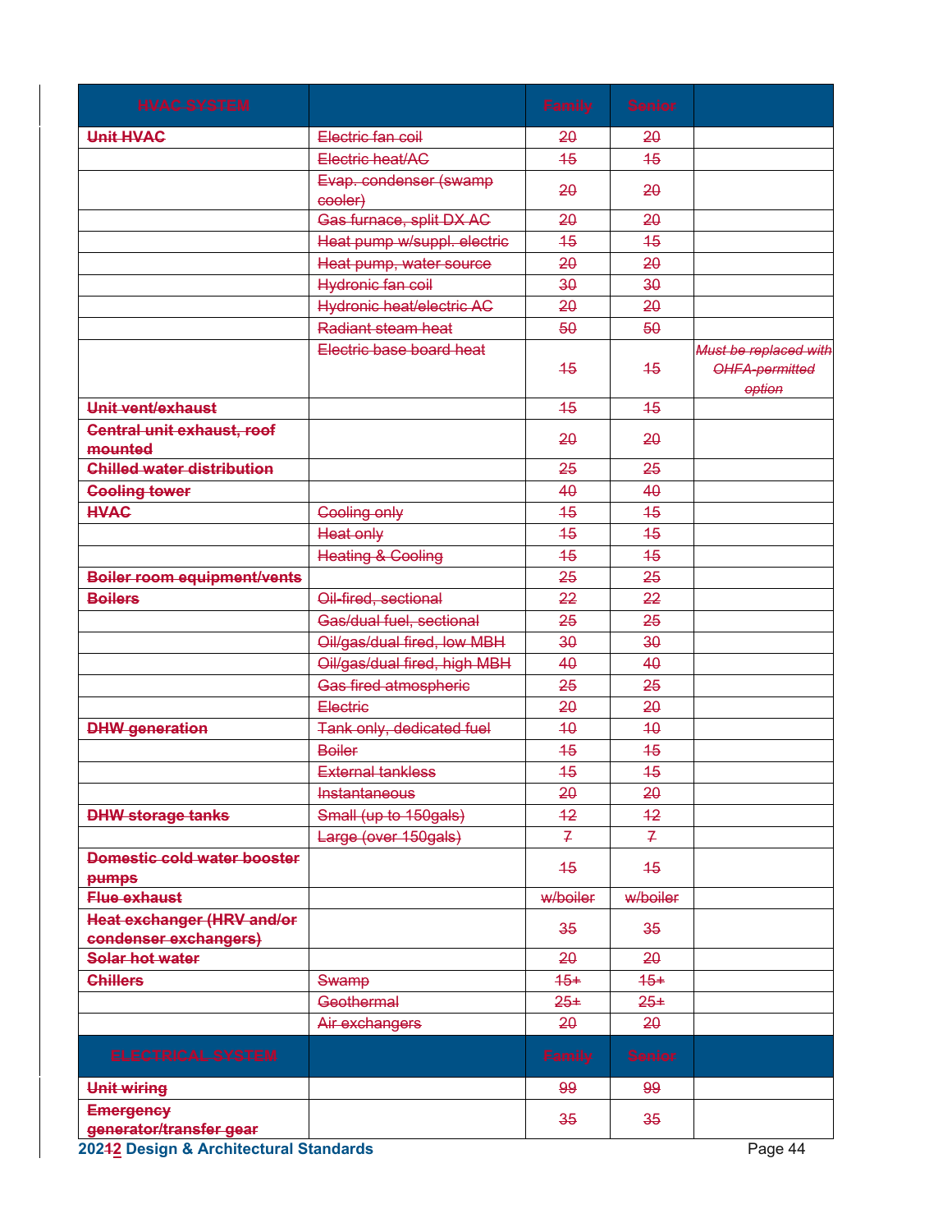| ~~HVAC SYSTEM~~ | | ~~Family~~ | ~~Senior~~ | |
|---|---|---|---|---|
| **~~Unit HVAC~~** | ~~Electric fan coil~~ | ~~20~~ | ~~20~~ | |
| | ~~Electric heat/AC~~ | ~~15~~ | ~~15~~ | |
| | ~~Evap. condenser (swamp cooler)~~ | ~~20~~ | ~~20~~ | |
| | ~~Gas furnace, split DX AC~~ | ~~20~~ | ~~20~~ | |
| | ~~Heat pump w/suppl. electric~~ | ~~15~~ | ~~15~~ | |
| | ~~Heat pump, water source~~ | ~~20~~ | ~~20~~ | |
| | ~~Hydronic fan coil~~ | ~~30~~ | ~~30~~ | |
| | ~~Hydronic heat/electric AC~~ | ~~20~~ | ~~20~~ | |
| | ~~Radiant steam heat~~ | ~~50~~ | ~~50~~ | |
| | ~~Electric base board heat~~ | ~~15~~ | ~~15~~ | *~~Must be replaced with OHFA-permitted option~~* |
| **~~Unit vent/exhaust~~** | | ~~15~~ | ~~15~~ | |
| **~~Central unit exhaust, roof mounted~~** | | ~~20~~ | ~~20~~ | |
| **~~Chilled water distribution~~** | | ~~25~~ | ~~25~~ | |
| **~~Cooling tower~~** | | ~~40~~ | ~~40~~ | |
| **~~HVAC~~** | ~~Cooling only~~ | ~~15~~ | ~~15~~ | |
| | ~~Heat only~~ | ~~15~~ | ~~15~~ | |
| | ~~Heating & Cooling~~ | ~~15~~ | ~~15~~ | |
| **~~Boiler room equipment/vents~~** | | ~~25~~ | ~~25~~ | |
| **~~Boilers~~** | ~~Oil-fired, sectional~~ | ~~22~~ | ~~22~~ | |
| | ~~Gas/dual fuel, sectional~~ | ~~25~~ | ~~25~~ | |
| | ~~Oil/gas/dual fired, low MBH~~ | ~~30~~ | ~~30~~ | |
| | ~~Oil/gas/dual fired, high MBH~~ | ~~40~~ | ~~40~~ | |
| | ~~Gas fired atmospheric~~ | ~~25~~ | ~~25~~ | |
| | ~~Electric~~ | ~~20~~ | ~~20~~ | |
| **~~DHW generation~~** | ~~Tank only, dedicated fuel~~ | ~~10~~ | ~~10~~ | |
| | ~~Boiler~~ | ~~15~~ | ~~15~~ | |
| | ~~External tankless~~ | ~~15~~ | ~~15~~ | |
| | ~~Instantaneous~~ | ~~20~~ | ~~20~~ | |
| **~~DHW storage tanks~~** | ~~Small (up to 150gals)~~ | ~~12~~ | ~~12~~ | |
| | ~~Large (over 150gals)~~ | ~~7~~ | ~~7~~ | |
| **~~Domestic cold water booster pumps~~** | | ~~15~~ | ~~15~~ | |
| **~~Flue exhaust~~** | | ~~w/boiler~~ | ~~w/boiler~~ | |
| **~~Heat exchanger (HRV and/or condenser exchangers)~~** | | ~~35~~ | ~~35~~ | |
| **~~Solar hot water~~** | | ~~20~~ | ~~20~~ | |
| **~~Chillers~~** | ~~Swamp~~ | ~~15+~~ | ~~15+~~ | |
| | ~~Geothermal~~ | ~~25+~~ | ~~25+~~ | |
| | ~~Air exchangers~~ | ~~20~~ | ~~20~~ | |
| ~~ELECTRICAL SYSTEM~~ | | ~~Family~~ | ~~Senior~~ | |
| **~~Unit wiring~~** | | ~~99~~ | ~~99~~ | |
| **~~Emergency generator/transfer gear~~** | | ~~35~~ | ~~35~~ | |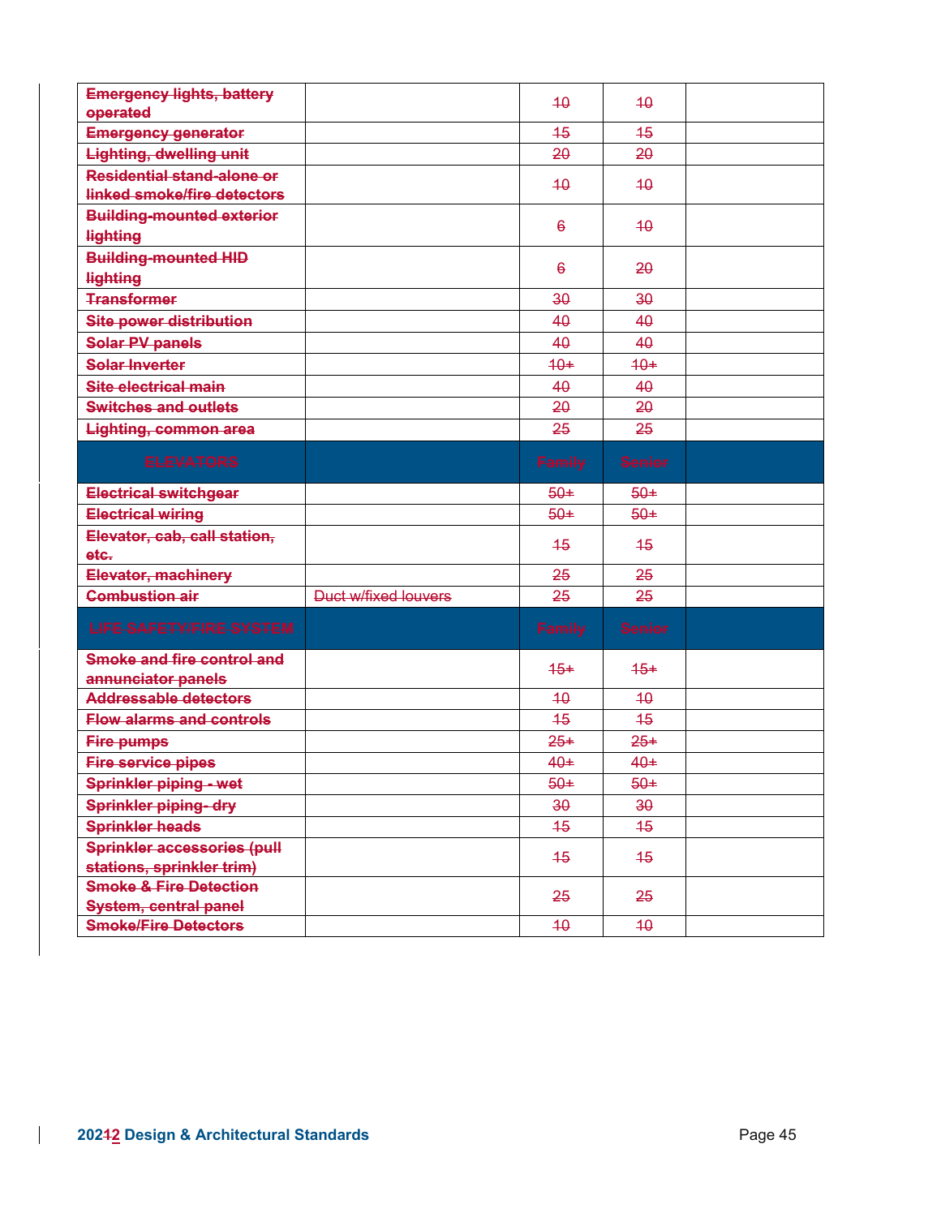| | | | | |
|---|---|---|---|---|
| ~~Emergency lights, battery operated~~ | | ~~10~~ | ~~10~~ | |
| ~~Emergency generator~~ | | ~~15~~ | ~~15~~ | |
| ~~Lighting, dwelling unit~~ | | ~~20~~ | ~~20~~ | |
| ~~Residential stand-alone or linked smoke/fire detectors~~ | | ~~10~~ | ~~10~~ | |
| ~~Building-mounted exterior lighting~~ | | ~~6~~ | ~~10~~ | |
| ~~Building-mounted HID lighting~~ | | ~~6~~ | ~~20~~ | |
| ~~Transformer~~ | | ~~30~~ | ~~30~~ | |
| ~~Site power distribution~~ | | ~~40~~ | ~~40~~ | |
| ~~Solar PV panels~~ | | ~~40~~ | ~~40~~ | |
| ~~Solar Inverter~~ | | ~~10+~~ | ~~10+~~ | |
| ~~Site electrical main~~ | | ~~40~~ | ~~40~~ | |
| ~~Switches and outlets~~ | | ~~20~~ | ~~20~~ | |
| ~~Lighting, common area~~ | | ~~25~~ | ~~25~~ | |
| ~~ELEVATORS~~ | | ~~Family~~ | ~~Senior~~ | |
| ~~Electrical switchgear~~ | | ~~50+~~ | ~~50+~~ | |
| ~~Electrical wiring~~ | | ~~50+~~ | ~~50+~~ | |
| ~~Elevator, cab, call station, etc.~~ | | ~~15~~ | ~~15~~ | |
| ~~Elevator, machinery~~ | | ~~25~~ | ~~25~~ | |
| ~~Combustion air~~ | ~~Duct w/fixed louvers~~ | ~~25~~ | ~~25~~ | |
| ~~LIFE SAFETY/FIRE SYSTEM~~ | | ~~Family~~ | ~~Senior~~ | |
| ~~Smoke and fire control and annunciator panels~~ | | ~~15+~~ | ~~15+~~ | |
| ~~Addressable detectors~~ | | ~~10~~ | ~~10~~ | |
| ~~Flow alarms and controls~~ | | ~~15~~ | ~~15~~ | |
| ~~Fire pumps~~ | | ~~25+~~ | ~~25+~~ | |
| ~~Fire service pipes~~ | | ~~40+~~ | ~~40+~~ | |
| ~~Sprinkler piping - wet~~ | | ~~50+~~ | ~~50+~~ | |
| ~~Sprinkler piping- dry~~ | | ~~30~~ | ~~30~~ | |
| ~~Sprinkler heads~~ | | ~~15~~ | ~~15~~ | |
| ~~Sprinkler accessories (pull stations, sprinkler trim)~~ | | ~~15~~ | ~~15~~ | |
| ~~Smoke & Fire Detection System, central panel~~ | | ~~25~~ | ~~25~~ | |
| ~~Smoke/Fire Detectors~~ | | ~~10~~ | ~~10~~ | |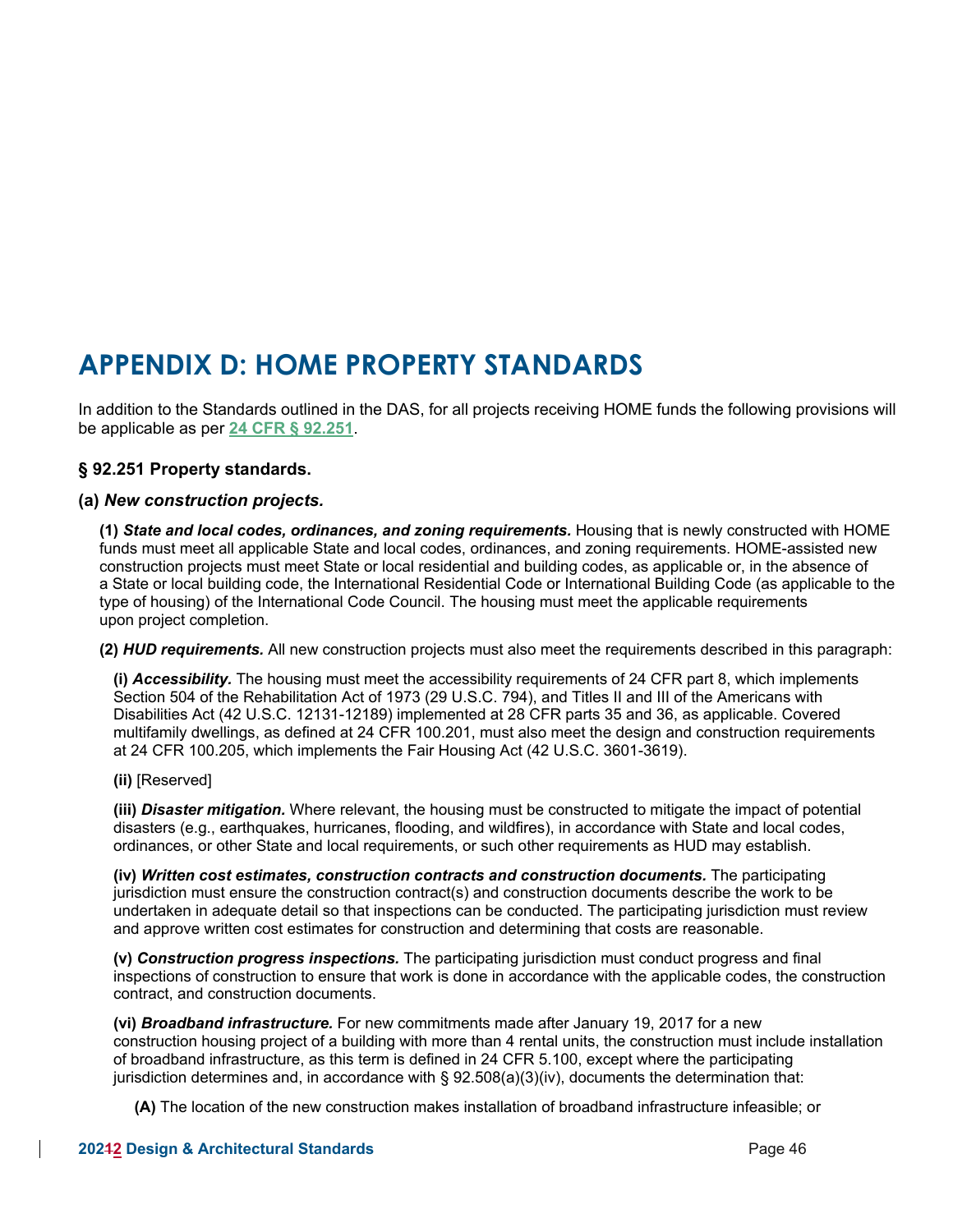# APPENDIX D: HOME PROPERTY STANDARDS

In addition to the Standards outlined in the DAS, for all projects receiving HOME funds the following provisions will be applicable as per 24 CFR § 92.251.

### § 92.251 Property standards.

#### (a) *New construction projects.*

**(1)** ***State and local codes, ordinances, and zoning requirements.*** Housing that is newly constructed with HOME funds must meet all applicable State and local codes, ordinances, and zoning requirements. HOME-assisted new construction projects must meet State or local residential and building codes, as applicable or, in the absence of a State or local building code, the International Residential Code or International Building Code (as applicable to the type of housing) of the International Code Council. The housing must meet the applicable requirements upon project completion.

**(2)** ***HUD requirements.*** All new construction projects must also meet the requirements described in this paragraph:

**(i)** ***Accessibility.*** The housing must meet the accessibility requirements of 24 CFR part 8, which implements Section 504 of the Rehabilitation Act of 1973 (29 U.S.C. 794), and Titles II and III of the Americans with Disabilities Act (42 U.S.C. 12131-12189) implemented at 28 CFR parts 35 and 36, as applicable. Covered multifamily dwellings, as defined at 24 CFR 100.201, must also meet the design and construction requirements at 24 CFR 100.205, which implements the Fair Housing Act (42 U.S.C. 3601-3619).

**(ii)** [Reserved]

**(iii)** ***Disaster mitigation.*** Where relevant, the housing must be constructed to mitigate the impact of potential disasters (e.g., earthquakes, hurricanes, flooding, and wildfires), in accordance with State and local codes, ordinances, or other State and local requirements, or such other requirements as HUD may establish.

**(iv)** ***Written cost estimates, construction contracts and construction documents.*** The participating jurisdiction must ensure the construction contract(s) and construction documents describe the work to be undertaken in adequate detail so that inspections can be conducted. The participating jurisdiction must review and approve written cost estimates for construction and determining that costs are reasonable.

**(v)** ***Construction progress inspections.*** The participating jurisdiction must conduct progress and final inspections of construction to ensure that work is done in accordance with the applicable codes, the construction contract, and construction documents.

**(vi)** ***Broadband infrastructure.*** For new commitments made after January 19, 2017 for a new construction housing project of a building with more than 4 rental units, the construction must include installation of broadband infrastructure, as this term is defined in 24 CFR 5.100, except where the participating jurisdiction determines and, in accordance with § 92.508(a)(3)(iv), documents the determination that:

**(A)** The location of the new construction makes installation of broadband infrastructure infeasible; or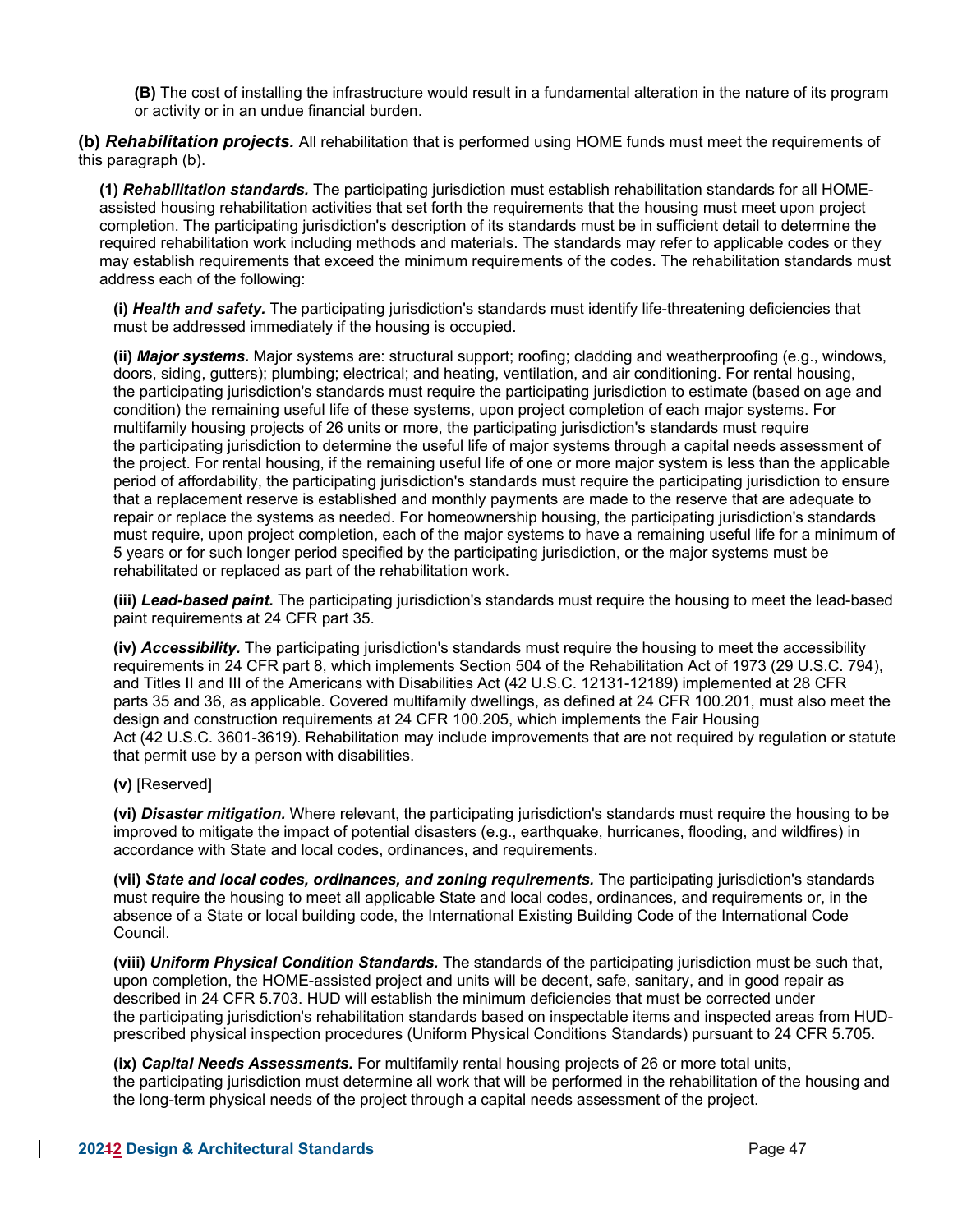**(B)** The cost of installing the infrastructure would result in a fundamental alteration in the nature of its program or activity or in an undue financial burden.

**(b)** ***Rehabilitation projects.*** All rehabilitation that is performed using HOME funds must meet the requirements of this paragraph (b).

**(1)** ***Rehabilitation standards.*** The participating jurisdiction must establish rehabilitation standards for all HOME-assisted housing rehabilitation activities that set forth the requirements that the housing must meet upon project completion. The participating jurisdiction's description of its standards must be in sufficient detail to determine the required rehabilitation work including methods and materials. The standards may refer to applicable codes or they may establish requirements that exceed the minimum requirements of the codes. The rehabilitation standards must address each of the following:

**(i)** ***Health and safety.*** The participating jurisdiction's standards must identify life-threatening deficiencies that must be addressed immediately if the housing is occupied.

**(ii)** ***Major systems.*** Major systems are: structural support; roofing; cladding and weatherproofing (e.g., windows, doors, siding, gutters); plumbing; electrical; and heating, ventilation, and air conditioning. For rental housing, the participating jurisdiction's standards must require the participating jurisdiction to estimate (based on age and condition) the remaining useful life of these systems, upon project completion of each major systems. For multifamily housing projects of 26 units or more, the participating jurisdiction's standards must require the participating jurisdiction to determine the useful life of major systems through a capital needs assessment of the project. For rental housing, if the remaining useful life of one or more major system is less than the applicable period of affordability, the participating jurisdiction's standards must require the participating jurisdiction to ensure that a replacement reserve is established and monthly payments are made to the reserve that are adequate to repair or replace the systems as needed. For homeownership housing, the participating jurisdiction's standards must require, upon project completion, each of the major systems to have a remaining useful life for a minimum of 5 years or for such longer period specified by the participating jurisdiction, or the major systems must be rehabilitated or replaced as part of the rehabilitation work.

**(iii)** ***Lead-based paint.*** The participating jurisdiction's standards must require the housing to meet the lead-based paint requirements at 24 CFR part 35.

**(iv)** ***Accessibility.*** The participating jurisdiction's standards must require the housing to meet the accessibility requirements in 24 CFR part 8, which implements Section 504 of the Rehabilitation Act of 1973 (29 U.S.C. 794), and Titles II and III of the Americans with Disabilities Act (42 U.S.C. 12131-12189) implemented at 28 CFR parts 35 and 36, as applicable. Covered multifamily dwellings, as defined at 24 CFR 100.201, must also meet the design and construction requirements at 24 CFR 100.205, which implements the Fair Housing Act (42 U.S.C. 3601-3619). Rehabilitation may include improvements that are not required by regulation or statute that permit use by a person with disabilities.

**(v)** [Reserved]

**(vi)** ***Disaster mitigation.*** Where relevant, the participating jurisdiction's standards must require the housing to be improved to mitigate the impact of potential disasters (e.g., earthquake, hurricanes, flooding, and wildfires) in accordance with State and local codes, ordinances, and requirements.

**(vii)** ***State and local codes, ordinances, and zoning requirements.*** The participating jurisdiction's standards must require the housing to meet all applicable State and local codes, ordinances, and requirements or, in the absence of a State or local building code, the International Existing Building Code of the International Code Council.

**(viii)** ***Uniform Physical Condition Standards.*** The standards of the participating jurisdiction must be such that, upon completion, the HOME-assisted project and units will be decent, safe, sanitary, and in good repair as described in 24 CFR 5.703. HUD will establish the minimum deficiencies that must be corrected under the participating jurisdiction's rehabilitation standards based on inspectable items and inspected areas from HUD-prescribed physical inspection procedures (Uniform Physical Conditions Standards) pursuant to 24 CFR 5.705.

**(ix)** ***Capital Needs Assessments.*** For multifamily rental housing projects of 26 or more total units, the participating jurisdiction must determine all work that will be performed in the rehabilitation of the housing and the long-term physical needs of the project through a capital needs assessment of the project.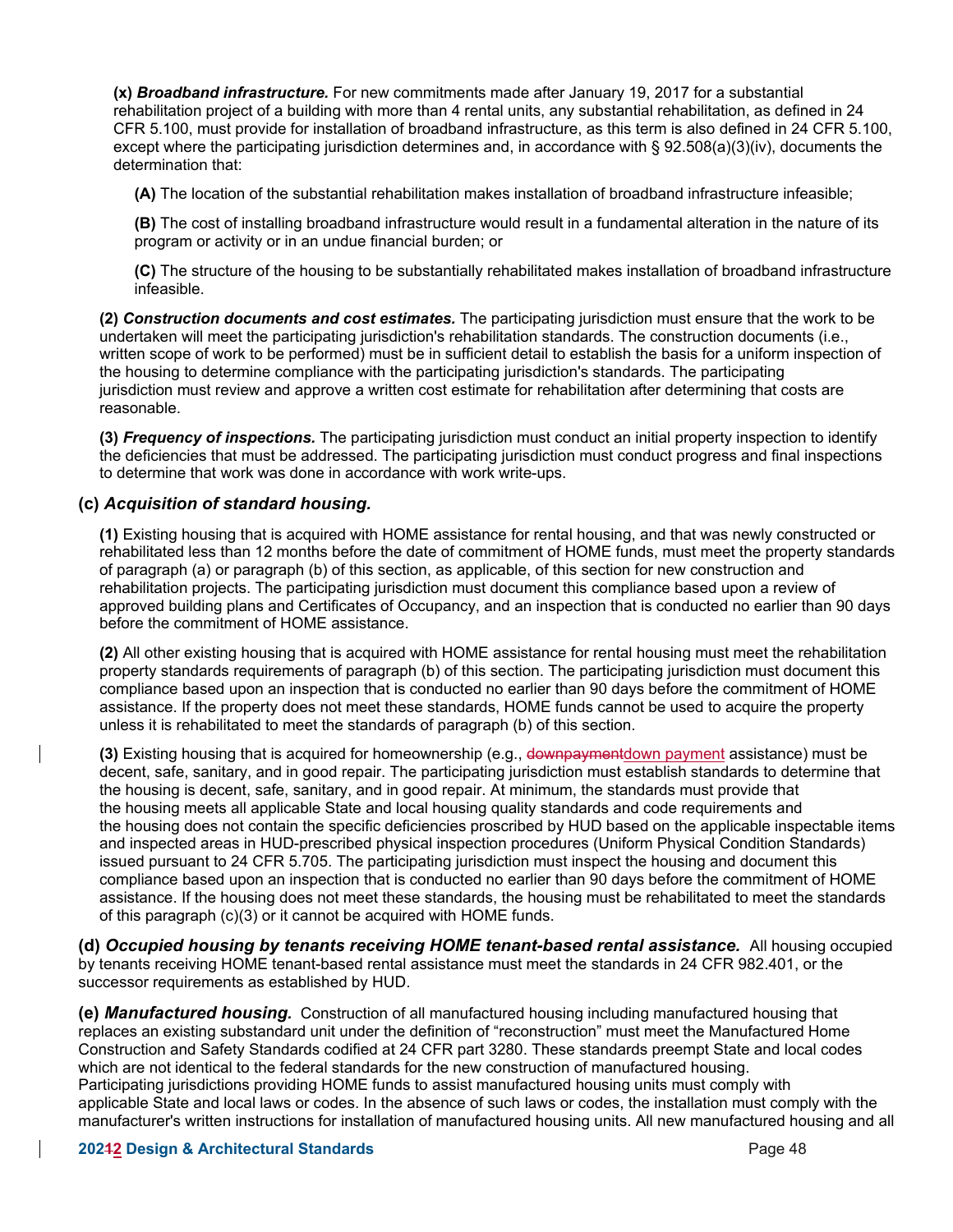**(x)** ***Broadband infrastructure.*** For new commitments made after January 19, 2017 for a substantial rehabilitation project of a building with more than 4 rental units, any substantial rehabilitation, as defined in 24 CFR 5.100, must provide for installation of broadband infrastructure, as this term is also defined in 24 CFR 5.100, except where the participating jurisdiction determines and, in accordance with § 92.508(a)(3)(iv), documents the determination that:

**(A)** The location of the substantial rehabilitation makes installation of broadband infrastructure infeasible;

**(B)** The cost of installing broadband infrastructure would result in a fundamental alteration in the nature of its program or activity or in an undue financial burden; or

**(C)** The structure of the housing to be substantially rehabilitated makes installation of broadband infrastructure infeasible.

**(2)** ***Construction documents and cost estimates.*** The participating jurisdiction must ensure that the work to be undertaken will meet the participating jurisdiction's rehabilitation standards. The construction documents (i.e., written scope of work to be performed) must be in sufficient detail to establish the basis for a uniform inspection of the housing to determine compliance with the participating jurisdiction's standards. The participating jurisdiction must review and approve a written cost estimate for rehabilitation after determining that costs are reasonable.

**(3)** ***Frequency of inspections.*** The participating jurisdiction must conduct an initial property inspection to identify the deficiencies that must be addressed. The participating jurisdiction must conduct progress and final inspections to determine that work was done in accordance with work write-ups.

### (c) *Acquisition of standard housing.*

**(1)** Existing housing that is acquired with HOME assistance for rental housing, and that was newly constructed or rehabilitated less than 12 months before the date of commitment of HOME funds, must meet the property standards of paragraph (a) or paragraph (b) of this section, as applicable, of this section for new construction and rehabilitation projects. The participating jurisdiction must document this compliance based upon a review of approved building plans and Certificates of Occupancy, and an inspection that is conducted no earlier than 90 days before the commitment of HOME assistance.

**(2)** All other existing housing that is acquired with HOME assistance for rental housing must meet the rehabilitation property standards requirements of paragraph (b) of this section. The participating jurisdiction must document this compliance based upon an inspection that is conducted no earlier than 90 days before the commitment of HOME assistance. If the property does not meet these standards, HOME funds cannot be used to acquire the property unless it is rehabilitated to meet the standards of paragraph (b) of this section.

**(3)** Existing housing that is acquired for homeownership (e.g., ~~downpayment~~down payment assistance) must be decent, safe, sanitary, and in good repair. The participating jurisdiction must establish standards to determine that the housing is decent, safe, sanitary, and in good repair. At minimum, the standards must provide that the housing meets all applicable State and local housing quality standards and code requirements and the housing does not contain the specific deficiencies proscribed by HUD based on the applicable inspectable items and inspected areas in HUD-prescribed physical inspection procedures (Uniform Physical Condition Standards) issued pursuant to 24 CFR 5.705. The participating jurisdiction must inspect the housing and document this compliance based upon an inspection that is conducted no earlier than 90 days before the commitment of HOME assistance. If the housing does not meet these standards, the housing must be rehabilitated to meet the standards of this paragraph (c)(3) or it cannot be acquired with HOME funds.

**(d)** ***Occupied housing by tenants receiving HOME tenant-based rental assistance.*** All housing occupied by tenants receiving HOME tenant-based rental assistance must meet the standards in 24 CFR 982.401, or the successor requirements as established by HUD.

**(e)** ***Manufactured housing.*** Construction of all manufactured housing including manufactured housing that replaces an existing substandard unit under the definition of "reconstruction" must meet the Manufactured Home Construction and Safety Standards codified at 24 CFR part 3280. These standards preempt State and local codes which are not identical to the federal standards for the new construction of manufactured housing. Participating jurisdictions providing HOME funds to assist manufactured housing units must comply with applicable State and local laws or codes. In the absence of such laws or codes, the installation must comply with the manufacturer's written instructions for installation of manufactured housing units. All new manufactured housing and all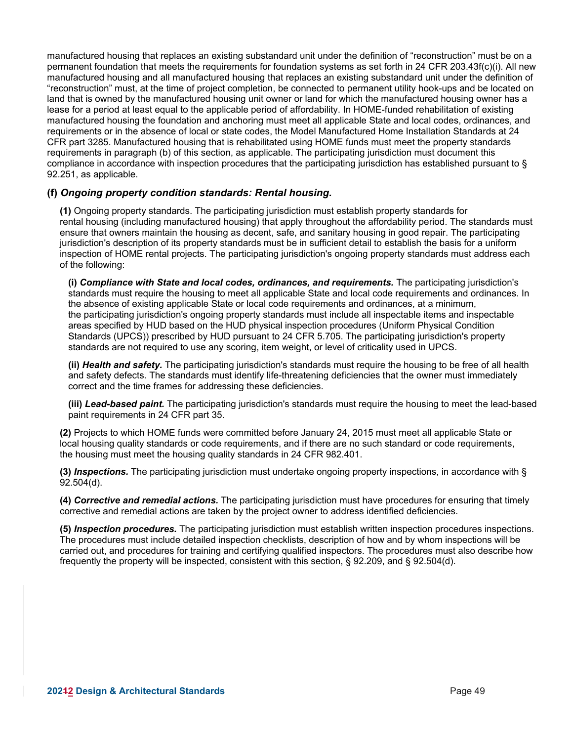manufactured housing that replaces an existing substandard unit under the definition of "reconstruction" must be on a permanent foundation that meets the requirements for foundation systems as set forth in 24 CFR 203.43f(c)(i). All new manufactured housing and all manufactured housing that replaces an existing substandard unit under the definition of "reconstruction" must, at the time of project completion, be connected to permanent utility hook-ups and be located on land that is owned by the manufactured housing unit owner or land for which the manufactured housing owner has a lease for a period at least equal to the applicable period of affordability. In HOME-funded rehabilitation of existing manufactured housing the foundation and anchoring must meet all applicable State and local codes, ordinances, and requirements or in the absence of local or state codes, the Model Manufactured Home Installation Standards at 24 CFR part 3285. Manufactured housing that is rehabilitated using HOME funds must meet the property standards requirements in paragraph (b) of this section, as applicable. The participating jurisdiction must document this compliance in accordance with inspection procedures that the participating jurisdiction has established pursuant to § 92.251, as applicable.

### (f) *Ongoing property condition standards: Rental housing.*

**(1)** Ongoing property standards. The participating jurisdiction must establish property standards for rental housing (including manufactured housing) that apply throughout the affordability period. The standards must ensure that owners maintain the housing as decent, safe, and sanitary housing in good repair. The participating jurisdiction's description of its property standards must be in sufficient detail to establish the basis for a uniform inspection of HOME rental projects. The participating jurisdiction's ongoing property standards must address each of the following:

**(i)** ***Compliance with State and local codes, ordinances, and requirements.*** The participating jurisdiction's standards must require the housing to meet all applicable State and local code requirements and ordinances. In the absence of existing applicable State or local code requirements and ordinances, at a minimum, the participating jurisdiction's ongoing property standards must include all inspectable items and inspectable areas specified by HUD based on the HUD physical inspection procedures (Uniform Physical Condition Standards (UPCS)) prescribed by HUD pursuant to 24 CFR 5.705. The participating jurisdiction's property standards are not required to use any scoring, item weight, or level of criticality used in UPCS.

**(ii)** ***Health and safety.*** The participating jurisdiction's standards must require the housing to be free of all health and safety defects. The standards must identify life-threatening deficiencies that the owner must immediately correct and the time frames for addressing these deficiencies.

**(iii)** ***Lead-based paint.*** The participating jurisdiction's standards must require the housing to meet the lead-based paint requirements in 24 CFR part 35.

**(2)** Projects to which HOME funds were committed before January 24, 2015 must meet all applicable State or local housing quality standards or code requirements, and if there are no such standard or code requirements, the housing must meet the housing quality standards in 24 CFR 982.401.

**(3)** ***Inspections.*** The participating jurisdiction must undertake ongoing property inspections, in accordance with § 92.504(d).

**(4)** ***Corrective and remedial actions.*** The participating jurisdiction must have procedures for ensuring that timely corrective and remedial actions are taken by the project owner to address identified deficiencies.

**(5)** ***Inspection procedures.*** The participating jurisdiction must establish written inspection procedures inspections. The procedures must include detailed inspection checklists, description of how and by whom inspections will be carried out, and procedures for training and certifying qualified inspectors. The procedures must also describe how frequently the property will be inspected, consistent with this section, § 92.209, and § 92.504(d).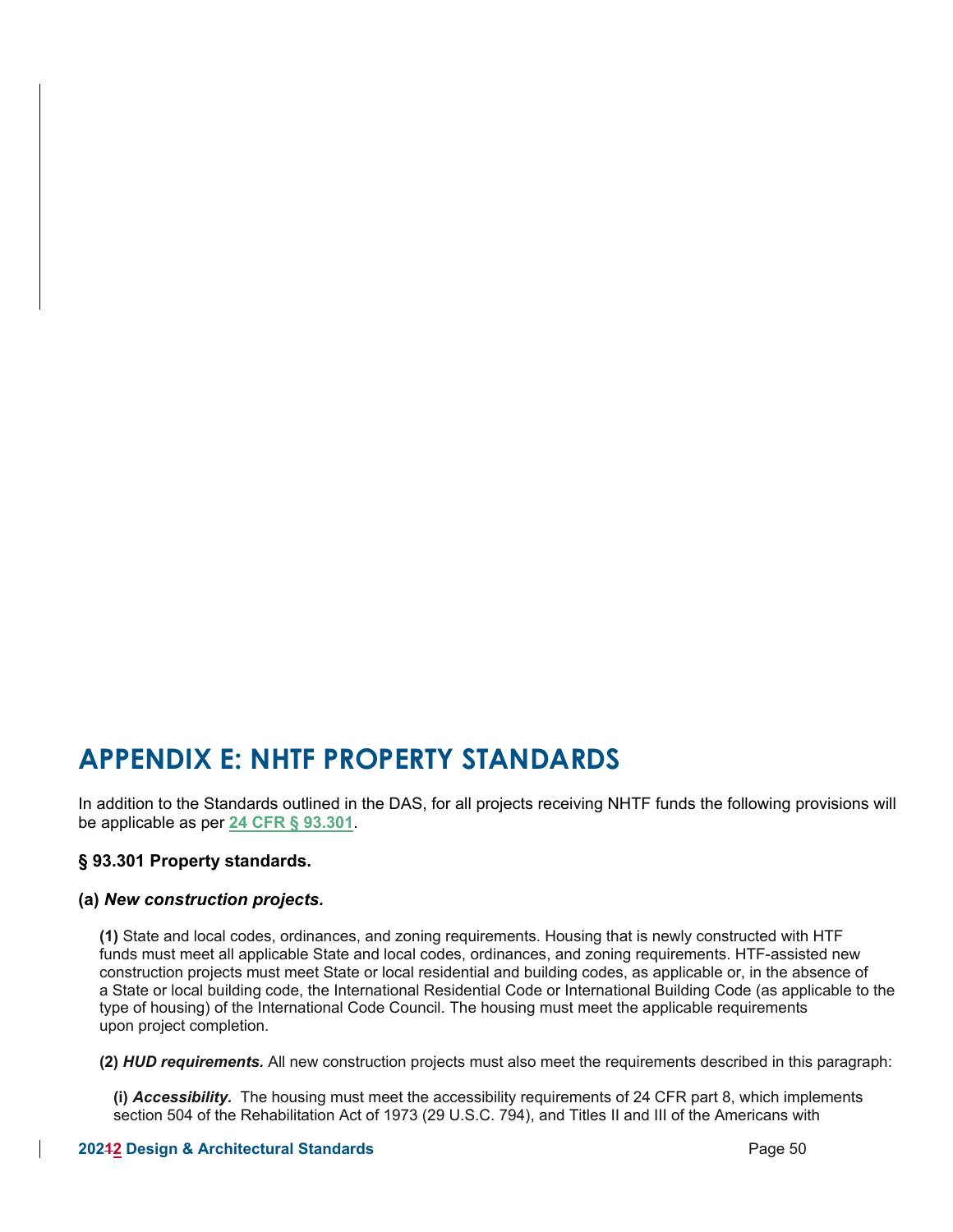# APPENDIX E: NHTF PROPERTY STANDARDS

In addition to the Standards outlined in the DAS, for all projects receiving NHTF funds the following provisions will be applicable as per **24 CFR § 93.301**.

### § 93.301 Property standards.

#### (a) *New construction projects.*

**(1)** State and local codes, ordinances, and zoning requirements. Housing that is newly constructed with HTF funds must meet all applicable State and local codes, ordinances, and zoning requirements. HTF-assisted new construction projects must meet State or local residential and building codes, as applicable or, in the absence of a State or local building code, the International Residential Code or International Building Code (as applicable to the type of housing) of the International Code Council. The housing must meet the applicable requirements upon project completion.

**(2)** ***HUD requirements.*** All new construction projects must also meet the requirements described in this paragraph:

**(i)** ***Accessibility.*** The housing must meet the accessibility requirements of 24 CFR part 8, which implements section 504 of the Rehabilitation Act of 1973 (29 U.S.C. 794), and Titles II and III of the Americans with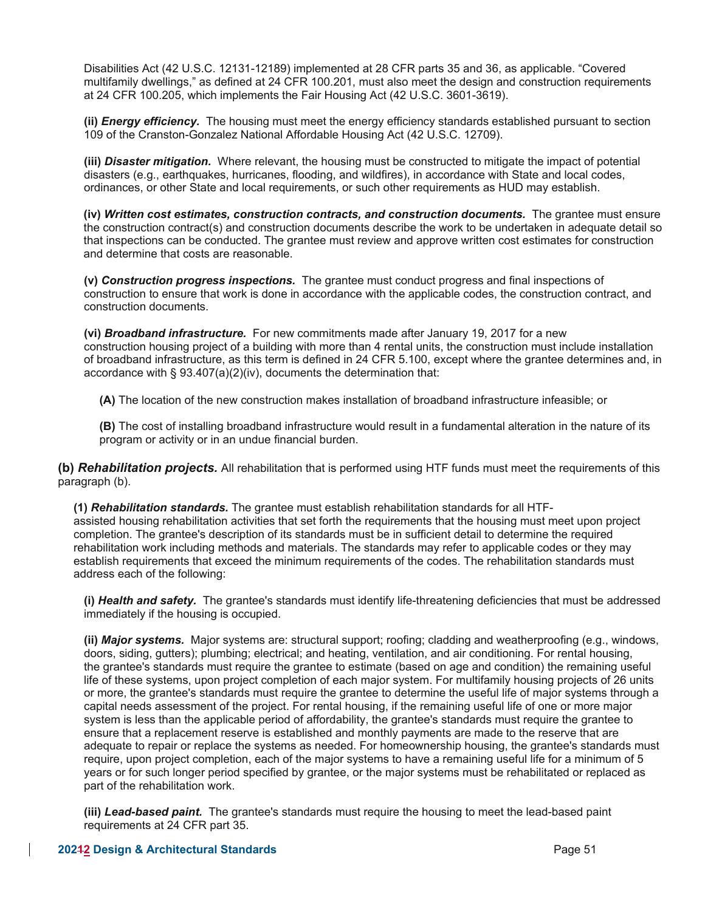Disabilities Act (42 U.S.C. 12131-12189) implemented at 28 CFR parts 35 and 36, as applicable. "Covered multifamily dwellings," as defined at 24 CFR 100.201, must also meet the design and construction requirements at 24 CFR 100.205, which implements the Fair Housing Act (42 U.S.C. 3601-3619).

**(ii)** ***Energy efficiency.*** The housing must meet the energy efficiency standards established pursuant to section 109 of the Cranston-Gonzalez National Affordable Housing Act (42 U.S.C. 12709).

**(iii)** ***Disaster mitigation.*** Where relevant, the housing must be constructed to mitigate the impact of potential disasters (e.g., earthquakes, hurricanes, flooding, and wildfires), in accordance with State and local codes, ordinances, or other State and local requirements, or such other requirements as HUD may establish.

**(iv)** ***Written cost estimates, construction contracts, and construction documents.*** The grantee must ensure the construction contract(s) and construction documents describe the work to be undertaken in adequate detail so that inspections can be conducted. The grantee must review and approve written cost estimates for construction and determine that costs are reasonable.

**(v)** ***Construction progress inspections.*** The grantee must conduct progress and final inspections of construction to ensure that work is done in accordance with the applicable codes, the construction contract, and construction documents.

**(vi)** ***Broadband infrastructure.*** For new commitments made after January 19, 2017 for a new construction housing project of a building with more than 4 rental units, the construction must include installation of broadband infrastructure, as this term is defined in 24 CFR 5.100, except where the grantee determines and, in accordance with § 93.407(a)(2)(iv), documents the determination that:

**(A)** The location of the new construction makes installation of broadband infrastructure infeasible; or

**(B)** The cost of installing broadband infrastructure would result in a fundamental alteration in the nature of its program or activity or in an undue financial burden.

**(b)** ***Rehabilitation projects.*** All rehabilitation that is performed using HTF funds must meet the requirements of this paragraph (b).

**(1)** ***Rehabilitation standards.*** The grantee must establish rehabilitation standards for all HTF-assisted housing rehabilitation activities that set forth the requirements that the housing must meet upon project completion. The grantee's description of its standards must be in sufficient detail to determine the required rehabilitation work including methods and materials. The standards may refer to applicable codes or they may establish requirements that exceed the minimum requirements of the codes. The rehabilitation standards must address each of the following:

**(i)** ***Health and safety.*** The grantee's standards must identify life-threatening deficiencies that must be addressed immediately if the housing is occupied.

**(ii)** ***Major systems.*** Major systems are: structural support; roofing; cladding and weatherproofing (e.g., windows, doors, siding, gutters); plumbing; electrical; and heating, ventilation, and air conditioning. For rental housing, the grantee's standards must require the grantee to estimate (based on age and condition) the remaining useful life of these systems, upon project completion of each major system. For multifamily housing projects of 26 units or more, the grantee's standards must require the grantee to determine the useful life of major systems through a capital needs assessment of the project. For rental housing, if the remaining useful life of one or more major system is less than the applicable period of affordability, the grantee's standards must require the grantee to ensure that a replacement reserve is established and monthly payments are made to the reserve that are adequate to repair or replace the systems as needed. For homeownership housing, the grantee's standards must require, upon project completion, each of the major systems to have a remaining useful life for a minimum of 5 years or for such longer period specified by grantee, or the major systems must be rehabilitated or replaced as part of the rehabilitation work.

**(iii)** ***Lead-based paint.*** The grantee's standards must require the housing to meet the lead-based paint requirements at 24 CFR part 35.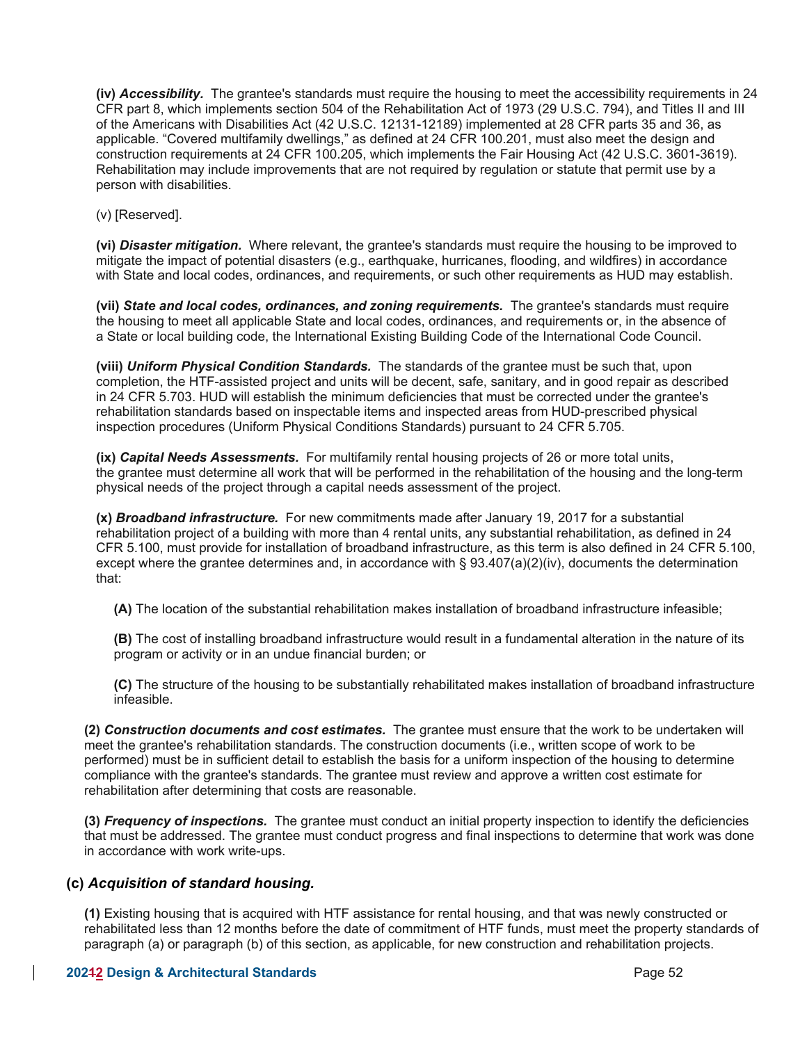**(iv) *Accessibility.*** The grantee's standards must require the housing to meet the accessibility requirements in 24 CFR part 8, which implements section 504 of the Rehabilitation Act of 1973 (29 U.S.C. 794), and Titles II and III of the Americans with Disabilities Act (42 U.S.C. 12131-12189) implemented at 28 CFR parts 35 and 36, as applicable. "Covered multifamily dwellings," as defined at 24 CFR 100.201, must also meet the design and construction requirements at 24 CFR 100.205, which implements the Fair Housing Act (42 U.S.C. 3601-3619). Rehabilitation may include improvements that are not required by regulation or statute that permit use by a person with disabilities.

(v) [Reserved].

**(vi) *Disaster mitigation.*** Where relevant, the grantee's standards must require the housing to be improved to mitigate the impact of potential disasters (e.g., earthquake, hurricanes, flooding, and wildfires) in accordance with State and local codes, ordinances, and requirements, or such other requirements as HUD may establish.

**(vii) *State and local codes, ordinances, and zoning requirements.*** The grantee's standards must require the housing to meet all applicable State and local codes, ordinances, and requirements or, in the absence of a State or local building code, the International Existing Building Code of the International Code Council.

**(viii) *Uniform Physical Condition Standards.*** The standards of the grantee must be such that, upon completion, the HTF-assisted project and units will be decent, safe, sanitary, and in good repair as described in 24 CFR 5.703. HUD will establish the minimum deficiencies that must be corrected under the grantee's rehabilitation standards based on inspectable items and inspected areas from HUD-prescribed physical inspection procedures (Uniform Physical Conditions Standards) pursuant to 24 CFR 5.705.

**(ix) *Capital Needs Assessments.*** For multifamily rental housing projects of 26 or more total units, the grantee must determine all work that will be performed in the rehabilitation of the housing and the long-term physical needs of the project through a capital needs assessment of the project.

**(x) *Broadband infrastructure.*** For new commitments made after January 19, 2017 for a substantial rehabilitation project of a building with more than 4 rental units, any substantial rehabilitation, as defined in 24 CFR 5.100, must provide for installation of broadband infrastructure, as this term is also defined in 24 CFR 5.100, except where the grantee determines and, in accordance with § 93.407(a)(2)(iv), documents the determination that:

**(A)** The location of the substantial rehabilitation makes installation of broadband infrastructure infeasible;

**(B)** The cost of installing broadband infrastructure would result in a fundamental alteration in the nature of its program or activity or in an undue financial burden; or

**(C)** The structure of the housing to be substantially rehabilitated makes installation of broadband infrastructure infeasible.

**(2) *Construction documents and cost estimates.*** The grantee must ensure that the work to be undertaken will meet the grantee's rehabilitation standards. The construction documents (i.e., written scope of work to be performed) must be in sufficient detail to establish the basis for a uniform inspection of the housing to determine compliance with the grantee's standards. The grantee must review and approve a written cost estimate for rehabilitation after determining that costs are reasonable.

**(3) *Frequency of inspections.*** The grantee must conduct an initial property inspection to identify the deficiencies that must be addressed. The grantee must conduct progress and final inspections to determine that work was done in accordance with work write-ups.

### (c) *Acquisition of standard housing.*

**(1)** Existing housing that is acquired with HTF assistance for rental housing, and that was newly constructed or rehabilitated less than 12 months before the date of commitment of HTF funds, must meet the property standards of paragraph (a) or paragraph (b) of this section, as applicable, for new construction and rehabilitation projects.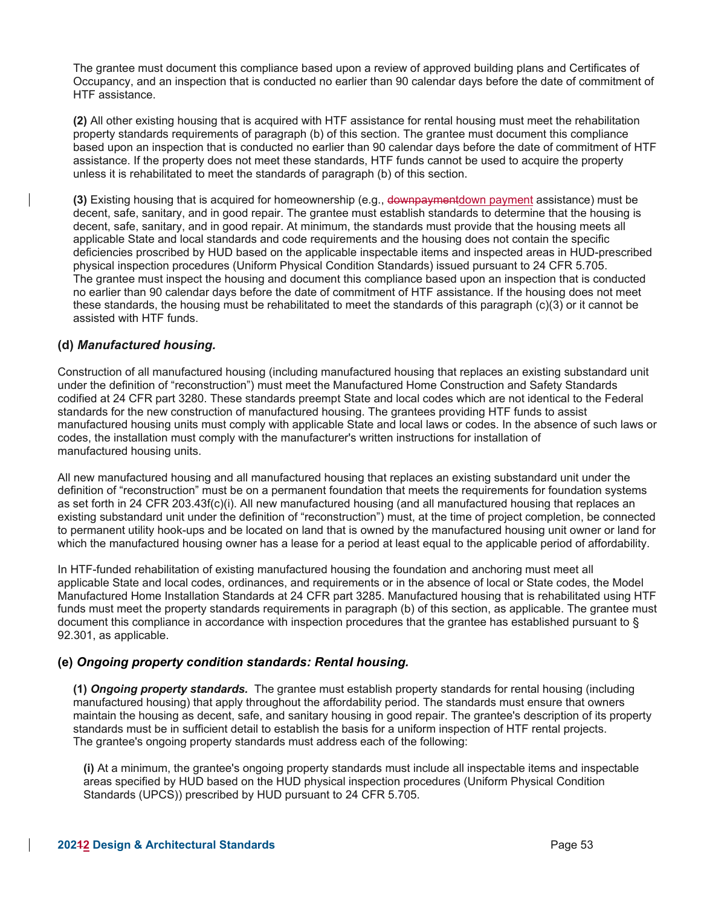The grantee must document this compliance based upon a review of approved building plans and Certificates of Occupancy, and an inspection that is conducted no earlier than 90 calendar days before the date of commitment of HTF assistance.

**(2)** All other existing housing that is acquired with HTF assistance for rental housing must meet the rehabilitation property standards requirements of paragraph (b) of this section. The grantee must document this compliance based upon an inspection that is conducted no earlier than 90 calendar days before the date of commitment of HTF assistance. If the property does not meet these standards, HTF funds cannot be used to acquire the property unless it is rehabilitated to meet the standards of paragraph (b) of this section.

**(3)** Existing housing that is acquired for homeownership (e.g., ~~downpayment~~down payment assistance) must be decent, safe, sanitary, and in good repair. The grantee must establish standards to determine that the housing is decent, safe, sanitary, and in good repair. At minimum, the standards must provide that the housing meets all applicable State and local standards and code requirements and the housing does not contain the specific deficiencies proscribed by HUD based on the applicable inspectable items and inspected areas in HUD-prescribed physical inspection procedures (Uniform Physical Condition Standards) issued pursuant to 24 CFR 5.705. The grantee must inspect the housing and document this compliance based upon an inspection that is conducted no earlier than 90 calendar days before the date of commitment of HTF assistance. If the housing does not meet these standards, the housing must be rehabilitated to meet the standards of this paragraph (c)(3) or it cannot be assisted with HTF funds.

### (d) *Manufactured housing.*

Construction of all manufactured housing (including manufactured housing that replaces an existing substandard unit under the definition of "reconstruction") must meet the Manufactured Home Construction and Safety Standards codified at 24 CFR part 3280. These standards preempt State and local codes which are not identical to the Federal standards for the new construction of manufactured housing. The grantees providing HTF funds to assist manufactured housing units must comply with applicable State and local laws or codes. In the absence of such laws or codes, the installation must comply with the manufacturer's written instructions for installation of manufactured housing units.

All new manufactured housing and all manufactured housing that replaces an existing substandard unit under the definition of "reconstruction" must be on a permanent foundation that meets the requirements for foundation systems as set forth in 24 CFR 203.43f(c)(i). All new manufactured housing (and all manufactured housing that replaces an existing substandard unit under the definition of "reconstruction") must, at the time of project completion, be connected to permanent utility hook-ups and be located on land that is owned by the manufactured housing unit owner or land for which the manufactured housing owner has a lease for a period at least equal to the applicable period of affordability.

In HTF-funded rehabilitation of existing manufactured housing the foundation and anchoring must meet all applicable State and local codes, ordinances, and requirements or in the absence of local or State codes, the Model Manufactured Home Installation Standards at 24 CFR part 3285. Manufactured housing that is rehabilitated using HTF funds must meet the property standards requirements in paragraph (b) of this section, as applicable. The grantee must document this compliance in accordance with inspection procedures that the grantee has established pursuant to § 92.301, as applicable.

### (e) *Ongoing property condition standards: Rental housing.*

**(1)** ***Ongoing property standards.*** The grantee must establish property standards for rental housing (including manufactured housing) that apply throughout the affordability period. The standards must ensure that owners maintain the housing as decent, safe, and sanitary housing in good repair. The grantee's description of its property standards must be in sufficient detail to establish the basis for a uniform inspection of HTF rental projects. The grantee's ongoing property standards must address each of the following:

**(i)** At a minimum, the grantee's ongoing property standards must include all inspectable items and inspectable areas specified by HUD based on the HUD physical inspection procedures (Uniform Physical Condition Standards (UPCS)) prescribed by HUD pursuant to 24 CFR 5.705.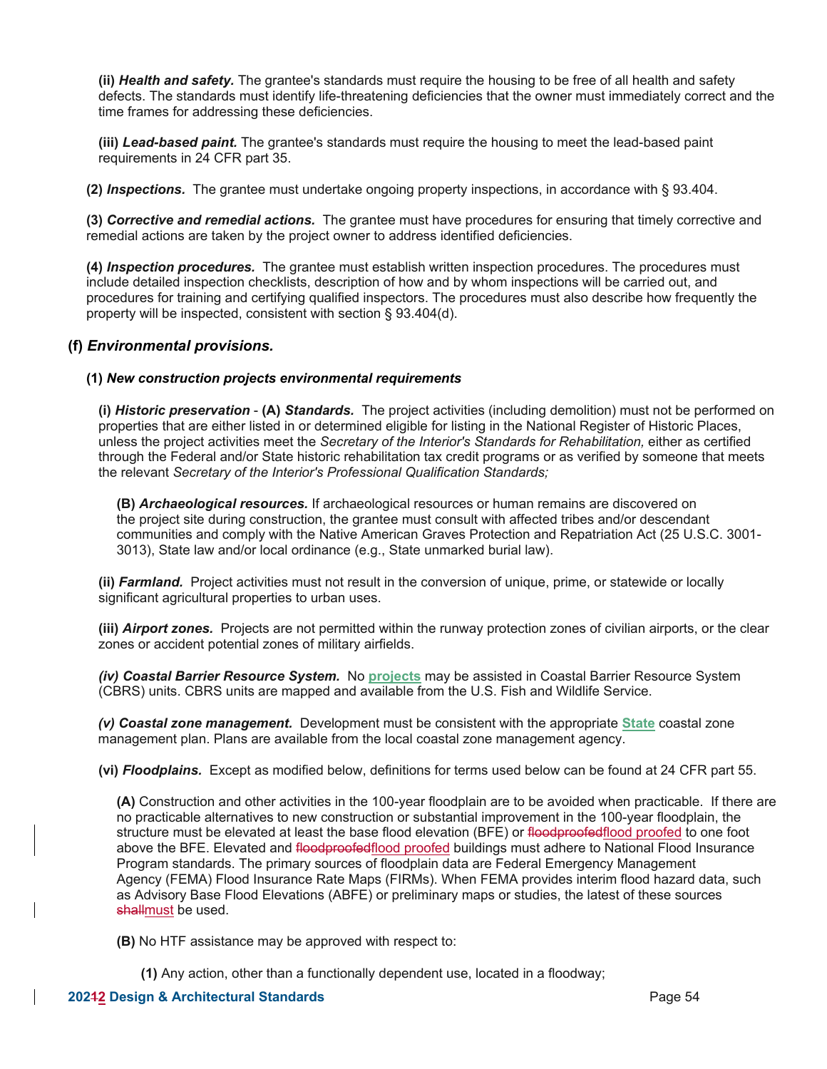**(ii)** ***Health and safety.*** The grantee's standards must require the housing to be free of all health and safety defects. The standards must identify life-threatening deficiencies that the owner must immediately correct and the time frames for addressing these deficiencies.

**(iii)** ***Lead-based paint.*** The grantee's standards must require the housing to meet the lead-based paint requirements in 24 CFR part 35.

**(2)** ***Inspections.*** The grantee must undertake ongoing property inspections, in accordance with § 93.404.

**(3)** ***Corrective and remedial actions.*** The grantee must have procedures for ensuring that timely corrective and remedial actions are taken by the project owner to address identified deficiencies.

**(4)** ***Inspection procedures.*** The grantee must establish written inspection procedures. The procedures must include detailed inspection checklists, description of how and by whom inspections will be carried out, and procedures for training and certifying qualified inspectors. The procedures must also describe how frequently the property will be inspected, consistent with section § 93.404(d).

### (f) *Environmental provisions.*

**(1)** ***New construction projects environmental requirements***

**(i)** ***Historic preservation*** - **(A)** ***Standards.*** The project activities (including demolition) must not be performed on properties that are either listed in or determined eligible for listing in the National Register of Historic Places, unless the project activities meet the *Secretary of the Interior's Standards for Rehabilitation,* either as certified through the Federal and/or State historic rehabilitation tax credit programs or as verified by someone that meets the relevant *Secretary of the Interior's Professional Qualification Standards;*

**(B)** ***Archaeological resources.*** If archaeological resources or human remains are discovered on the project site during construction, the grantee must consult with affected tribes and/or descendant communities and comply with the Native American Graves Protection and Repatriation Act (25 U.S.C. 3001-3013), State law and/or local ordinance (e.g., State unmarked burial law).

**(ii)** ***Farmland.*** Project activities must not result in the conversion of unique, prime, or statewide or locally significant agricultural properties to urban uses.

**(iii)** ***Airport zones.*** Projects are not permitted within the runway protection zones of civilian airports, or the clear zones or accident potential zones of military airfields.

***(iv) Coastal Barrier Resource System.*** No **projects** may be assisted in Coastal Barrier Resource System (CBRS) units. CBRS units are mapped and available from the U.S. Fish and Wildlife Service.

***(v) Coastal zone management.*** Development must be consistent with the appropriate **State** coastal zone management plan. Plans are available from the local coastal zone management agency.

**(vi)** ***Floodplains.*** Except as modified below, definitions for terms used below can be found at 24 CFR part 55.

**(A)** Construction and other activities in the 100-year floodplain are to be avoided when practicable. If there are no practicable alternatives to new construction or substantial improvement in the 100-year floodplain, the structure must be elevated at least the base flood elevation (BFE) or ~~floodproofed~~<u>flood proofed</u> to one foot above the BFE. Elevated and ~~floodproofed~~<u>flood proofed</u> buildings must adhere to National Flood Insurance Program standards. The primary sources of floodplain data are Federal Emergency Management Agency (FEMA) Flood Insurance Rate Maps (FIRMs). When FEMA provides interim flood hazard data, such as Advisory Base Flood Elevations (ABFE) or preliminary maps or studies, the latest of these sources ~~shall~~<u>must</u> be used.

**(B)** No HTF assistance may be approved with respect to:

**(1)** Any action, other than a functionally dependent use, located in a floodway;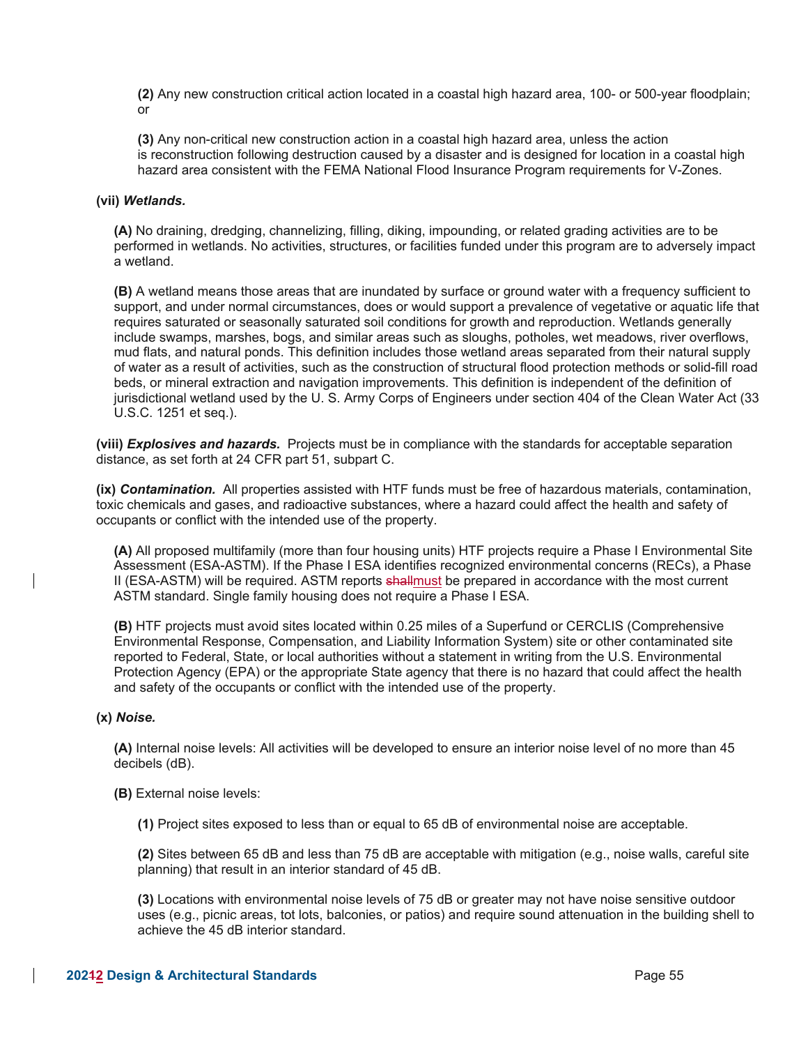**(2)** Any new construction critical action located in a coastal high hazard area, 100- or 500-year floodplain; or

**(3)** Any non-critical new construction action in a coastal high hazard area, unless the action is reconstruction following destruction caused by a disaster and is designed for location in a coastal high hazard area consistent with the FEMA National Flood Insurance Program requirements for V-Zones.

**(vii)** ***Wetlands.***

**(A)** No draining, dredging, channelizing, filling, diking, impounding, or related grading activities are to be performed in wetlands. No activities, structures, or facilities funded under this program are to adversely impact a wetland.

**(B)** A wetland means those areas that are inundated by surface or ground water with a frequency sufficient to support, and under normal circumstances, does or would support a prevalence of vegetative or aquatic life that requires saturated or seasonally saturated soil conditions for growth and reproduction. Wetlands generally include swamps, marshes, bogs, and similar areas such as sloughs, potholes, wet meadows, river overflows, mud flats, and natural ponds. This definition includes those wetland areas separated from their natural supply of water as a result of activities, such as the construction of structural flood protection methods or solid-fill road beds, or mineral extraction and navigation improvements. This definition is independent of the definition of jurisdictional wetland used by the U. S. Army Corps of Engineers under section 404 of the Clean Water Act (33 U.S.C. 1251 et seq.).

**(viii)** ***Explosives and hazards.*** Projects must be in compliance with the standards for acceptable separation distance, as set forth at 24 CFR part 51, subpart C.

**(ix)** ***Contamination.*** All properties assisted with HTF funds must be free of hazardous materials, contamination, toxic chemicals and gases, and radioactive substances, where a hazard could affect the health and safety of occupants or conflict with the intended use of the property.

**(A)** All proposed multifamily (more than four housing units) HTF projects require a Phase I Environmental Site Assessment (ESA-ASTM). If the Phase I ESA identifies recognized environmental concerns (RECs), a Phase II (ESA-ASTM) will be required. ASTM reports ~~shall~~must be prepared in accordance with the most current ASTM standard. Single family housing does not require a Phase I ESA.

**(B)** HTF projects must avoid sites located within 0.25 miles of a Superfund or CERCLIS (Comprehensive Environmental Response, Compensation, and Liability Information System) site or other contaminated site reported to Federal, State, or local authorities without a statement in writing from the U.S. Environmental Protection Agency (EPA) or the appropriate State agency that there is no hazard that could affect the health and safety of the occupants or conflict with the intended use of the property.

**(x)** ***Noise.***

**(A)** Internal noise levels: All activities will be developed to ensure an interior noise level of no more than 45 decibels (dB).

**(B)** External noise levels:

**(1)** Project sites exposed to less than or equal to 65 dB of environmental noise are acceptable.

**(2)** Sites between 65 dB and less than 75 dB are acceptable with mitigation (e.g., noise walls, careful site planning) that result in an interior standard of 45 dB.

**(3)** Locations with environmental noise levels of 75 dB or greater may not have noise sensitive outdoor uses (e.g., picnic areas, tot lots, balconies, or patios) and require sound attenuation in the building shell to achieve the 45 dB interior standard.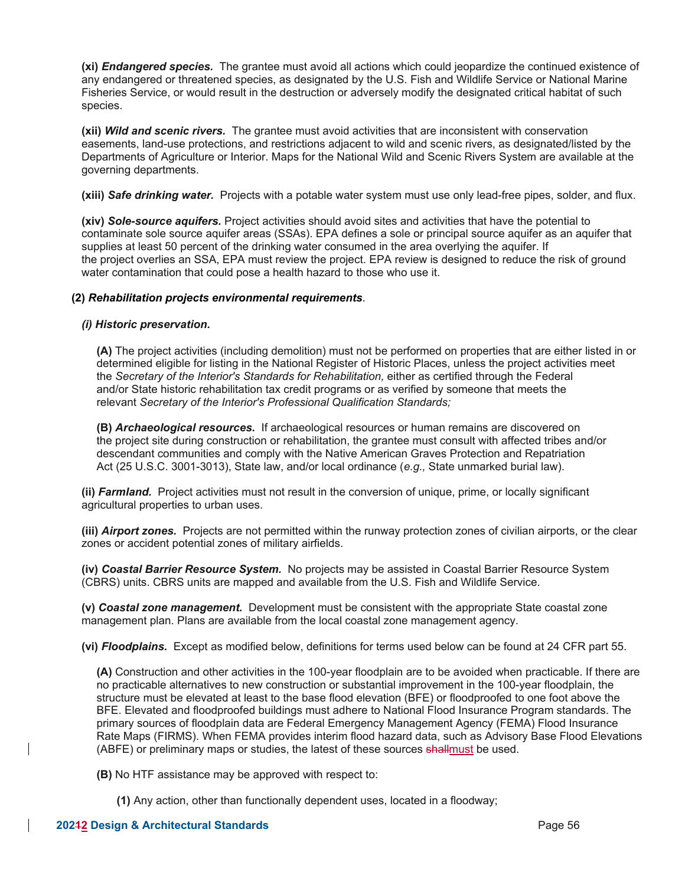**(xi)** ***Endangered species.*** The grantee must avoid all actions which could jeopardize the continued existence of any endangered or threatened species, as designated by the U.S. Fish and Wildlife Service or National Marine Fisheries Service, or would result in the destruction or adversely modify the designated critical habitat of such species.

**(xii)** ***Wild and scenic rivers.*** The grantee must avoid activities that are inconsistent with conservation easements, land-use protections, and restrictions adjacent to wild and scenic rivers, as designated/listed by the Departments of Agriculture or Interior. Maps for the National Wild and Scenic Rivers System are available at the governing departments.

**(xiii)** ***Safe drinking water.*** Projects with a potable water system must use only lead-free pipes, solder, and flux.

**(xiv)** ***Sole-source aquifers.*** Project activities should avoid sites and activities that have the potential to contaminate sole source aquifer areas (SSAs). EPA defines a sole or principal source aquifer as an aquifer that supplies at least 50 percent of the drinking water consumed in the area overlying the aquifer. If the project overlies an SSA, EPA must review the project. EPA review is designed to reduce the risk of ground water contamination that could pose a health hazard to those who use it.

**(2)** ***Rehabilitation projects environmental requirements*.**

***(i) Historic preservation.***

**(A)** The project activities (including demolition) must not be performed on properties that are either listed in or determined eligible for listing in the National Register of Historic Places, unless the project activities meet the *Secretary of the Interior's Standards for Rehabilitation,* either as certified through the Federal and/or State historic rehabilitation tax credit programs or as verified by someone that meets the relevant *Secretary of the Interior's Professional Qualification Standards;*

**(B)** ***Archaeological resources.*** If archaeological resources or human remains are discovered on the project site during construction or rehabilitation, the grantee must consult with affected tribes and/or descendant communities and comply with the Native American Graves Protection and Repatriation Act (25 U.S.C. 3001-3013), State law, and/or local ordinance (*e.g.,* State unmarked burial law).

**(ii)** ***Farmland.*** Project activities must not result in the conversion of unique, prime, or locally significant agricultural properties to urban uses.

**(iii)** ***Airport zones.*** Projects are not permitted within the runway protection zones of civilian airports, or the clear zones or accident potential zones of military airfields.

**(iv)** ***Coastal Barrier Resource System.*** No projects may be assisted in Coastal Barrier Resource System (CBRS) units. CBRS units are mapped and available from the U.S. Fish and Wildlife Service.

**(v)** ***Coastal zone management.*** Development must be consistent with the appropriate State coastal zone management plan. Plans are available from the local coastal zone management agency.

**(vi)** ***Floodplains.*** Except as modified below, definitions for terms used below can be found at 24 CFR part 55.

**(A)** Construction and other activities in the 100-year floodplain are to be avoided when practicable. If there are no practicable alternatives to new construction or substantial improvement in the 100-year floodplain, the structure must be elevated at least to the base flood elevation (BFE) or floodproofed to one foot above the BFE. Elevated and floodproofed buildings must adhere to National Flood Insurance Program standards. The primary sources of floodplain data are Federal Emergency Management Agency (FEMA) Flood Insurance Rate Maps (FIRMS). When FEMA provides interim flood hazard data, such as Advisory Base Flood Elevations (ABFE) or preliminary maps or studies, the latest of these sources ~~shall~~must be used.

**(B)** No HTF assistance may be approved with respect to:

**(1)** Any action, other than functionally dependent uses, located in a floodway;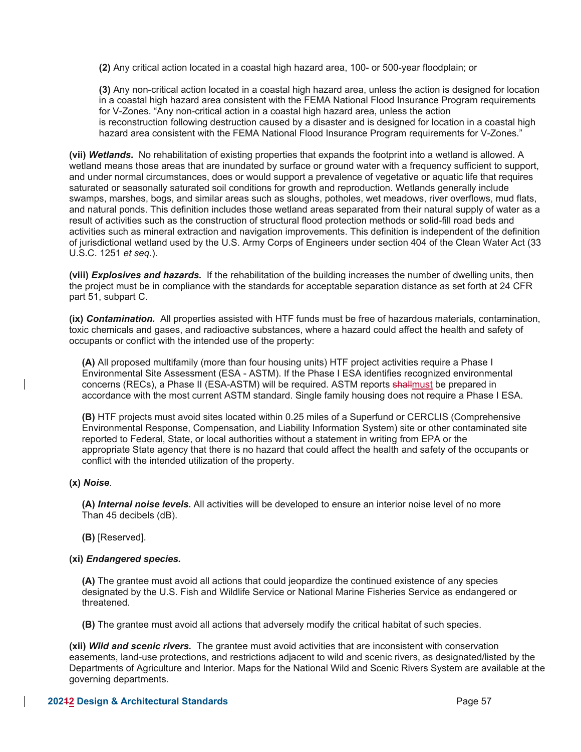(2) Any critical action located in a coastal high hazard area, 100- or 500-year floodplain; or

(3) Any non-critical action located in a coastal high hazard area, unless the action is designed for location in a coastal high hazard area consistent with the FEMA National Flood Insurance Program requirements for V-Zones. "Any non-critical action in a coastal high hazard area, unless the action is reconstruction following destruction caused by a disaster and is designed for location in a coastal high hazard area consistent with the FEMA National Flood Insurance Program requirements for V-Zones."

**(vii)** ***Wetlands.*** No rehabilitation of existing properties that expands the footprint into a wetland is allowed. A wetland means those areas that are inundated by surface or ground water with a frequency sufficient to support, and under normal circumstances, does or would support a prevalence of vegetative or aquatic life that requires saturated or seasonally saturated soil conditions for growth and reproduction. Wetlands generally include swamps, marshes, bogs, and similar areas such as sloughs, potholes, wet meadows, river overflows, mud flats, and natural ponds. This definition includes those wetland areas separated from their natural supply of water as a result of activities such as the construction of structural flood protection methods or solid-fill road beds and activities such as mineral extraction and navigation improvements. This definition is independent of the definition of jurisdictional wetland used by the U.S. Army Corps of Engineers under section 404 of the Clean Water Act (33 U.S.C. 1251 *et seq.*).

**(viii)** ***Explosives and hazards.*** If the rehabilitation of the building increases the number of dwelling units, then the project must be in compliance with the standards for acceptable separation distance as set forth at 24 CFR part 51, subpart C.

**(ix)** ***Contamination.*** All properties assisted with HTF funds must be free of hazardous materials, contamination, toxic chemicals and gases, and radioactive substances, where a hazard could affect the health and safety of occupants or conflict with the intended use of the property:

**(A)** All proposed multifamily (more than four housing units) HTF project activities require a Phase I Environmental Site Assessment (ESA - ASTM). If the Phase I ESA identifies recognized environmental concerns (RECs), a Phase II (ESA-ASTM) will be required. ASTM reports ~~shall~~must be prepared in accordance with the most current ASTM standard. Single family housing does not require a Phase I ESA.

**(B)** HTF projects must avoid sites located within 0.25 miles of a Superfund or CERCLIS (Comprehensive Environmental Response, Compensation, and Liability Information System) site or other contaminated site reported to Federal, State, or local authorities without a statement in writing from EPA or the appropriate State agency that there is no hazard that could affect the health and safety of the occupants or conflict with the intended utilization of the property.

**(x)** ***Noise***.

**(A)** ***Internal noise levels.*** All activities will be developed to ensure an interior noise level of no more Than 45 decibels (dB).

**(B)** [Reserved].

**(xi)** ***Endangered species.***

**(A)** The grantee must avoid all actions that could jeopardize the continued existence of any species designated by the U.S. Fish and Wildlife Service or National Marine Fisheries Service as endangered or threatened.

**(B)** The grantee must avoid all actions that adversely modify the critical habitat of such species.

**(xii)** ***Wild and scenic rivers.*** The grantee must avoid activities that are inconsistent with conservation easements, land-use protections, and restrictions adjacent to wild and scenic rivers, as designated/listed by the Departments of Agriculture and Interior. Maps for the National Wild and Scenic Rivers System are available at the governing departments.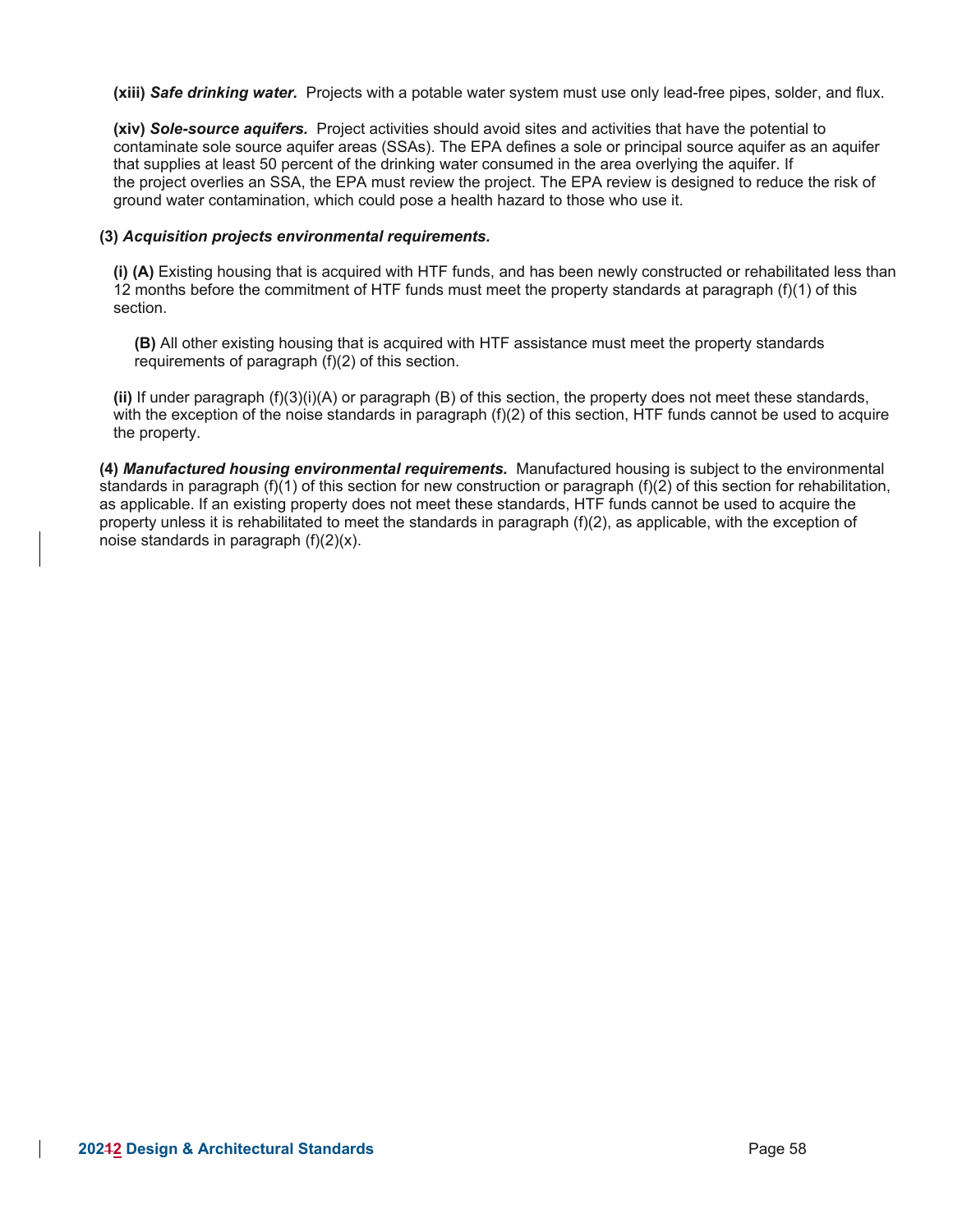**(xiii)** ***Safe drinking water.*** Projects with a potable water system must use only lead-free pipes, solder, and flux.

**(xiv)** ***Sole-source aquifers.*** Project activities should avoid sites and activities that have the potential to contaminate sole source aquifer areas (SSAs). The EPA defines a sole or principal source aquifer as an aquifer that supplies at least 50 percent of the drinking water consumed in the area overlying the aquifer. If the project overlies an SSA, the EPA must review the project. The EPA review is designed to reduce the risk of ground water contamination, which could pose a health hazard to those who use it.

**(3)** ***Acquisition projects environmental requirements.***

**(i) (A)** Existing housing that is acquired with HTF funds, and has been newly constructed or rehabilitated less than 12 months before the commitment of HTF funds must meet the property standards at paragraph (f)(1) of this section.

**(B)** All other existing housing that is acquired with HTF assistance must meet the property standards requirements of paragraph (f)(2) of this section.

**(ii)** If under paragraph (f)(3)(i)(A) or paragraph (B) of this section, the property does not meet these standards, with the exception of the noise standards in paragraph (f)(2) of this section, HTF funds cannot be used to acquire the property.

**(4)** ***Manufactured housing environmental requirements.*** Manufactured housing is subject to the environmental standards in paragraph (f)(1) of this section for new construction or paragraph (f)(2) of this section for rehabilitation, as applicable. If an existing property does not meet these standards, HTF funds cannot be used to acquire the property unless it is rehabilitated to meet the standards in paragraph (f)(2), as applicable, with the exception of noise standards in paragraph (f)(2)(x).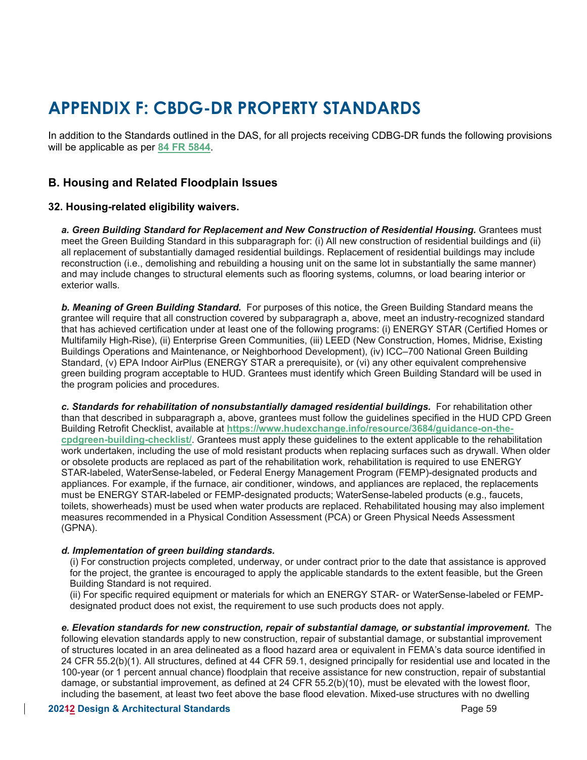# APPENDIX F: CBDG-DR PROPERTY STANDARDS

In addition to the Standards outlined in the DAS, for all projects receiving CDBG-DR funds the following provisions will be applicable as per **84 FR 5844**.

## B. Housing and Related Floodplain Issues

### 32. Housing-related eligibility waivers.

***a. Green Building Standard for Replacement and New Construction of Residential Housing.*** Grantees must meet the Green Building Standard in this subparagraph for: (i) All new construction of residential buildings and (ii) all replacement of substantially damaged residential buildings. Replacement of residential buildings may include reconstruction (i.e., demolishing and rebuilding a housing unit on the same lot in substantially the same manner) and may include changes to structural elements such as flooring systems, columns, or load bearing interior or exterior walls.

***b. Meaning of Green Building Standard.*** For purposes of this notice, the Green Building Standard means the grantee will require that all construction covered by subparagraph a, above, meet an industry-recognized standard that has achieved certification under at least one of the following programs: (i) ENERGY STAR (Certified Homes or Multifamily High-Rise), (ii) Enterprise Green Communities, (iii) LEED (New Construction, Homes, Midrise, Existing Buildings Operations and Maintenance, or Neighborhood Development), (iv) ICC–700 National Green Building Standard, (v) EPA Indoor AirPlus (ENERGY STAR a prerequisite), or (vi) any other equivalent comprehensive green building program acceptable to HUD. Grantees must identify which Green Building Standard will be used in the program policies and procedures.

***c. Standards for rehabilitation of nonsubstantially damaged residential buildings.*** For rehabilitation other than that described in subparagraph a, above, grantees must follow the guidelines specified in the HUD CPD Green Building Retrofit Checklist, available at **https://www.hudexchange.info/resource/3684/guidance-on-the-cpdgreen-building-checklist/**. Grantees must apply these guidelines to the extent applicable to the rehabilitation work undertaken, including the use of mold resistant products when replacing surfaces such as drywall. When older or obsolete products are replaced as part of the rehabilitation work, rehabilitation is required to use ENERGY STAR-labeled, WaterSense-labeled, or Federal Energy Management Program (FEMP)-designated products and appliances. For example, if the furnace, air conditioner, windows, and appliances are replaced, the replacements must be ENERGY STAR-labeled or FEMP-designated products; WaterSense-labeled products (e.g., faucets, toilets, showerheads) must be used when water products are replaced. Rehabilitated housing may also implement measures recommended in a Physical Condition Assessment (PCA) or Green Physical Needs Assessment (GPNA).

***d. Implementation of green building standards.***

(i) For construction projects completed, underway, or under contract prior to the date that assistance is approved for the project, the grantee is encouraged to apply the applicable standards to the extent feasible, but the Green Building Standard is not required.

(ii) For specific required equipment or materials for which an ENERGY STAR- or WaterSense-labeled or FEMP-designated product does not exist, the requirement to use such products does not apply.

***e. Elevation standards for new construction, repair of substantial damage, or substantial improvement.*** The following elevation standards apply to new construction, repair of substantial damage, or substantial improvement of structures located in an area delineated as a flood hazard area or equivalent in FEMA's data source identified in 24 CFR 55.2(b)(1). All structures, defined at 44 CFR 59.1, designed principally for residential use and located in the 100-year (or 1 percent annual chance) floodplain that receive assistance for new construction, repair of substantial damage, or substantial improvement, as defined at 24 CFR 55.2(b)(10), must be elevated with the lowest floor, including the basement, at least two feet above the base flood elevation. Mixed-use structures with no dwelling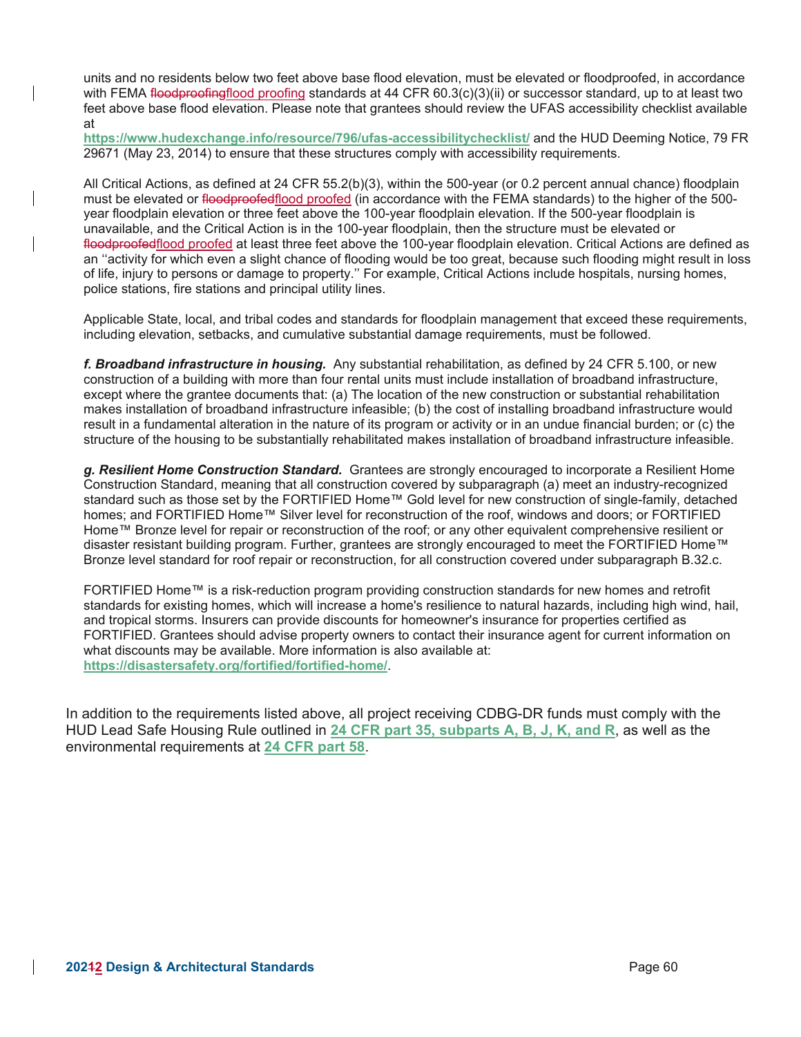units and no residents below two feet above base flood elevation, must be elevated or floodproofed, in accordance with FEMA ~~floodproofing~~flood proofing standards at 44 CFR 60.3(c)(3)(ii) or successor standard, up to at least two feet above base flood elevation. Please note that grantees should review the UFAS accessibility checklist available at **https://www.hudexchange.info/resource/796/ufas-accessibilitychecklist/** and the HUD Deeming Notice, 79 FR 29671 (May 23, 2014) to ensure that these structures comply with accessibility requirements.

All Critical Actions, as defined at 24 CFR 55.2(b)(3), within the 500-year (or 0.2 percent annual chance) floodplain must be elevated or ~~floodproofed~~flood proofed (in accordance with the FEMA standards) to the higher of the 500-year floodplain elevation or three feet above the 100-year floodplain elevation. If the 500-year floodplain is unavailable, and the Critical Action is in the 100-year floodplain, then the structure must be elevated or ~~floodproofed~~flood proofed at least three feet above the 100-year floodplain elevation. Critical Actions are defined as an ''activity for which even a slight chance of flooding would be too great, because such flooding might result in loss of life, injury to persons or damage to property.'' For example, Critical Actions include hospitals, nursing homes, police stations, fire stations and principal utility lines.

Applicable State, local, and tribal codes and standards for floodplain management that exceed these requirements, including elevation, setbacks, and cumulative substantial damage requirements, must be followed.

***f. Broadband infrastructure in housing.*** Any substantial rehabilitation, as defined by 24 CFR 5.100, or new construction of a building with more than four rental units must include installation of broadband infrastructure, except where the grantee documents that: (a) The location of the new construction or substantial rehabilitation makes installation of broadband infrastructure infeasible; (b) the cost of installing broadband infrastructure would result in a fundamental alteration in the nature of its program or activity or in an undue financial burden; or (c) the structure of the housing to be substantially rehabilitated makes installation of broadband infrastructure infeasible.

***g. Resilient Home Construction Standard.*** Grantees are strongly encouraged to incorporate a Resilient Home Construction Standard, meaning that all construction covered by subparagraph (a) meet an industry-recognized standard such as those set by the FORTIFIED Home™ Gold level for new construction of single-family, detached homes; and FORTIFIED Home™ Silver level for reconstruction of the roof, windows and doors; or FORTIFIED Home™ Bronze level for repair or reconstruction of the roof; or any other equivalent comprehensive resilient or disaster resistant building program. Further, grantees are strongly encouraged to meet the FORTIFIED Home™ Bronze level standard for roof repair or reconstruction, for all construction covered under subparagraph B.32.c.

FORTIFIED Home™ is a risk-reduction program providing construction standards for new homes and retrofit standards for existing homes, which will increase a home's resilience to natural hazards, including high wind, hail, and tropical storms. Insurers can provide discounts for homeowner's insurance for properties certified as FORTIFIED. Grantees should advise property owners to contact their insurance agent for current information on what discounts may be available. More information is also available at: **https://disastersafety.org/fortified/fortified-home/**.

In addition to the requirements listed above, all project receiving CDBG-DR funds must comply with the HUD Lead Safe Housing Rule outlined in **24 CFR part 35, subparts A, B, J, K, and R**, as well as the environmental requirements at **24 CFR part 58**.